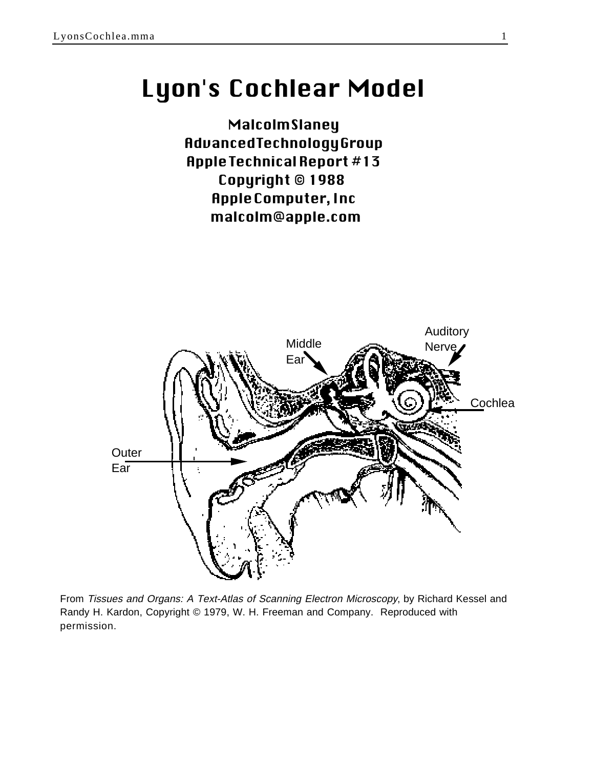# Lyon's Cochlear Model

**Malcolm Slaney**
**Advanced Technology Group**
**Apple Technical Report #13**
**Copyright © 1988**
**Apple Computer, Inc**
**malcolm@apple.com**

From *Tissues and Organs: A Text-Atlas of Scanning Electron Microscopy*, by Richard Kessel and Randy H. Kardon, Copyright © 1979, W. H. Freeman and Company. Reproduced with permission.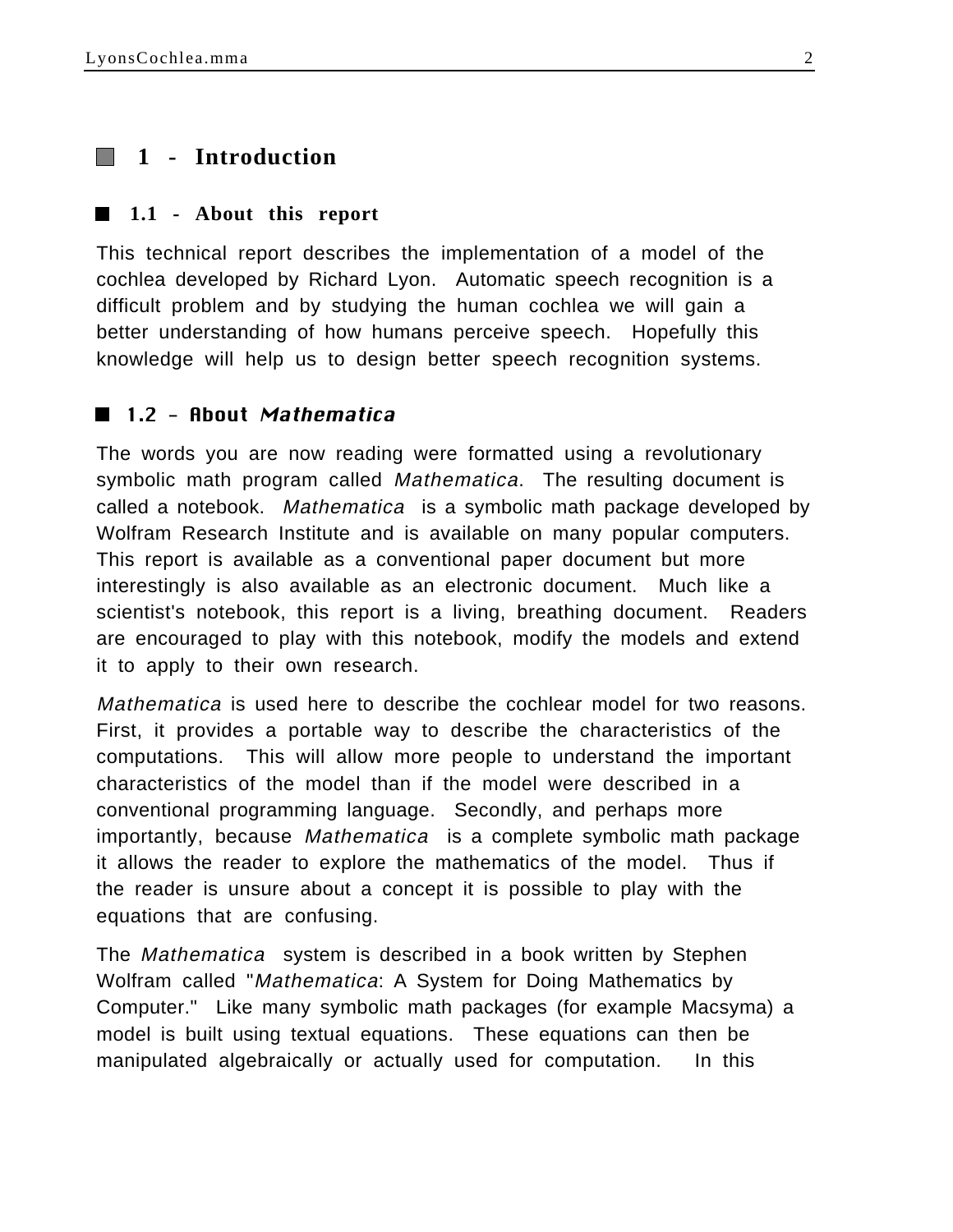# 1 - Introduction

## 1.1 - About this report

This technical report describes the implementation of a model of the cochlea developed by Richard Lyon. Automatic speech recognition is a difficult problem and by studying the human cochlea we will gain a better understanding of how humans perceive speech. Hopefully this knowledge will help us to design better speech recognition systems.

## 1.2 - About *Mathematica*

The words you are now reading were formatted using a revolutionary symbolic math program called *Mathematica*. The resulting document is called a notebook. *Mathematica* is a symbolic math package developed by Wolfram Research Institute and is available on many popular computers. This report is available as a conventional paper document but more interestingly is also available as an electronic document. Much like a scientist's notebook, this report is a living, breathing document. Readers are encouraged to play with this notebook, modify the models and extend it to apply to their own research.

*Mathematica* is used here to describe the cochlear model for two reasons. First, it provides a portable way to describe the characteristics of the computations. This will allow more people to understand the important characteristics of the model than if the model were described in a conventional programming language. Secondly, and perhaps more importantly, because *Mathematica* is a complete symbolic math package it allows the reader to explore the mathematics of the model. Thus if the reader is unsure about a concept it is possible to play with the equations that are confusing.

The *Mathematica* system is described in a book written by Stephen Wolfram called "*Mathematica*: A System for Doing Mathematics by Computer." Like many symbolic math packages (for example Macsyma) a model is built using textual equations. These equations can then be manipulated algebraically or actually used for computation. In this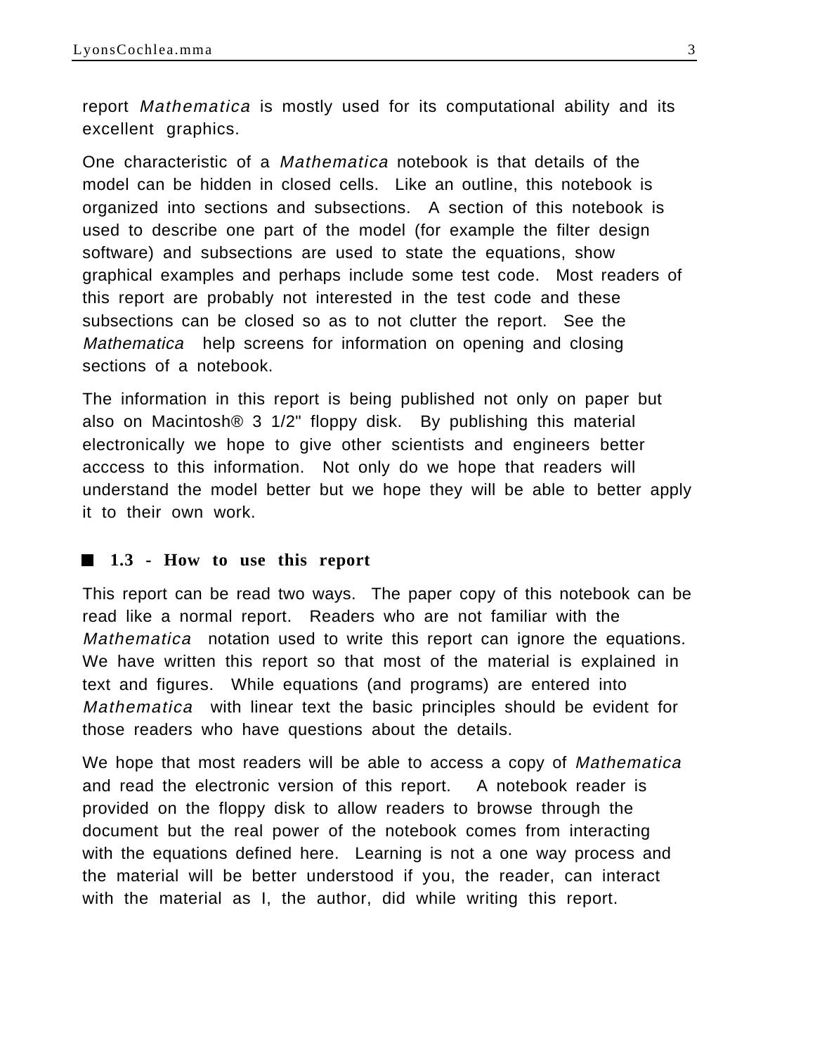report *Mathematica* is mostly used for its computational ability and its excellent graphics.

One characteristic of a *Mathematica* notebook is that details of the model can be hidden in closed cells. Like an outline, this notebook is organized into sections and subsections. A section of this notebook is used to describe one part of the model (for example the filter design software) and subsections are used to state the equations, show graphical examples and perhaps include some test code. Most readers of this report are probably not interested in the test code and these subsections can be closed so as to not clutter the report. See the *Mathematica* help screens for information on opening and closing sections of a notebook.

The information in this report is being published not only on paper but also on Macintosh® 3 1/2" floppy disk. By publishing this material electronically we hope to give other scientists and engineers better acccess to this information. Not only do we hope that readers will understand the model better but we hope they will be able to better apply it to their own work.

## 1.3 - How to use this report

This report can be read two ways. The paper copy of this notebook can be read like a normal report. Readers who are not familiar with the *Mathematica* notation used to write this report can ignore the equations. We have written this report so that most of the material is explained in text and figures. While equations (and programs) are entered into *Mathematica* with linear text the basic principles should be evident for those readers who have questions about the details.

We hope that most readers will be able to access a copy of *Mathematica* and read the electronic version of this report. A notebook reader is provided on the floppy disk to allow readers to browse through the document but the real power of the notebook comes from interacting with the equations defined here. Learning is not a one way process and the material will be better understood if you, the reader, can interact with the material as I, the author, did while writing this report.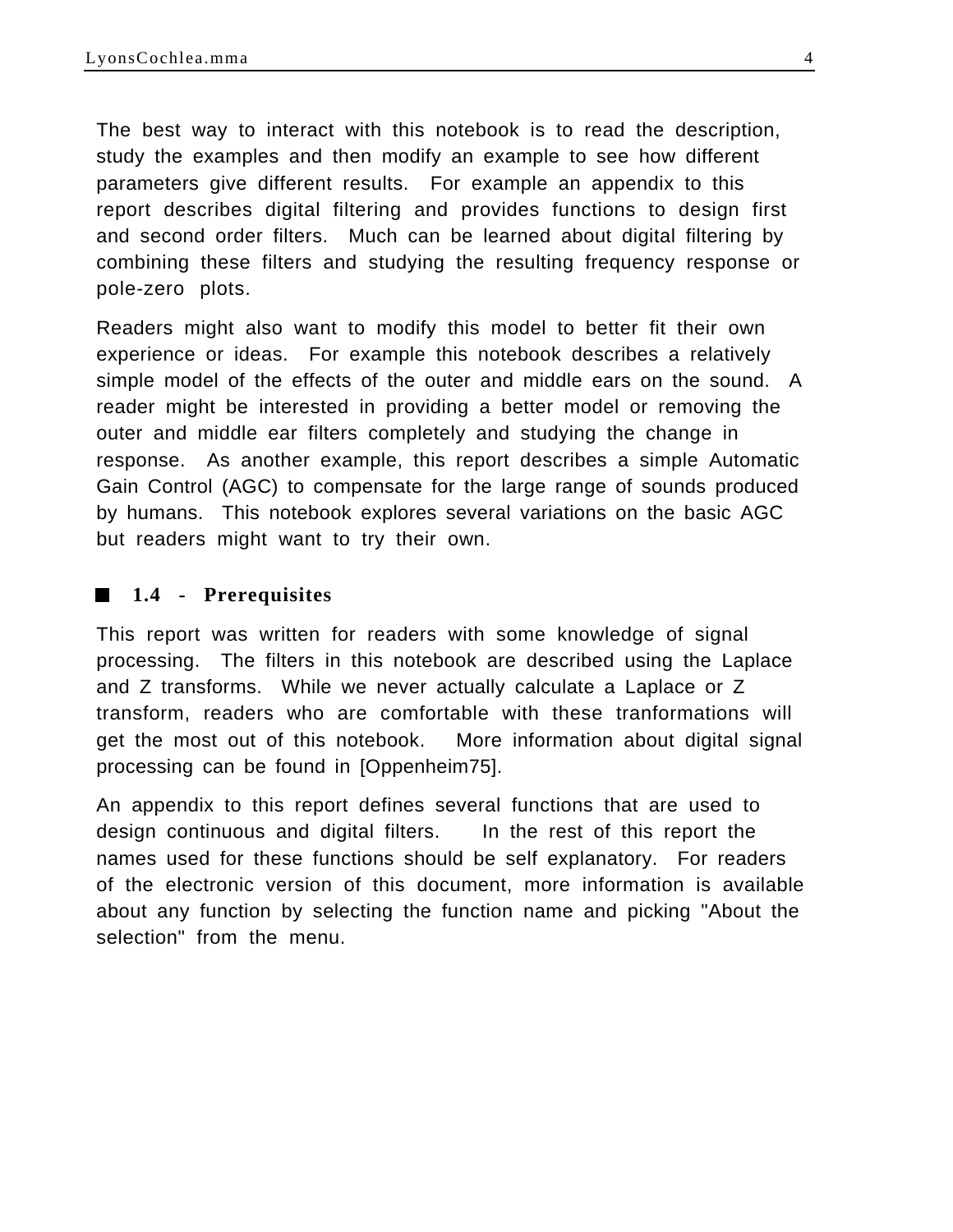The best way to interact with this notebook is to read the description, study the examples and then modify an example to see how different parameters give different results. For example an appendix to this report describes digital filtering and provides functions to design first and second order filters. Much can be learned about digital filtering by combining these filters and studying the resulting frequency response or pole-zero plots.

Readers might also want to modify this model to better fit their own experience or ideas. For example this notebook describes a relatively simple model of the effects of the outer and middle ears on the sound. A reader might be interested in providing a better model or removing the outer and middle ear filters completely and studying the change in response. As another example, this report describes a simple Automatic Gain Control (AGC) to compensate for the large range of sounds produced by humans. This notebook explores several variations on the basic AGC but readers might want to try their own.

## 1.4 - Prerequisites

This report was written for readers with some knowledge of signal processing. The filters in this notebook are described using the Laplace and Z transforms. While we never actually calculate a Laplace or Z transform, readers who are comfortable with these tranformations will get the most out of this notebook. More information about digital signal processing can be found in [Oppenheim75].

An appendix to this report defines several functions that are used to design continuous and digital filters. In the rest of this report the names used for these functions should be self explanatory. For readers of the electronic version of this document, more information is available about any function by selecting the function name and picking "About the selection" from the menu.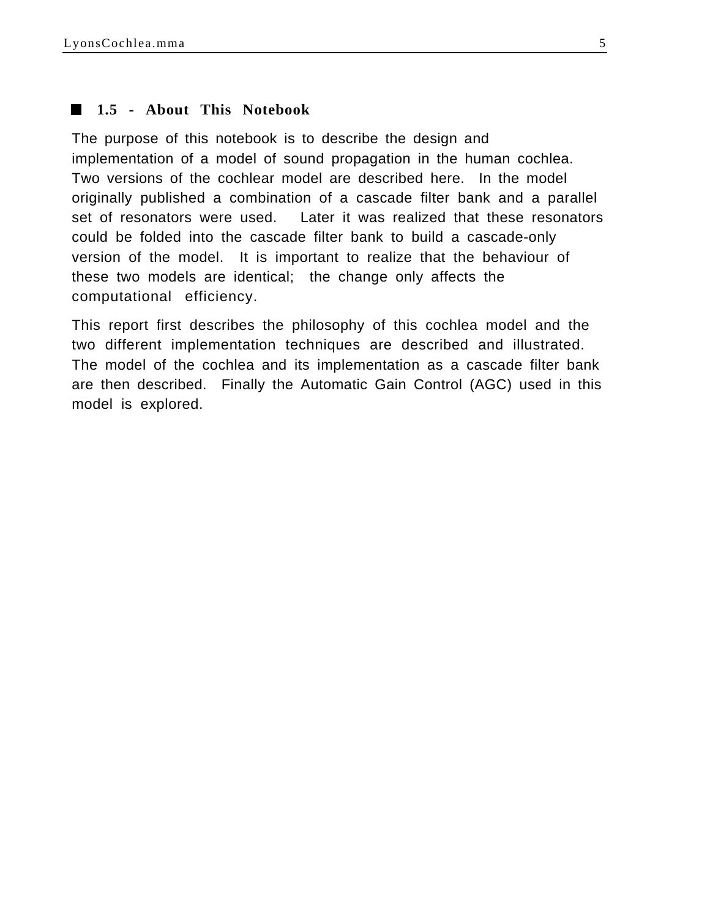## 1.5 - About This Notebook

The purpose of this notebook is to describe the design and implementation of a model of sound propagation in the human cochlea. Two versions of the cochlear model are described here. In the model originally published a combination of a cascade filter bank and a parallel set of resonators were used. Later it was realized that these resonators could be folded into the cascade filter bank to build a cascade-only version of the model. It is important to realize that the behaviour of these two models are identical; the change only affects the computational efficiency.

This report first describes the philosophy of this cochlea model and the two different implementation techniques are described and illustrated. The model of the cochlea and its implementation as a cascade filter bank are then described. Finally the Automatic Gain Control (AGC) used in this model is explored.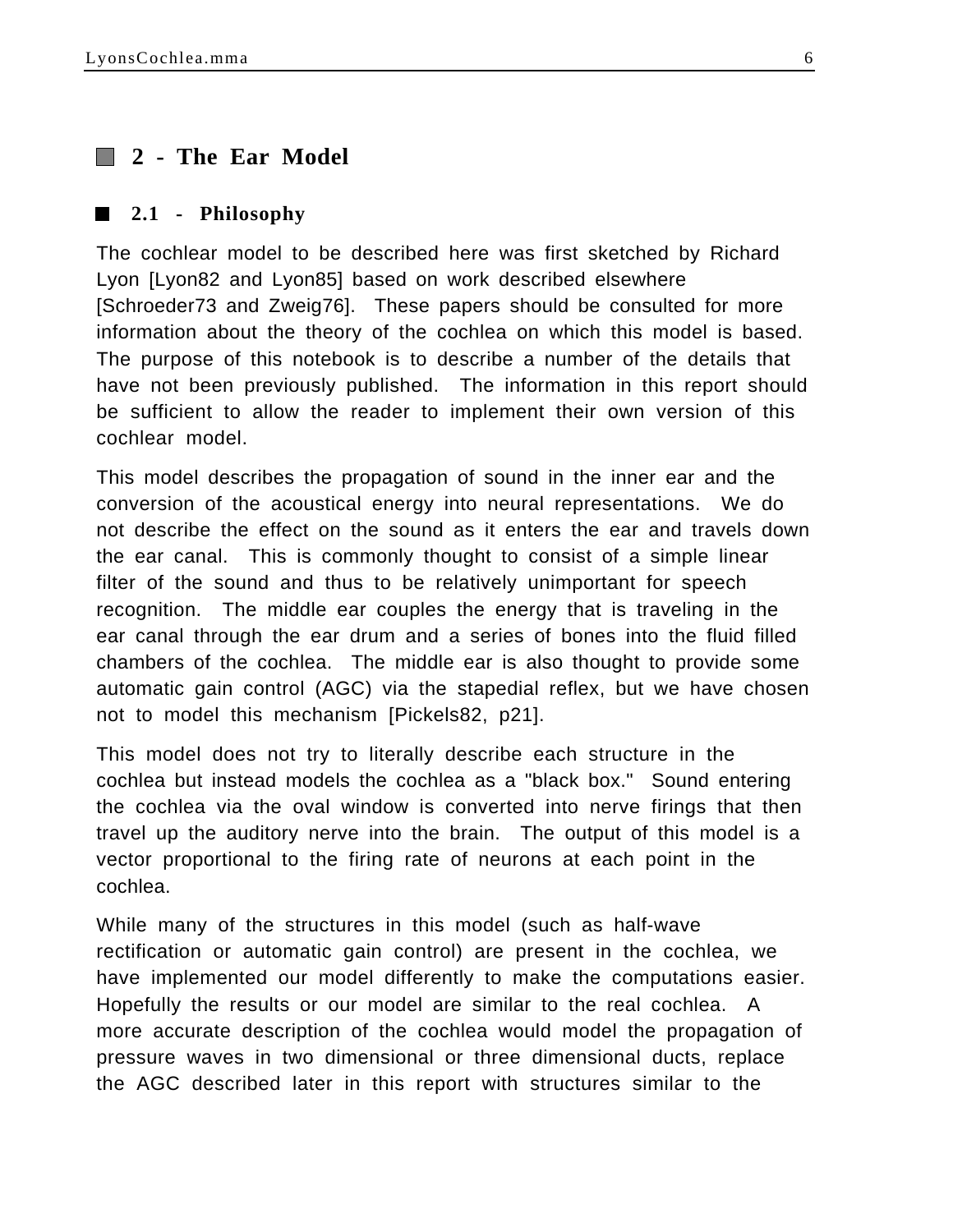# 2 - The Ear Model

## 2.1 - Philosophy

The cochlear model to be described here was first sketched by Richard Lyon [Lyon82 and Lyon85] based on work described elsewhere [Schroeder73 and Zweig76]. These papers should be consulted for more information about the theory of the cochlea on which this model is based. The purpose of this notebook is to describe a number of the details that have not been previously published. The information in this report should be sufficient to allow the reader to implement their own version of this cochlear model.

This model describes the propagation of sound in the inner ear and the conversion of the acoustical energy into neural representations. We do not describe the effect on the sound as it enters the ear and travels down the ear canal. This is commonly thought to consist of a simple linear filter of the sound and thus to be relatively unimportant for speech recognition. The middle ear couples the energy that is traveling in the ear canal through the ear drum and a series of bones into the fluid filled chambers of the cochlea. The middle ear is also thought to provide some automatic gain control (AGC) via the stapedial reflex, but we have chosen not to model this mechanism [Pickels82, p21].

This model does not try to literally describe each structure in the cochlea but instead models the cochlea as a "black box." Sound entering the cochlea via the oval window is converted into nerve firings that then travel up the auditory nerve into the brain. The output of this model is a vector proportional to the firing rate of neurons at each point in the cochlea.

While many of the structures in this model (such as half-wave rectification or automatic gain control) are present in the cochlea, we have implemented our model differently to make the computations easier. Hopefully the results or our model are similar to the real cochlea. A more accurate description of the cochlea would model the propagation of pressure waves in two dimensional or three dimensional ducts, replace the AGC described later in this report with structures similar to the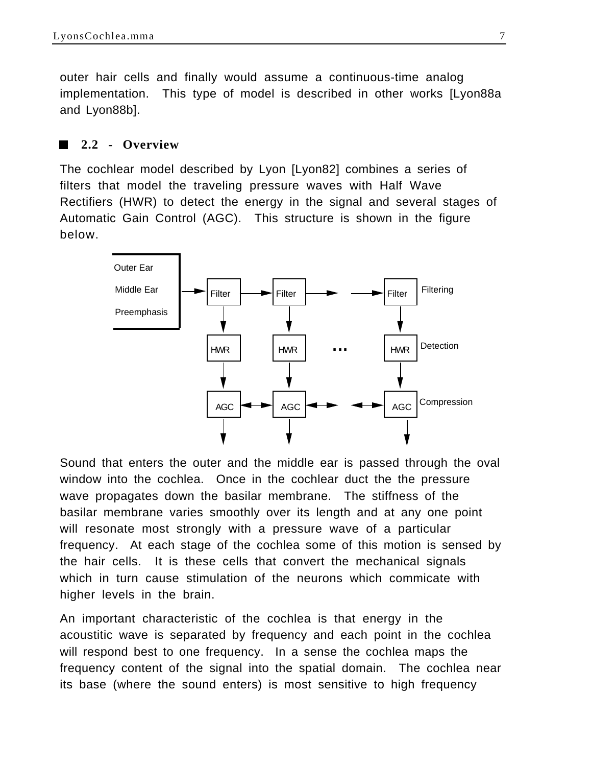outer hair cells and finally would assume a continuous-time analog implementation. This type of model is described in other works [Lyon88a and Lyon88b].

## 2.2 - Overview

The cochlear model described by Lyon [Lyon82] combines a series of filters that model the traveling pressure waves with Half Wave Rectifiers (HWR) to detect the energy in the signal and several stages of Automatic Gain Control (AGC). This structure is shown in the figure below.

Sound that enters the outer and the middle ear is passed through the oval window into the cochlea. Once in the cochlear duct the the pressure wave propagates down the basilar membrane. The stiffness of the basilar membrane varies smoothly over its length and at any one point will resonate most strongly with a pressure wave of a particular frequency. At each stage of the cochlea some of this motion is sensed by the hair cells. It is these cells that convert the mechanical signals which in turn cause stimulation of the neurons which commicate with higher levels in the brain.

An important characteristic of the cochlea is that energy in the acoustitic wave is separated by frequency and each point in the cochlea will respond best to one frequency. In a sense the cochlea maps the frequency content of the signal into the spatial domain. The cochlea near its base (where the sound enters) is most sensitive to high frequency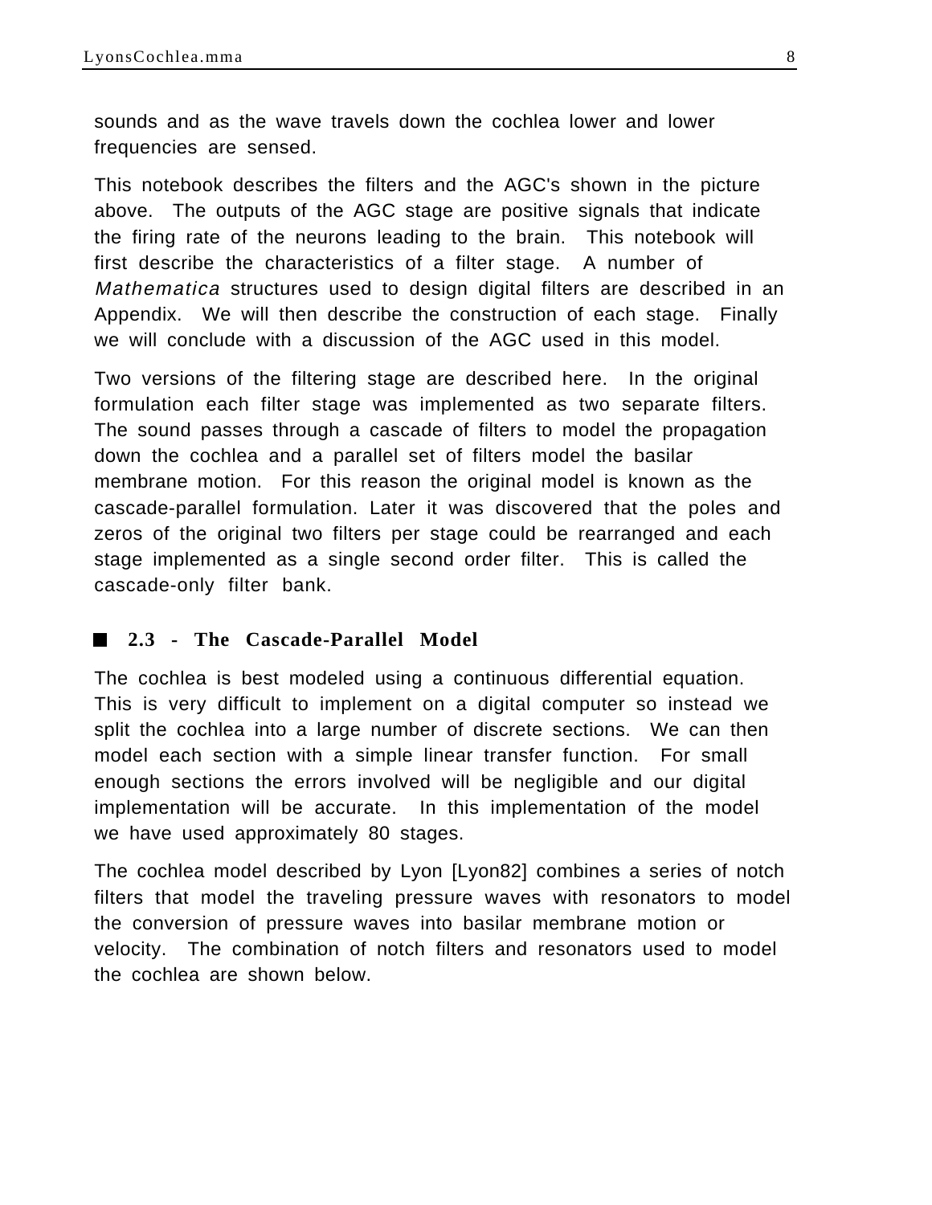sounds and as the wave travels down the cochlea lower and lower frequencies are sensed.

This notebook describes the filters and the AGC's shown in the picture above. The outputs of the AGC stage are positive signals that indicate the firing rate of the neurons leading to the brain. This notebook will first describe the characteristics of a filter stage. A number of *Mathematica* structures used to design digital filters are described in an Appendix. We will then describe the construction of each stage. Finally we will conclude with a discussion of the AGC used in this model.

Two versions of the filtering stage are described here. In the original formulation each filter stage was implemented as two separate filters. The sound passes through a cascade of filters to model the propagation down the cochlea and a parallel set of filters model the basilar membrane motion. For this reason the original model is known as the cascade-parallel formulation. Later it was discovered that the poles and zeros of the original two filters per stage could be rearranged and each stage implemented as a single second order filter. This is called the cascade-only filter bank.

## 2.3 - The Cascade-Parallel Model

The cochlea is best modeled using a continuous differential equation. This is very difficult to implement on a digital computer so instead we split the cochlea into a large number of discrete sections. We can then model each section with a simple linear transfer function. For small enough sections the errors involved will be negligible and our digital implementation will be accurate. In this implementation of the model we have used approximately 80 stages.

The cochlea model described by Lyon [Lyon82] combines a series of notch filters that model the traveling pressure waves with resonators to model the conversion of pressure waves into basilar membrane motion or velocity. The combination of notch filters and resonators used to model the cochlea are shown below.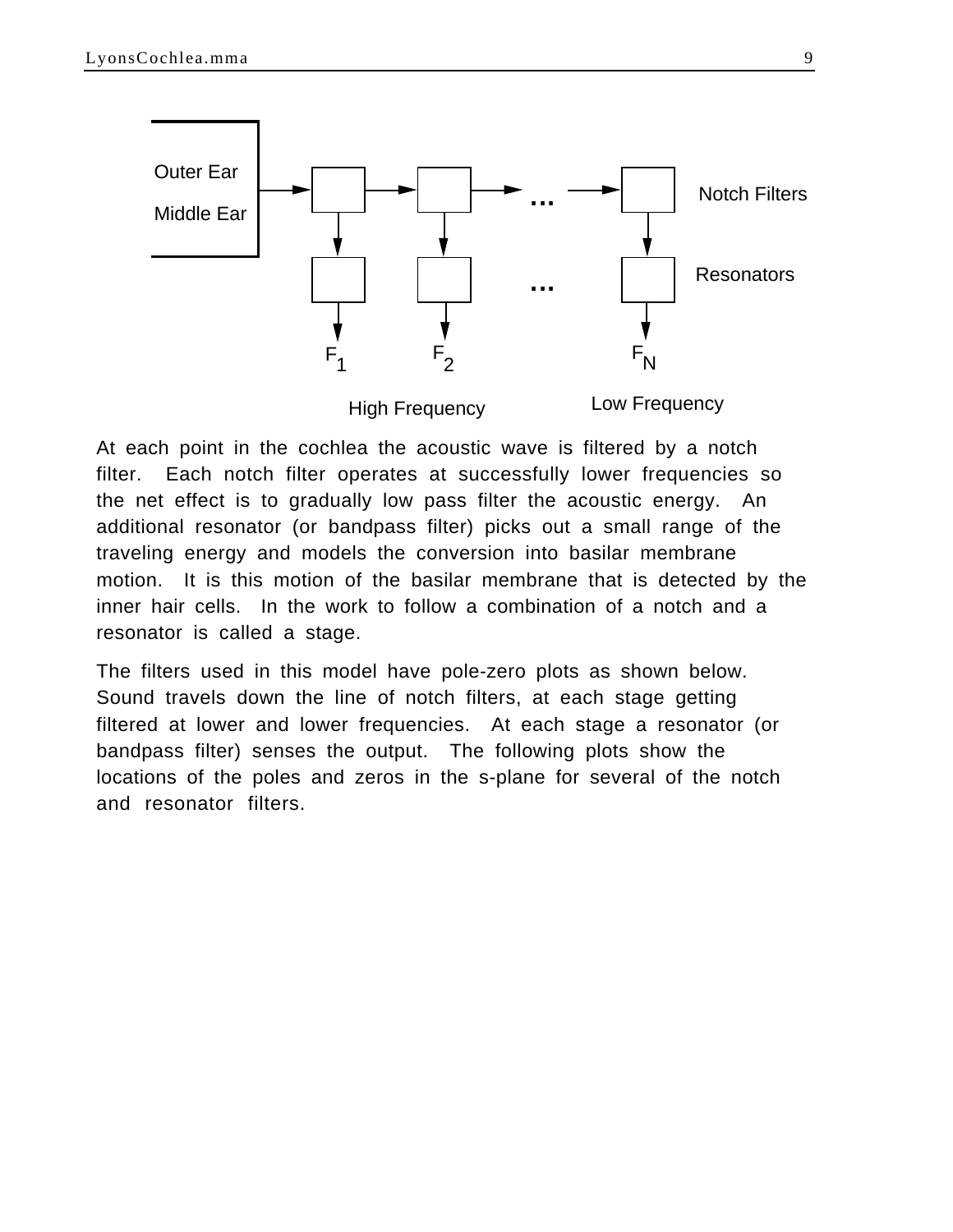At each point in the cochlea the acoustic wave is filtered by a notch filter. Each notch filter operates at successfully lower frequencies so the net effect is to gradually low pass filter the acoustic energy. An additional resonator (or bandpass filter) picks out a small range of the traveling energy and models the conversion into basilar membrane motion. It is this motion of the basilar membrane that is detected by the inner hair cells. In the work to follow a combination of a notch and a resonator is called a stage.

The filters used in this model have pole-zero plots as shown below. Sound travels down the line of notch filters, at each stage getting filtered at lower and lower frequencies. At each stage a resonator (or bandpass filter) senses the output. The following plots show the locations of the poles and zeros in the s-plane for several of the notch and resonator filters.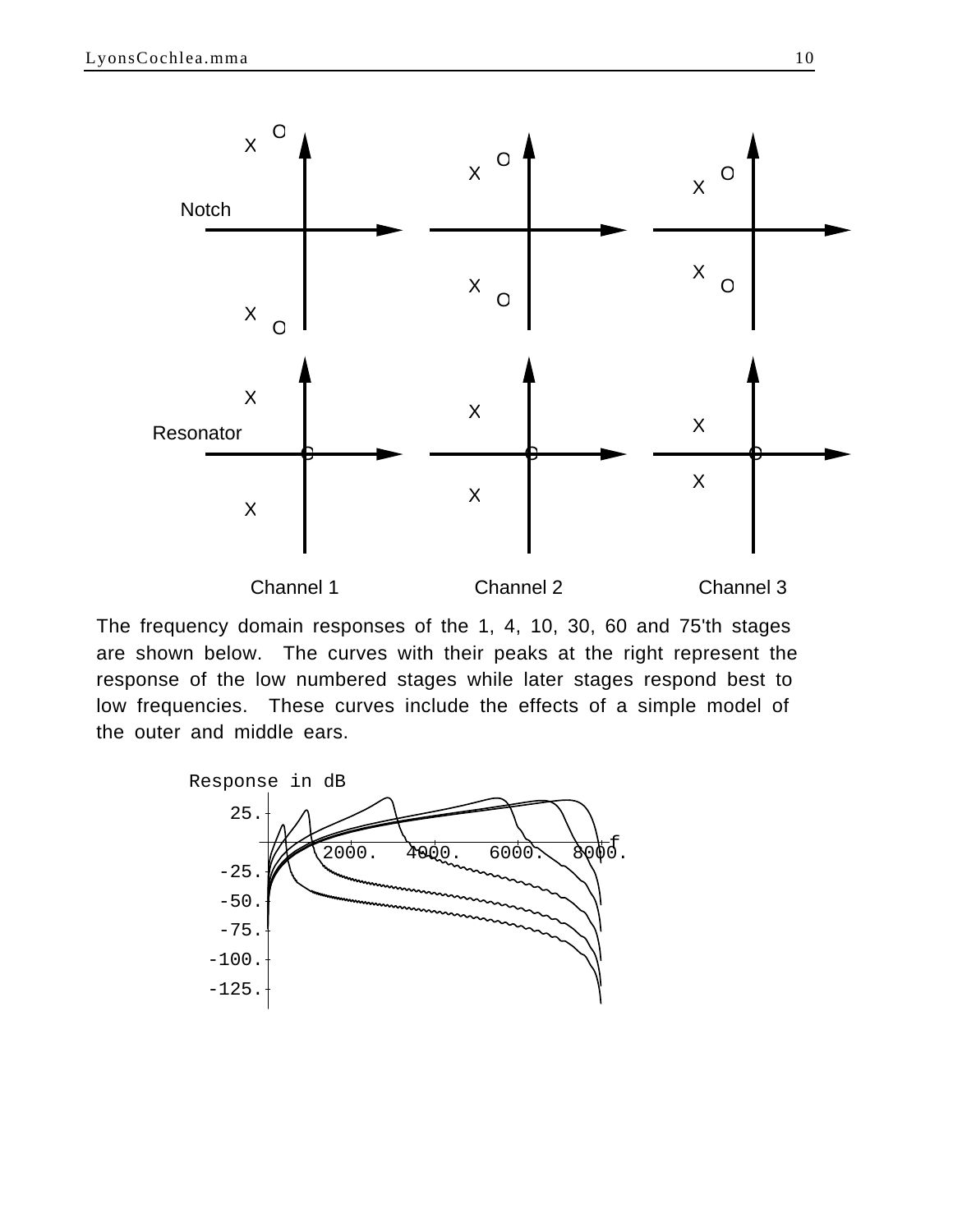Notch

Resonator

Channel 1 Channel 2 Channel 3

The frequency domain responses of the 1, 4, 10, 30, 60 and 75'th stages are shown below. The curves with their peaks at the right represent the response of the low numbered stages while later stages respond best to low frequencies. These curves include the effects of a simple model of the outer and middle ears.

Response in dB

25.

-25.

-50.

-75.

-100.

-125.

2000. 4000. 6000. 8000. f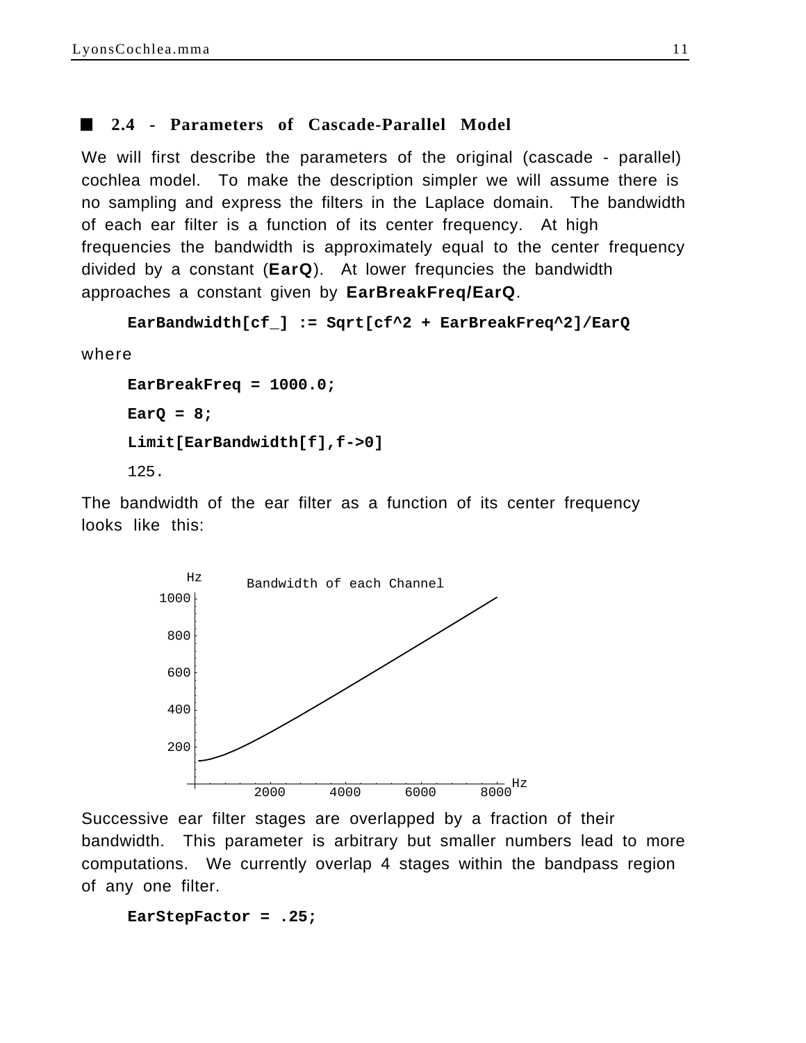## 2.4 - Parameters of Cascade-Parallel Model

We will first describe the parameters of the original (cascade - parallel) cochlea model. To make the description simpler we will assume there is no sampling and express the filters in the Laplace domain. The bandwidth of each ear filter is a function of its center frequency. At high frequencies the bandwidth is approximately equal to the center frequency divided by a constant (**EarQ**). At lower frequncies the bandwidth approaches a constant given by **EarBreakFreq/EarQ**.

```
EarBandwidth[cf_] := Sqrt[cf^2 + EarBreakFreq^2]/EarQ
```

where

```
EarBreakFreq = 1000.0;

EarQ = 8;

Limit[EarBandwidth[f],f->0]

125.
```

The bandwidth of the ear filter as a function of its center frequency looks like this:

Bandwidth of each Channel

Successive ear filter stages are overlapped by a fraction of their bandwidth. This parameter is arbitrary but smaller numbers lead to more computations. We currently overlap 4 stages within the bandpass region of any one filter.

```
EarStepFactor = .25;
```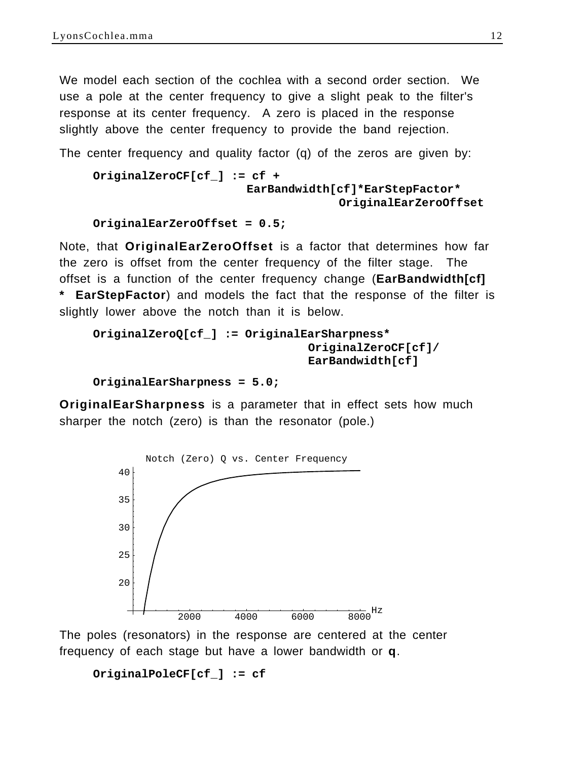We model each section of the cochlea with a second order section. We use a pole at the center frequency to give a slight peak to the filter's response at its center frequency. A zero is placed in the response slightly above the center frequency to provide the band rejection.

The center frequency and quality factor (q) of the zeros are given by:

```
OriginalZeroCF[cf_] := cf +
                       EarBandwidth[cf]*EarStepFactor*
                                    OriginalEarZeroOffset
```

```
OriginalEarZeroOffset = 0.5;
```

Note, that **OriginalEarZeroOffset** is a factor that determines how far the zero is offset from the center frequency of the filter stage. The offset is a function of the center frequency change (**EarBandwidth[cf] * EarStepFactor**) and models the fact that the response of the filter is slightly lower above the notch than it is below.

```
OriginalZeroQ[cf_] := OriginalEarSharpness*
                                OriginalZeroCF[cf]/
                                EarBandwidth[cf]
```

```
OriginalEarSharpness = 5.0;
```

**OriginalEarSharpness** is a parameter that in effect sets how much sharper the notch (zero) is than the resonator (pole.)

The poles (resonators) in the response are centered at the center frequency of each stage but have a lower bandwidth or **q**.

```
OriginalPoleCF[cf_] := cf
```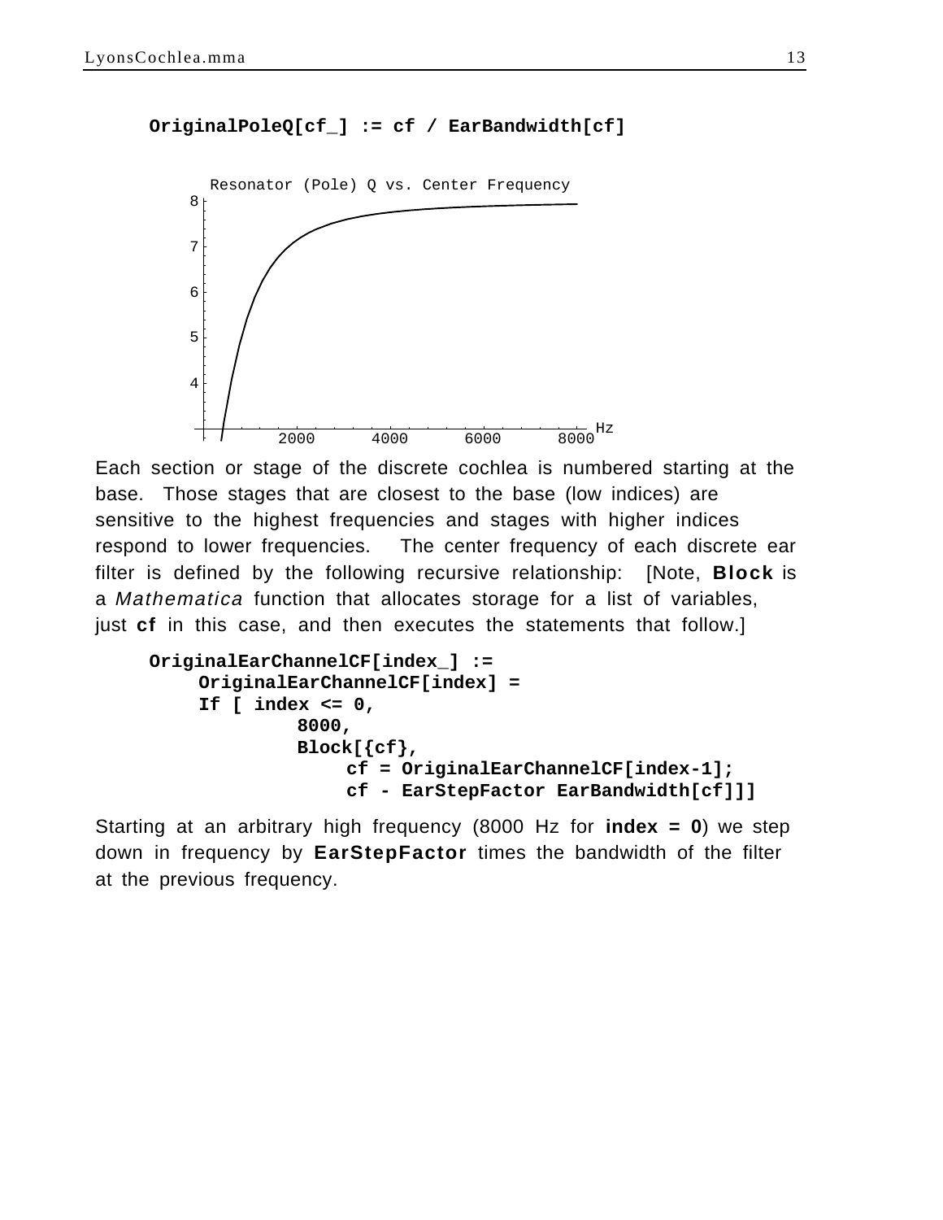```
OriginalPoleQ[cf_] := cf / EarBandwidth[cf]
```

Each section or stage of the discrete cochlea is numbered starting at the base. Those stages that are closest to the base (low indices) are sensitive to the highest frequencies and stages with higher indices respond to lower frequencies. The center frequency of each discrete ear filter is defined by the following recursive relationship: [Note, **Block** is a *Mathematica* function that allocates storage for a list of variables, just **cf** in this case, and then executes the statements that follow.]

```
OriginalEarChannelCF[index_] :=
    OriginalEarChannelCF[index] =
    If [ index <= 0,
            8000,
            Block[{cf},
                cf = OriginalEarChannelCF[index-1];
                cf - EarStepFactor EarBandwidth[cf]]]
```

Starting at an arbitrary high frequency (8000 Hz for **index = 0**) we step down in frequency by **EarStepFactor** times the bandwidth of the filter at the previous frequency.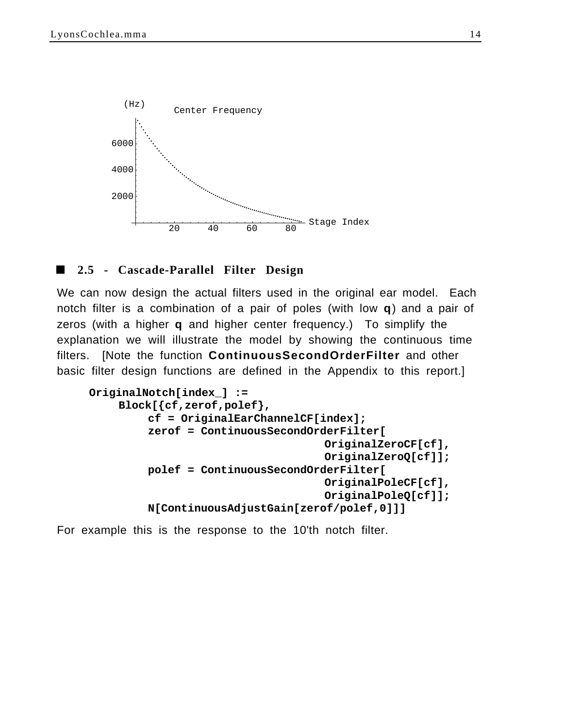## 2.5 - Cascade-Parallel Filter Design

We can now design the actual filters used in the original ear model. Each notch filter is a combination of a pair of poles (with low **q**) and a pair of zeros (with a higher **q** and higher center frequency.) To simplify the explanation we will illustrate the model by showing the continuous time filters. [Note the function **ContinuousSecondOrderFilter** and other basic filter design functions are defined in the Appendix to this report.]

```
OriginalNotch[index_] :=
    Block[{cf,zerof,polef},
        cf = OriginalEarChannelCF[index];
        zerof = ContinuousSecondOrderFilter[
                                OriginalZeroCF[cf],
                                OriginalZeroQ[cf]];
        polef = ContinuousSecondOrderFilter[
                                OriginalPoleCF[cf],
                                OriginalPoleQ[cf]];
        N[ContinuousAdjustGain[zerof/polef,0]]]
```

For example this is the response to the 10'th notch filter.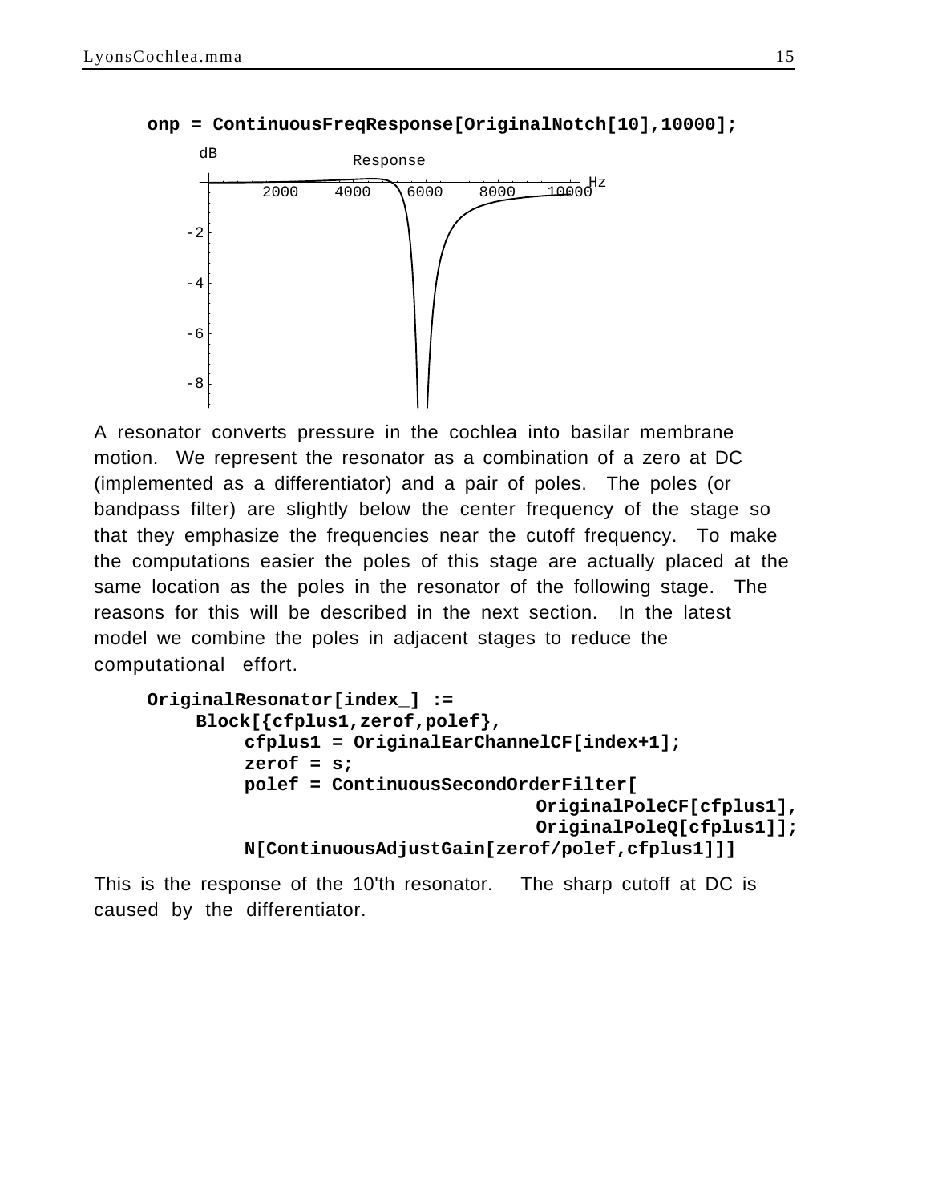```
onp = ContinuousFreqResponse[OriginalNotch[10],10000];
```

A resonator converts pressure in the cochlea into basilar membrane motion. We represent the resonator as a combination of a zero at DC (implemented as a differentiator) and a pair of poles. The poles (or bandpass filter) are slightly below the center frequency of the stage so that they emphasize the frequencies near the cutoff frequency. To make the computations easier the poles of this stage are actually placed at the same location as the poles in the resonator of the following stage. The reasons for this will be described in the next section. In the latest model we combine the poles in adjacent stages to reduce the computational effort.

```
OriginalResonator[index_] :=
     Block[{cfplus1,zerof,polef},
          cfplus1 = OriginalEarChannelCF[index+1];
          zerof = s;
          polef = ContinuousSecondOrderFilter[
                                   OriginalPoleCF[cfplus1],
                                   OriginalPoleQ[cfplus1]];
          N[ContinuousAdjustGain[zerof/polef,cfplus1]]]
```

This is the response of the 10'th resonator. The sharp cutoff at DC is caused by the differentiator.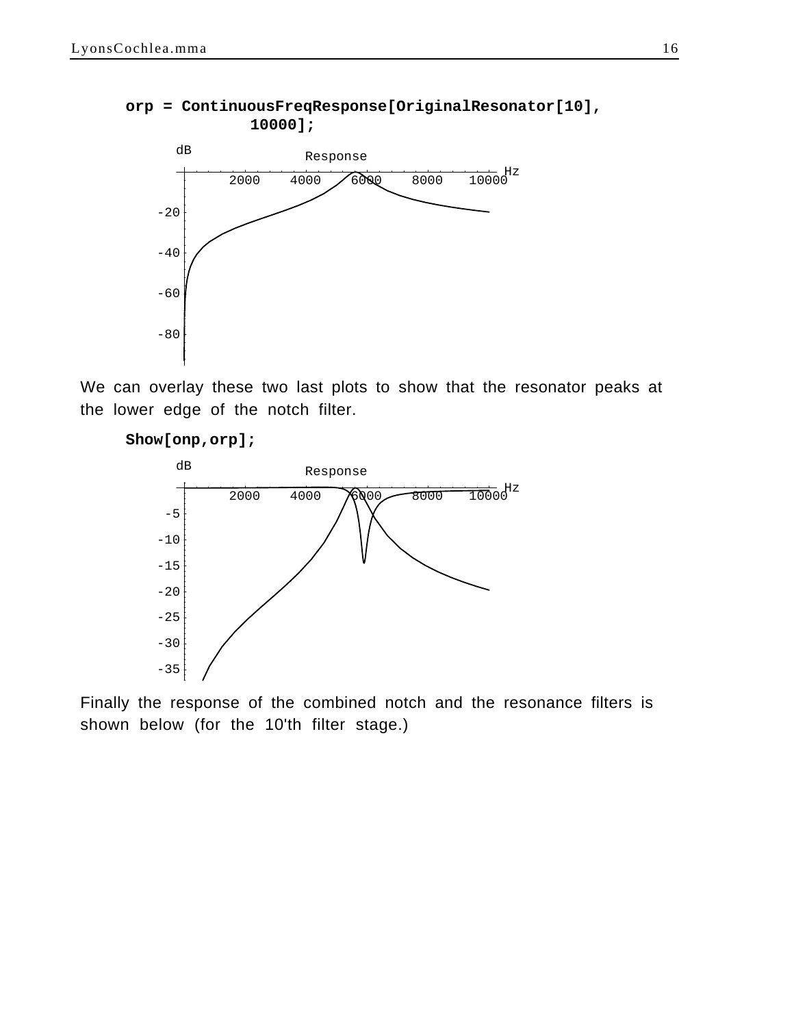```
orp = ContinuousFreqResponse[OriginalResonator[10],
        10000];
```

We can overlay these two last plots to show that the resonator peaks at the lower edge of the notch filter.

```
Show[onp,orp];
```

Finally the response of the combined notch and the resonance filters is shown below (for the 10'th filter stage.)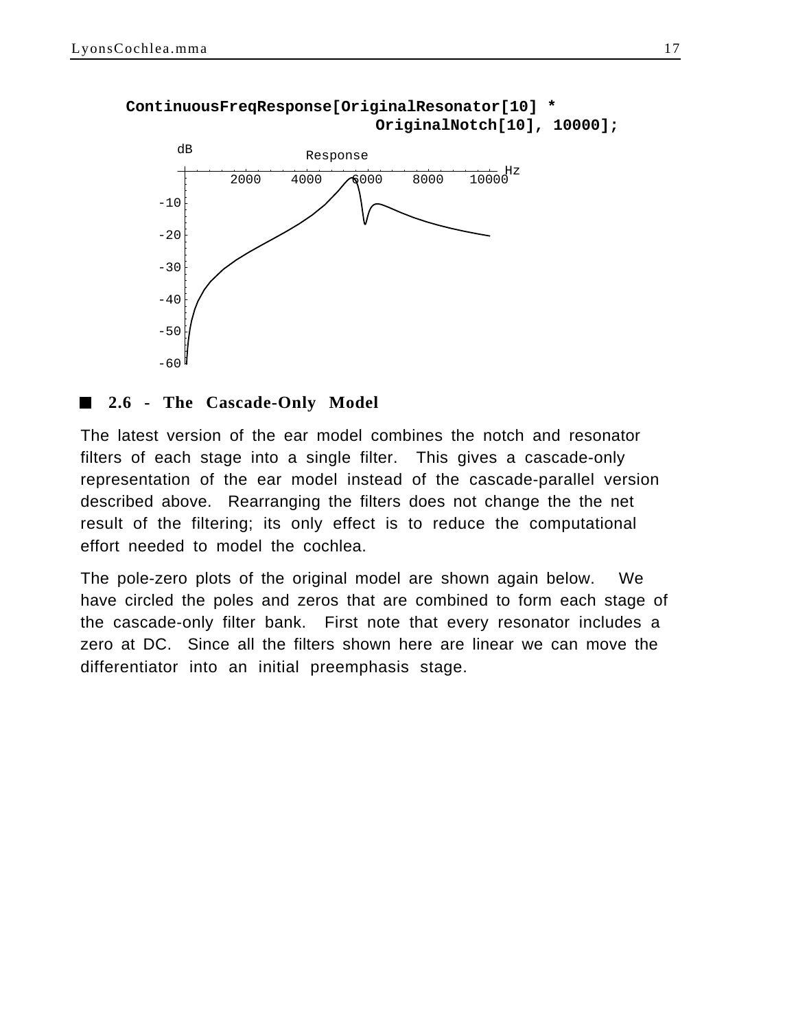```
ContinuousFreqResponse[OriginalResonator[10] *
                        OriginalNotch[10], 10000];
```

## 2.6 - The Cascade-Only Model

The latest version of the ear model combines the notch and resonator filters of each stage into a single filter. This gives a cascade-only representation of the ear model instead of the cascade-parallel version described above. Rearranging the filters does not change the the net result of the filtering; its only effect is to reduce the computational effort needed to model the cochlea.

The pole-zero plots of the original model are shown again below. We have circled the poles and zeros that are combined to form each stage of the cascade-only filter bank. First note that every resonator includes a zero at DC. Since all the filters shown here are linear we can move the differentiator into an initial preemphasis stage.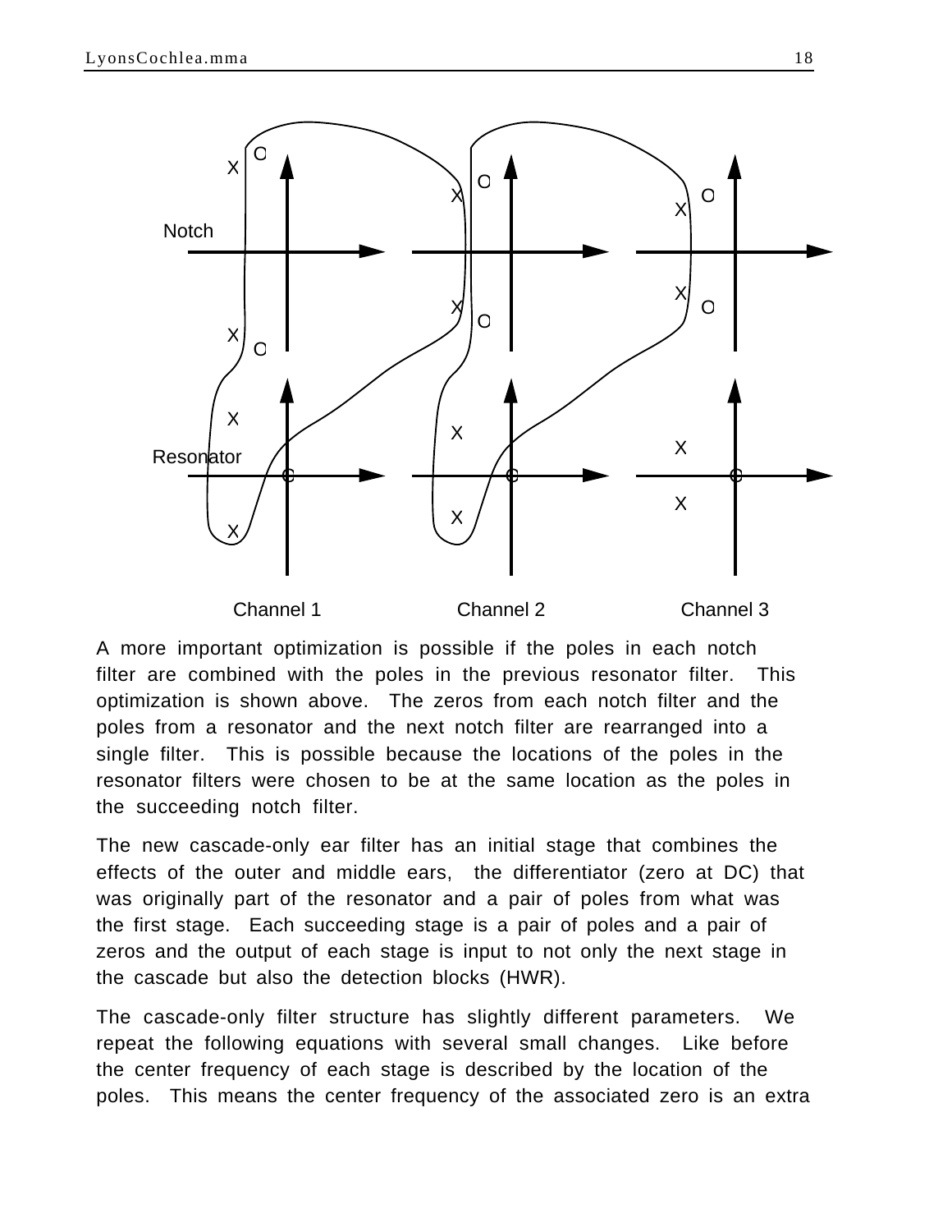Notch

Resonator

Channel 1 Channel 2 Channel 3

A more important optimization is possible if the poles in each notch filter are combined with the poles in the previous resonator filter. This optimization is shown above. The zeros from each notch filter and the poles from a resonator and the next notch filter are rearranged into a single filter. This is possible because the locations of the poles in the resonator filters were chosen to be at the same location as the poles in the succeeding notch filter.

The new cascade-only ear filter has an initial stage that combines the effects of the outer and middle ears, the differentiator (zero at DC) that was originally part of the resonator and a pair of poles from what was the first stage. Each succeeding stage is a pair of poles and a pair of zeros and the output of each stage is input to not only the next stage in the cascade but also the detection blocks (HWR).

The cascade-only filter structure has slightly different parameters. We repeat the following equations with several small changes. Like before the center frequency of each stage is described by the location of the poles. This means the center frequency of the associated zero is an extra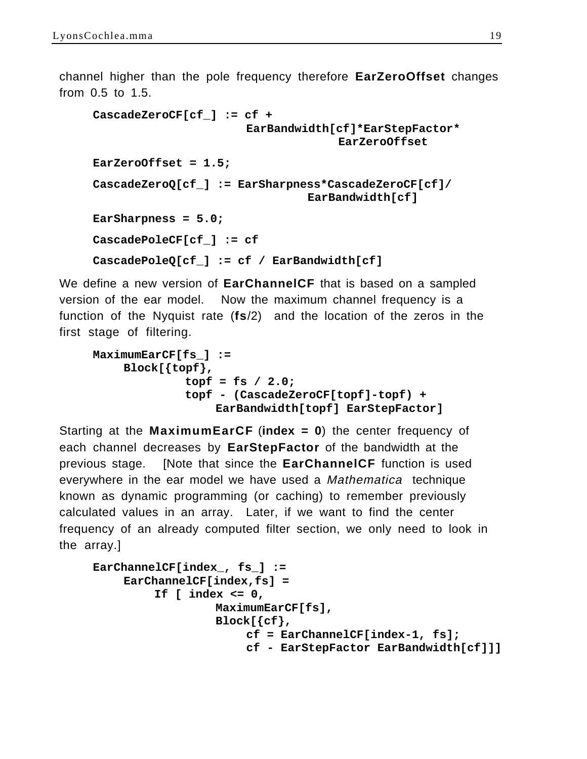channel higher than the pole frequency therefore **EarZeroOffset** changes from 0.5 to 1.5.

```
CascadeZeroCF[cf_] := cf +
                   EarBandwidth[cf]*EarStepFactor*
                               EarZeroOffset

EarZeroOffset = 1.5;

CascadeZeroQ[cf_] := EarSharpness*CascadeZeroCF[cf]/
                           EarBandwidth[cf]

EarSharpness = 5.0;

CascadePoleCF[cf_] := cf

CascadePoleQ[cf_] := cf / EarBandwidth[cf]
```

We define a new version of **EarChannelCF** that is based on a sampled version of the ear model. Now the maximum channel frequency is a function of the Nyquist rate (**fs**/2) and the location of the zeros in the first stage of filtering.

```
MaximumEarCF[fs_] :=
    Block[{topf},
            topf = fs / 2.0;
            topf - (CascadeZeroCF[topf]-topf) +
                EarBandwidth[topf] EarStepFactor]
```

Starting at the **MaximumEarCF** (**index = 0**) the center frequency of each channel decreases by **EarStepFactor** of the bandwidth at the previous stage. [Note that since the **EarChannelCF** function is used everywhere in the ear model we have used a *Mathematica* technique known as dynamic programming (or caching) to remember previously calculated values in an array. Later, if we want to find the center frequency of an already computed filter section, we only need to look in the array.]

```
EarChannelCF[index_, fs_] :=
    EarChannelCF[index,fs] =
        If [ index <= 0,
                MaximumEarCF[fs],
                Block[{cf},
                    cf = EarChannelCF[index-1, fs];
                    cf - EarStepFactor EarBandwidth[cf]]]
```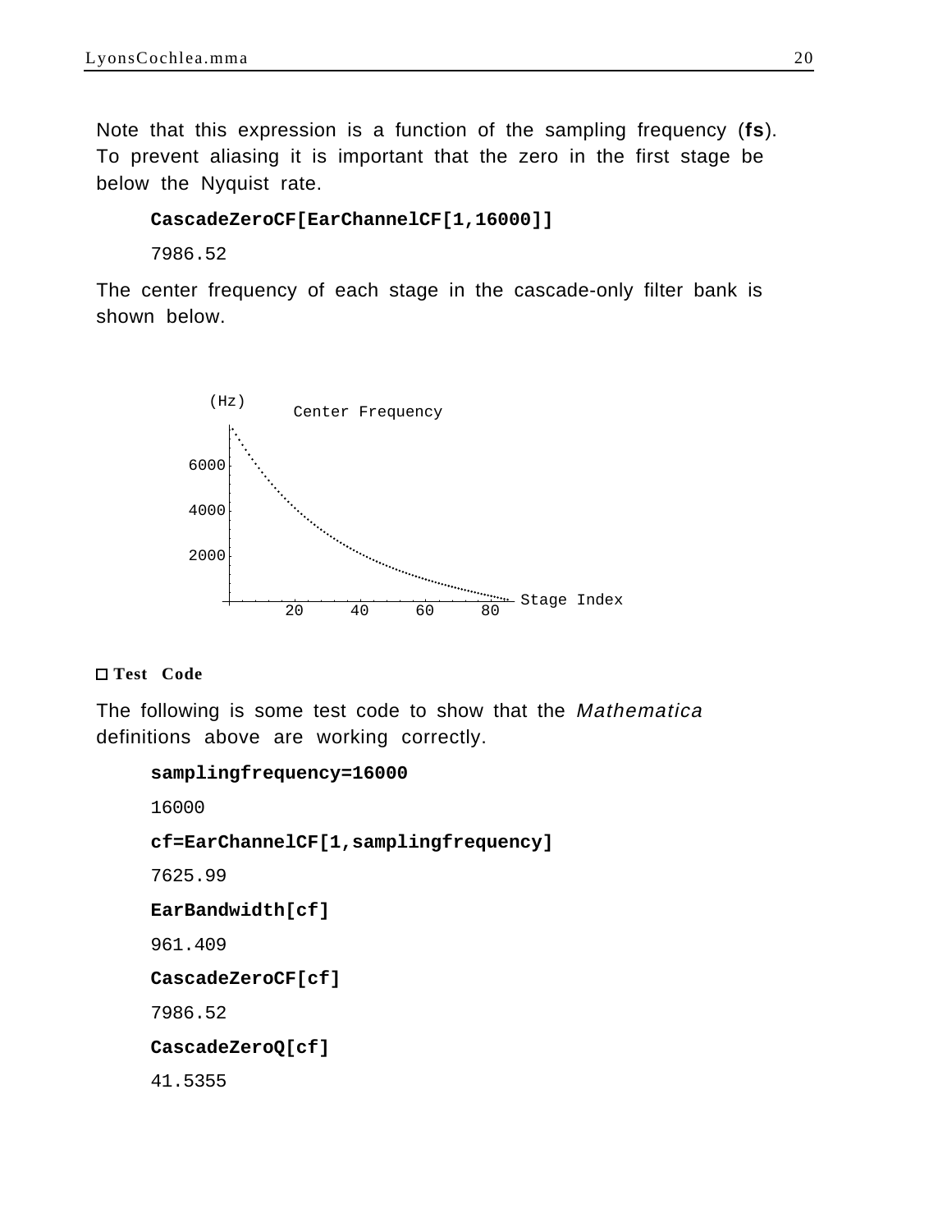Note that this expression is a function of the sampling frequency (**fs**). To prevent aliasing it is important that the zero in the first stage be below the Nyquist rate.

```
CascadeZeroCF[EarChannelCF[1,16000]]
```

```
7986.52
```

The center frequency of each stage in the cascade-only filter bank is shown below.

### □ Test Code

The following is some test code to show that the *Mathematica* definitions above are working correctly.

```
samplingfrequency=16000
```

```
16000
```

```
cf=EarChannelCF[1,samplingfrequency]
```

```
7625.99
```

```
EarBandwidth[cf]
```

```
961.409
```

```
CascadeZeroCF[cf]
```

```
7986.52
```

```
CascadeZeroQ[cf]
```

```
41.5355
```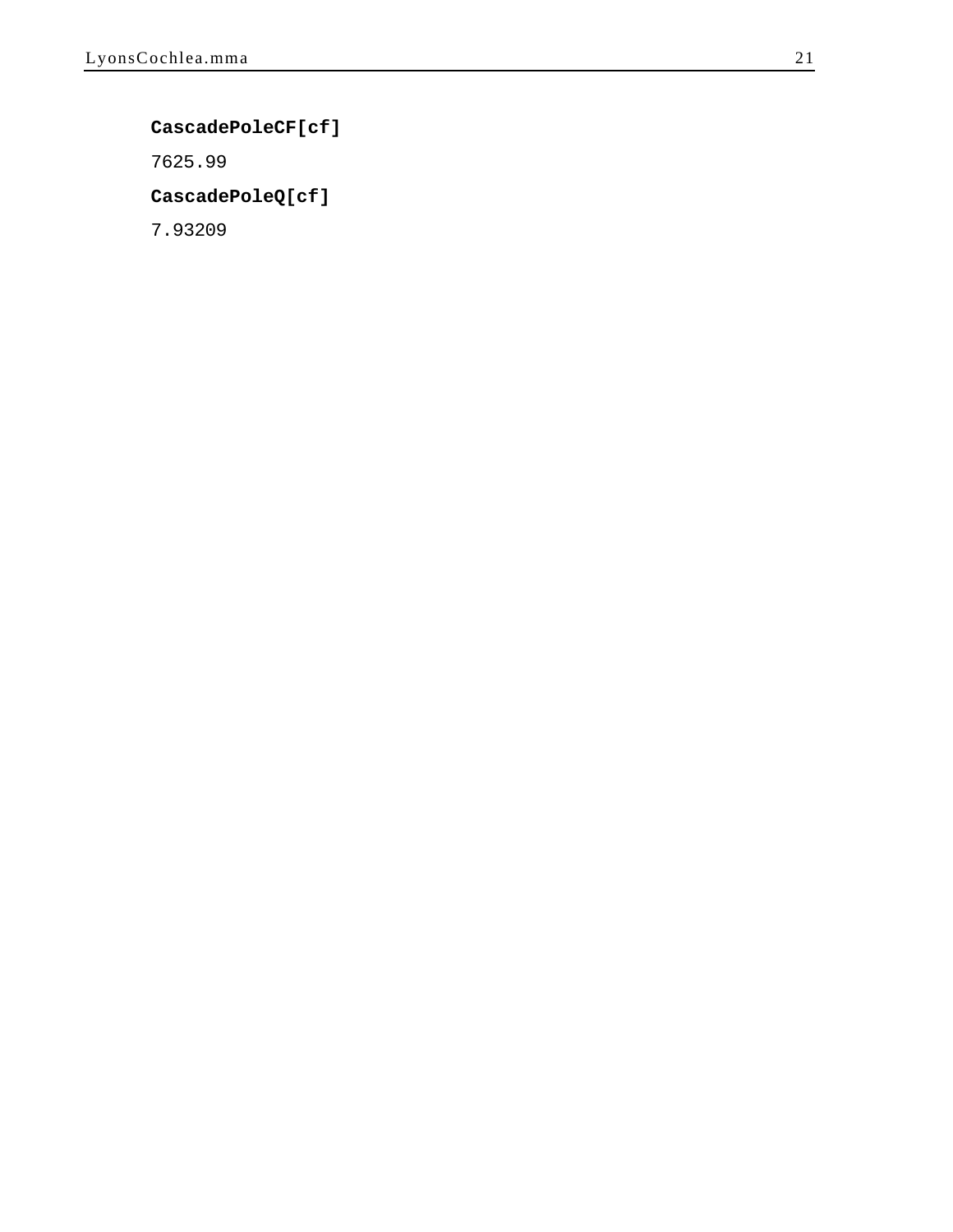```
CascadePoleCF[cf]
```

```
7625.99
```

```
CascadePoleQ[cf]
```

```
7.93209
```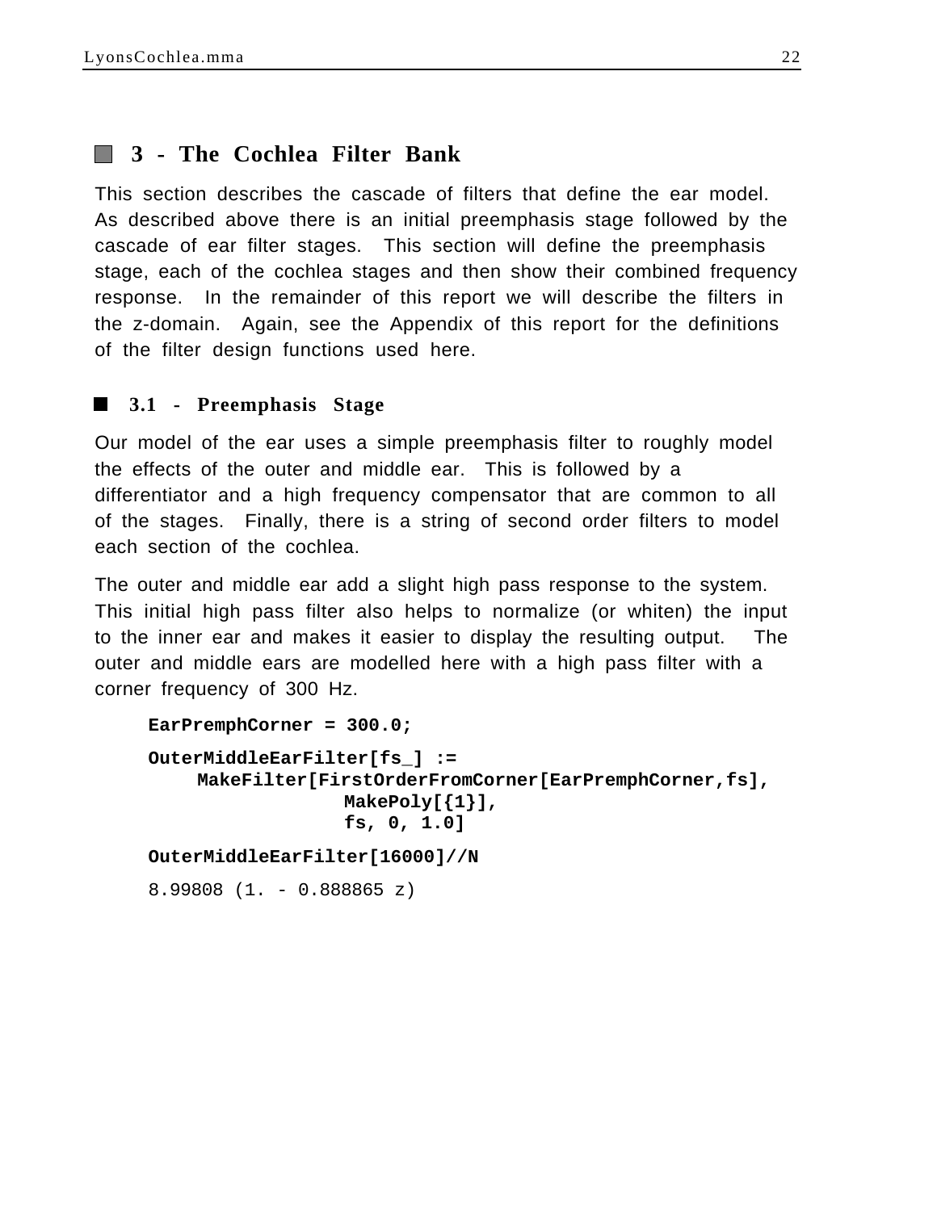## 3 - The Cochlea Filter Bank

This section describes the cascade of filters that define the ear model. As described above there is an initial preemphasis stage followed by the cascade of ear filter stages. This section will define the preemphasis stage, each of the cochlea stages and then show their combined frequency response. In the remainder of this report we will describe the filters in the z-domain. Again, see the Appendix of this report for the definitions of the filter design functions used here.

### 3.1 - Preemphasis Stage

Our model of the ear uses a simple preemphasis filter to roughly model the effects of the outer and middle ear. This is followed by a differentiator and a high frequency compensator that are common to all of the stages. Finally, there is a string of second order filters to model each section of the cochlea.

The outer and middle ear add a slight high pass response to the system. This initial high pass filter also helps to normalize (or whiten) the input to the inner ear and makes it easier to display the resulting output. The outer and middle ears are modelled here with a high pass filter with a corner frequency of 300 Hz.

```
EarPremphCorner = 300.0;

OuterMiddleEarFilter[fs_] :=
    MakeFilter[FirstOrderFromCorner[EarPremphCorner,fs],
               MakePoly[{1}],
               fs, 0, 1.0]

OuterMiddleEarFilter[16000]//N

8.99808 (1. - 0.888865 z)
```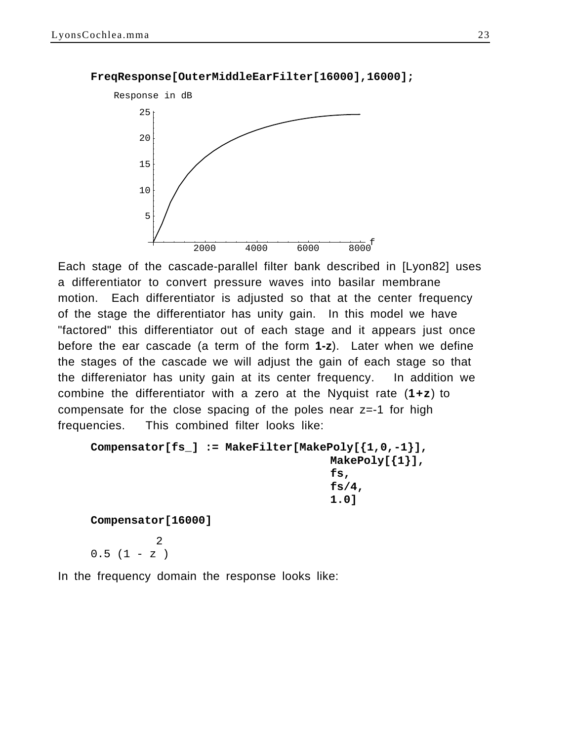```
FreqResponse[OuterMiddleEarFilter[16000],16000];
```

Each stage of the cascade-parallel filter bank described in [Lyon82] uses a differentiator to convert pressure waves into basilar membrane motion. Each differentiator is adjusted so that at the center frequency of the stage the differentiator has unity gain. In this model we have "factored" this differentiator out of each stage and it appears just once before the ear cascade (a term of the form **1-z**). Later when we define the stages of the cascade we will adjust the gain of each stage so that the differeniator has unity gain at its center frequency. In addition we combine the differentiator with a zero at the Nyquist rate (**1+z**) to compensate for the close spacing of the poles near z=-1 for high frequencies. This combined filter looks like:

```
Compensator[fs_] := MakeFilter[MakePoly[{1,0,-1}],
                               MakePoly[{1}],
                               fs,
                               fs/4,
                               1.0]
```

```
Compensator[16000]
```

$0.5\,(1 - z^2)$

In the frequency domain the response looks like: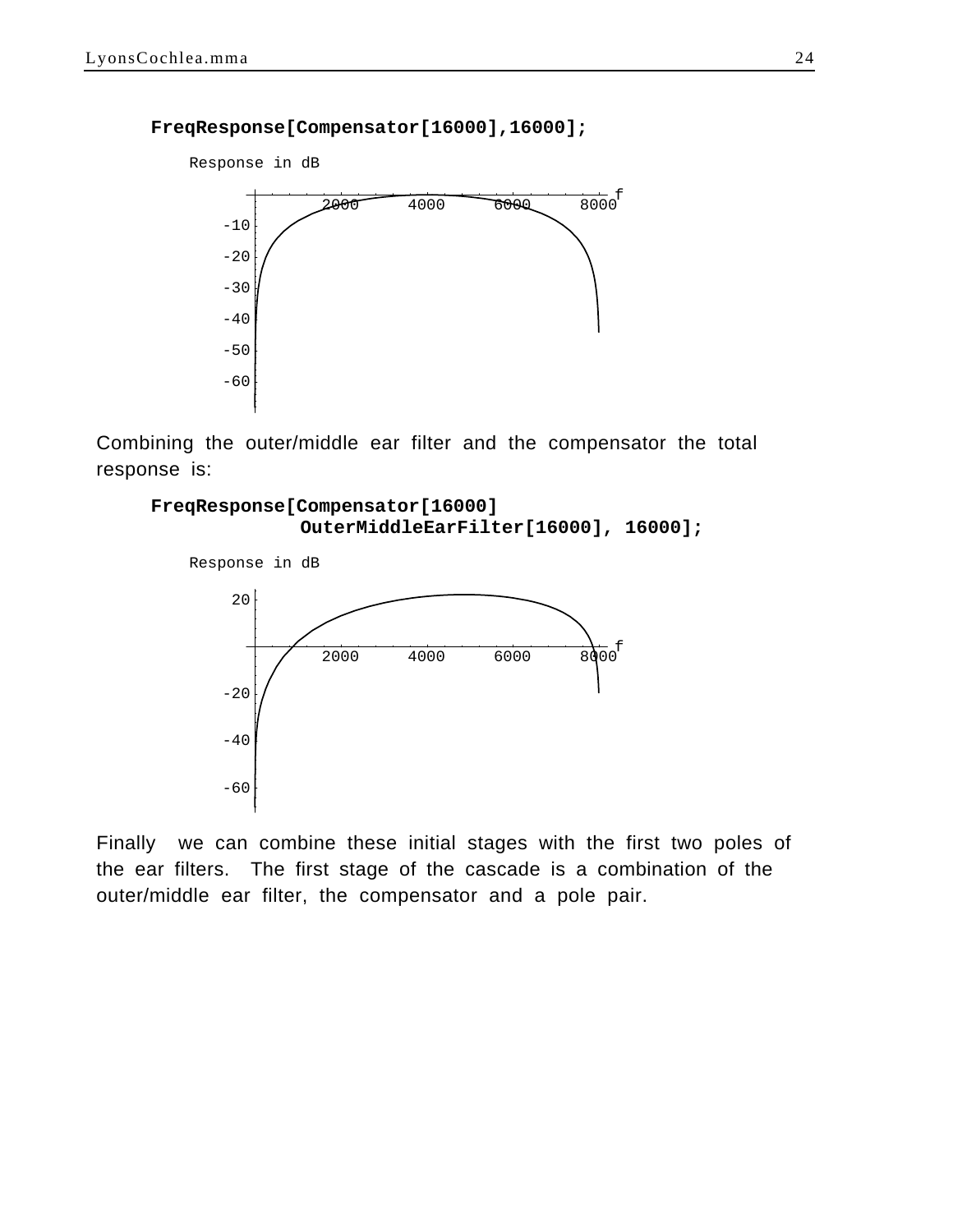```
FreqResponse[Compensator[16000],16000];
```

Combining the outer/middle ear filter and the compensator the total response is:

```
FreqResponse[Compensator[16000]
            OuterMiddleEarFilter[16000], 16000];
```

Finally we can combine these initial stages with the first two poles of the ear filters. The first stage of the cascade is a combination of the outer/middle ear filter, the compensator and a pole pair.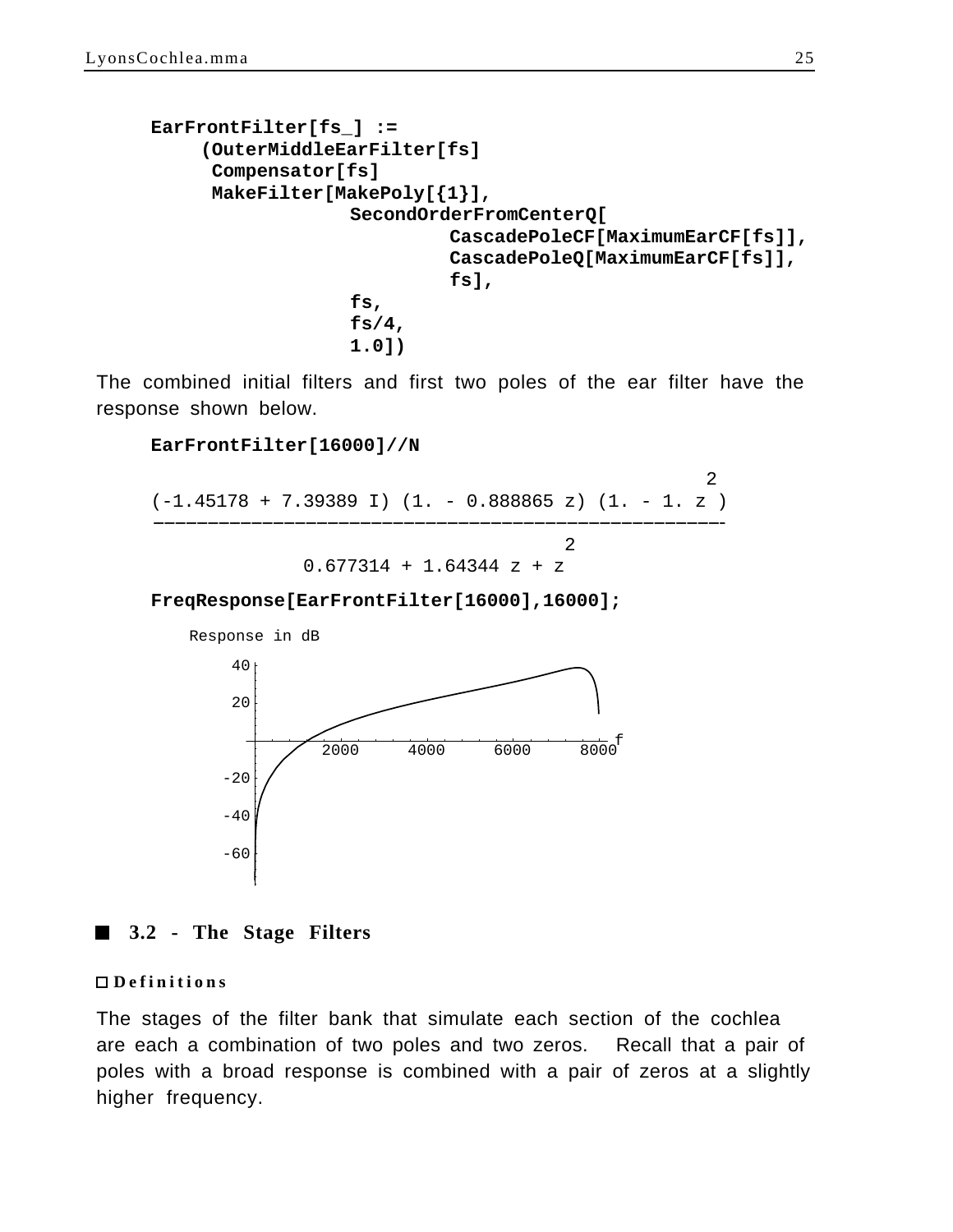```
EarFrontFilter[fs_] :=
    (OuterMiddleEarFilter[fs]
     Compensator[fs]
     MakeFilter[MakePoly[{1}],
                SecondOrderFromCenterQ[
                        CascadePoleCF[MaximumEarCF[fs]],
                        CascadePoleQ[MaximumEarCF[fs]],
                        fs],
                fs,
                fs/4,
                1.0])
```

The combined initial filters and first two poles of the ear filter have the response shown below.

```
EarFrontFilter[16000]//N
```

$$\frac{(-1.45178 + 7.39389\, I)\,(1. - 0.888865\, z)\,(1. - 1.\, z^2)}{0.677314 + 1.64344\, z + z^2}$$

```
FreqResponse[EarFrontFilter[16000],16000];
```

## 3.2 - The Stage Filters

### Definitions

The stages of the filter bank that simulate each section of the cochlea are each a combination of two poles and two zeros. Recall that a pair of poles with a broad response is combined with a pair of zeros at a slightly higher frequency.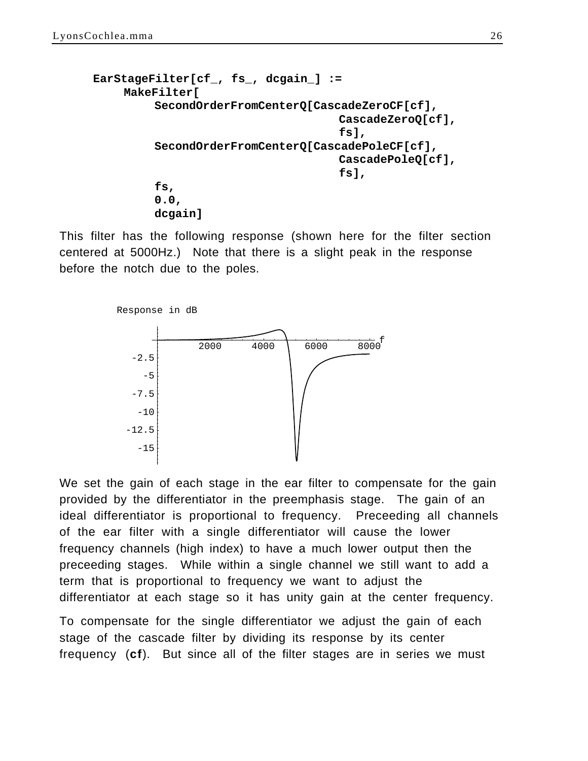```
EarStageFilter[cf_, fs_, dcgain_] :=
    MakeFilter[
        SecondOrderFromCenterQ[CascadeZeroCF[cf],
                               CascadeZeroQ[cf],
                               fs],
        SecondOrderFromCenterQ[CascadePoleCF[cf],
                               CascadePoleQ[cf],
                               fs],
        fs,
        0.0,
        dcgain]
```

This filter has the following response (shown here for the filter section centered at 5000Hz.) Note that there is a slight peak in the response before the notch due to the poles.

We set the gain of each stage in the ear filter to compensate for the gain provided by the differentiator in the preemphasis stage. The gain of an ideal differentiator is proportional to frequency. Preceeding all channels of the ear filter with a single differentiator will cause the lower frequency channels (high index) to have a much lower output then the preceeding stages. While within a single channel we still want to add a term that is proportional to frequency we want to adjust the differentiator at each stage so it has unity gain at the center frequency.

To compensate for the single differentiator we adjust the gain of each stage of the cascade filter by dividing its response by its center frequency (**cf**). But since all of the filter stages are in series we must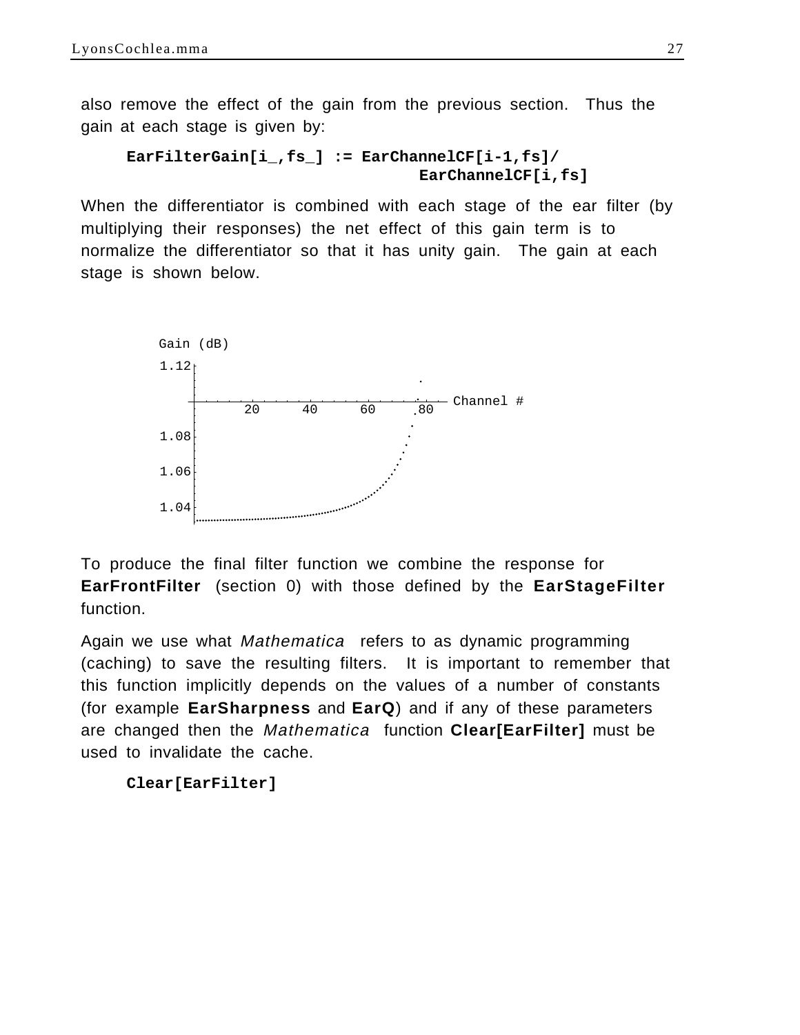also remove the effect of the gain from the previous section. Thus the gain at each stage is given by:

```
EarFilterGain[i_,fs_] := EarChannelCF[i-1,fs]/
                              EarChannelCF[i,fs]
```

When the differentiator is combined with each stage of the ear filter (by multiplying their responses) the net effect of this gain term is to normalize the differentiator so that it has unity gain. The gain at each stage is shown below.

To produce the final filter function we combine the response for **EarFrontFilter** (section 0) with those defined by the **EarStageFilter** function.

Again we use what *Mathematica* refers to as dynamic programming (caching) to save the resulting filters. It is important to remember that this function implicitly depends on the values of a number of constants (for example **EarSharpness** and **EarQ**) and if any of these parameters are changed then the *Mathematica* function **Clear[EarFilter]** must be used to invalidate the cache.

```
Clear[EarFilter]
```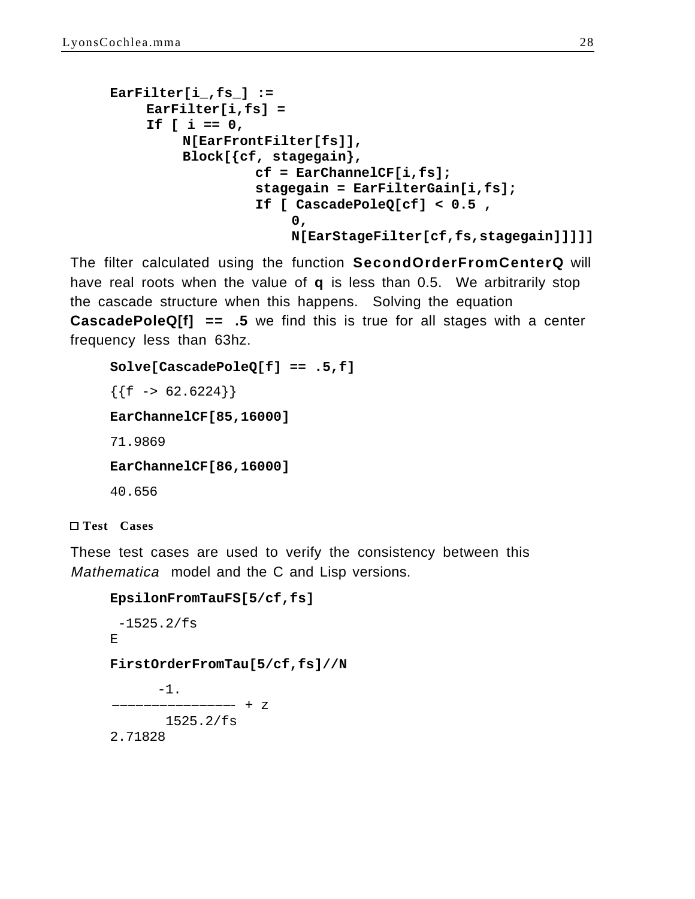```
EarFilter[i_,fs_] :=
     EarFilter[i,fs] =
     If [ i == 0,
          N[EarFrontFilter[fs]],
          Block[{cf, stagegain},
                    cf = EarChannelCF[i,fs];
                    stagegain = EarFilterGain[i,fs];
                    If [ CascadePoleQ[cf] < 0.5 ,
                         0,
                         N[EarStageFilter[cf,fs,stagegain]]]]]
```

The filter calculated using the function **SecondOrderFromCenterQ** will have real roots when the value of **q** is less than 0.5. We arbitrarily stop the cascade structure when this happens. Solving the equation **CascadePoleQ[f] == .5** we find this is true for all stages with a center frequency less than 63hz.

```
Solve[CascadePoleQ[f] == .5,f]

{{f -> 62.6224}}

EarChannelCF[85,16000]

71.9869

EarChannelCF[86,16000]

40.656
```

### Test Cases

These test cases are used to verify the consistency between this *Mathematica* model and the C and Lisp versions.

```
EpsilonFromTauFS[5/cf,fs]

 -1525.2/fs
E

FirstOrderFromTau[5/cf,fs]//N

      -1.
---------------- + z
       1525.2/fs
2.71828
```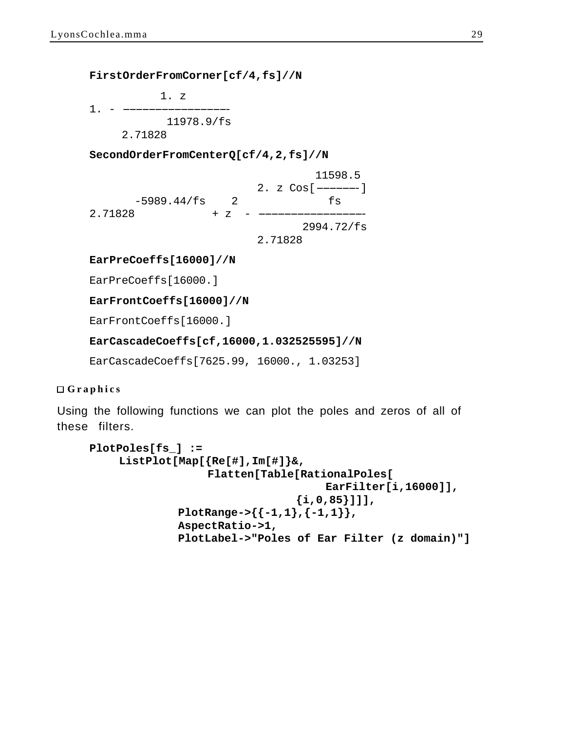```
FirstOrderFromCorner[cf/4,fs]//N
```

```
            1. z
1. - ─────────────────
          11978.9/fs
     2.71828
```

```
SecondOrderFromCenterQ[cf/4,2,fs]//N
```

```
                                  11598.5
                          2. z Cos[───────]
      -5989.44/fs    2               fs
2.71828            + z  - ─────────────────
                                2994.72/fs
                          2.71828
```

```
EarPreCoeffs[16000]//N
```

```
EarPreCoeffs[16000.]
```

```
EarFrontCoeffs[16000]//N
```

```
EarFrontCoeffs[16000.]
```

```
EarCascadeCoeffs[cf,16000,1.032525595]//N
```

```
EarCascadeCoeffs[7625.99, 16000., 1.03253]
```

### Graphics

Using the following functions we can plot the poles and zeros of all of these filters.

```
PlotPoles[fs_] :=
    ListPlot[Map[{Re[#],Im[#]}&,
              Flatten[Table[RationalPoles[
                          EarFilter[i,16000]],
                       {i,0,85}]]],
          PlotRange->{{-1,1},{-1,1}},
          AspectRatio->1,
          PlotLabel->"Poles of Ear Filter (z domain)"]
```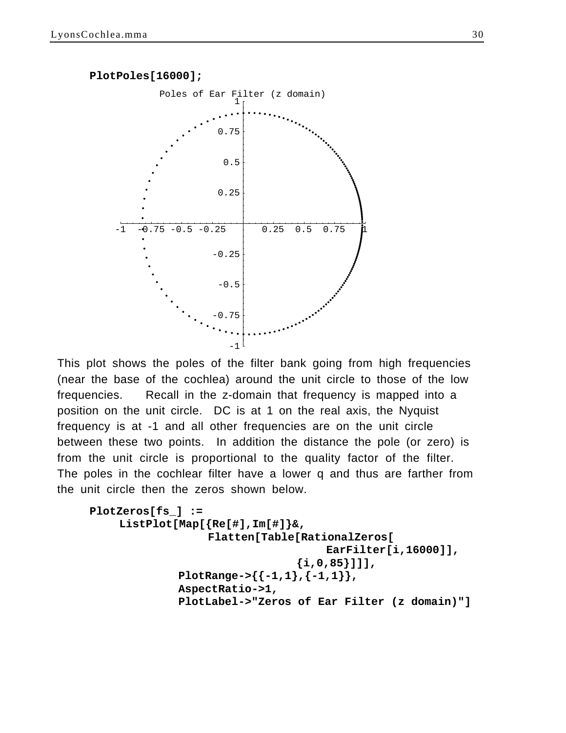```
PlotPoles[16000];
```

Poles of Ear Filter (z domain)

This plot shows the poles of the filter bank going from high frequencies (near the base of the cochlea) around the unit circle to those of the low frequencies. Recall in the z-domain that frequency is mapped into a position on the unit circle. DC is at 1 on the real axis, the Nyquist frequency is at -1 and all other frequencies are on the unit circle between these two points. In addition the distance the pole (or zero) is from the unit circle is proportional to the quality factor of the filter. The poles in the cochlear filter have a lower q and thus are farther from the unit circle then the zeros shown below.

```
PlotZeros[fs_] :=
    ListPlot[Map[{Re[#],Im[#]}&,
              Flatten[Table[RationalZeros[
                                EarFilter[i,16000]],
                        {i,0,85}]]],
        PlotRange->{{-1,1},{-1,1}},
        AspectRatio->1,
        PlotLabel->"Zeros of Ear Filter (z domain)"]
```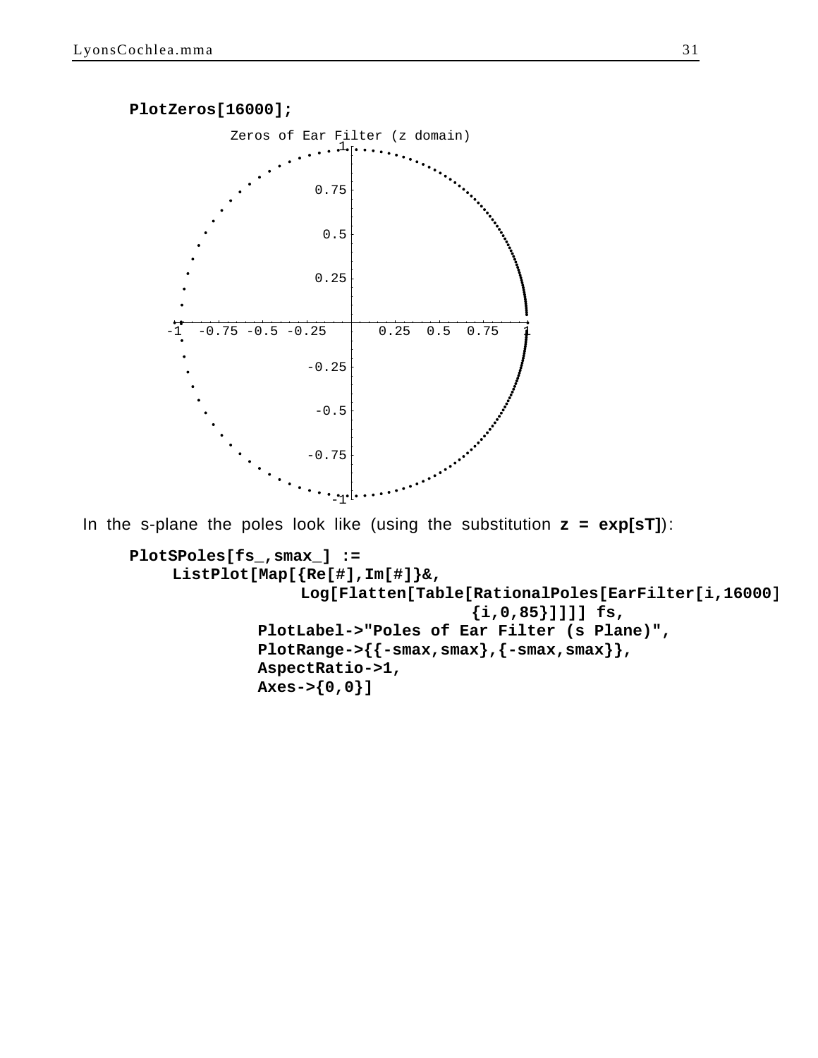```
PlotZeros[16000];
```

In the s-plane the poles look like (using the substitution **z = exp[sT]**):

```
PlotSPoles[fs_,smax_] :=
    ListPlot[Map[{Re[#],Im[#]}&,
            Log[Flatten[Table[RationalPoles[EarFilter[i,16000]
                            {i,0,85}]]]] fs,
        PlotLabel->"Poles of Ear Filter (s Plane)",
        PlotRange->{{-smax,smax},{-smax,smax}},
        AspectRatio->1,
        Axes->{0,0}]
```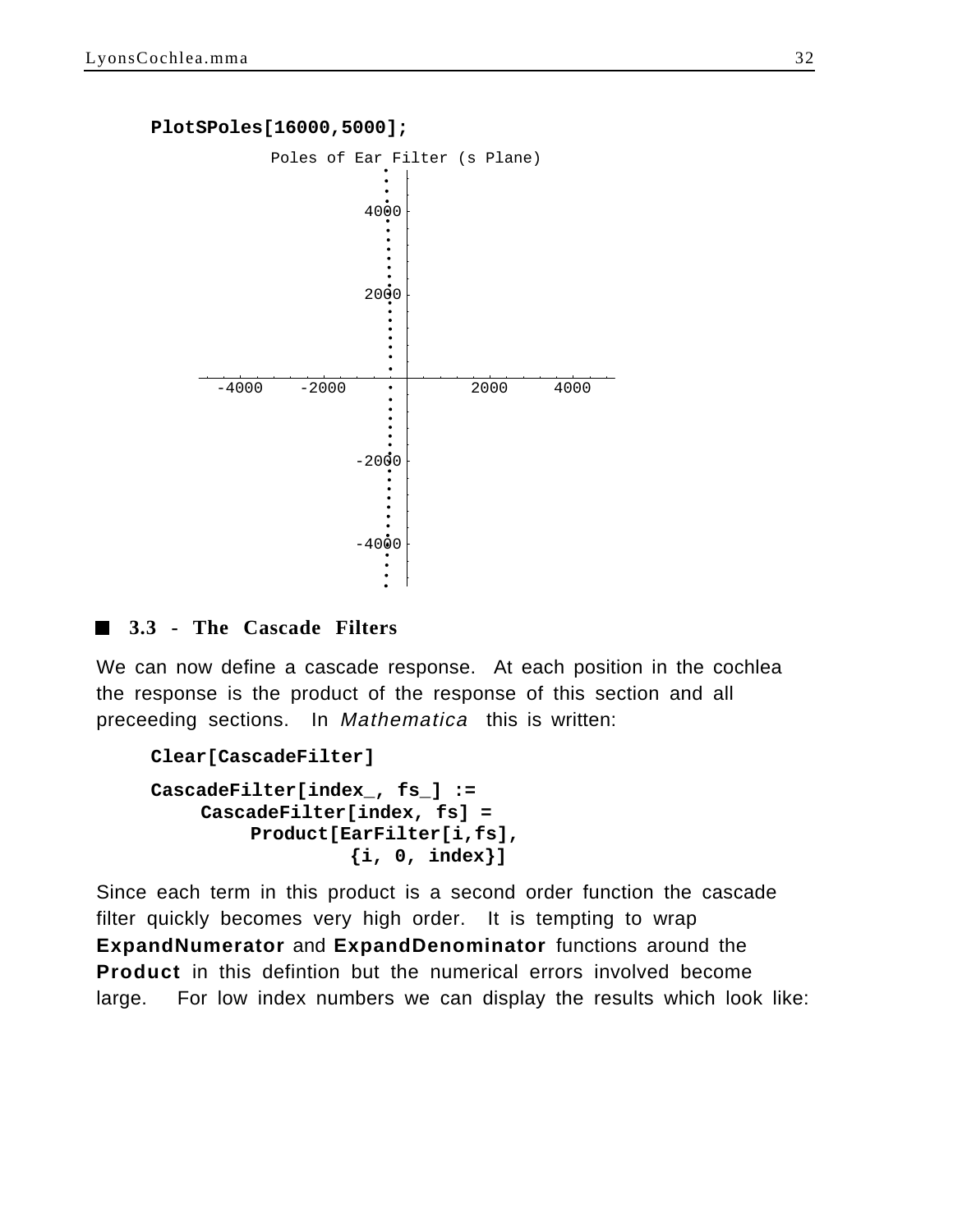```
PlotSPoles[16000,5000];
```

Poles of Ear Filter (s Plane)

## 3.3 - The Cascade Filters

We can now define a cascade response. At each position in the cochlea the response is the product of the response of this section and all preceeding sections. In *Mathematica* this is written:

```
Clear[CascadeFilter]

CascadeFilter[index_, fs_] :=
    CascadeFilter[index, fs] =
        Product[EarFilter[i,fs],
                {i, 0, index}]
```

Since each term in this product is a second order function the cascade filter quickly becomes very high order. It is tempting to wrap **ExpandNumerator** and **ExpandDenominator** functions around the **Product** in this defintion but the numerical errors involved become large. For low index numbers we can display the results which look like: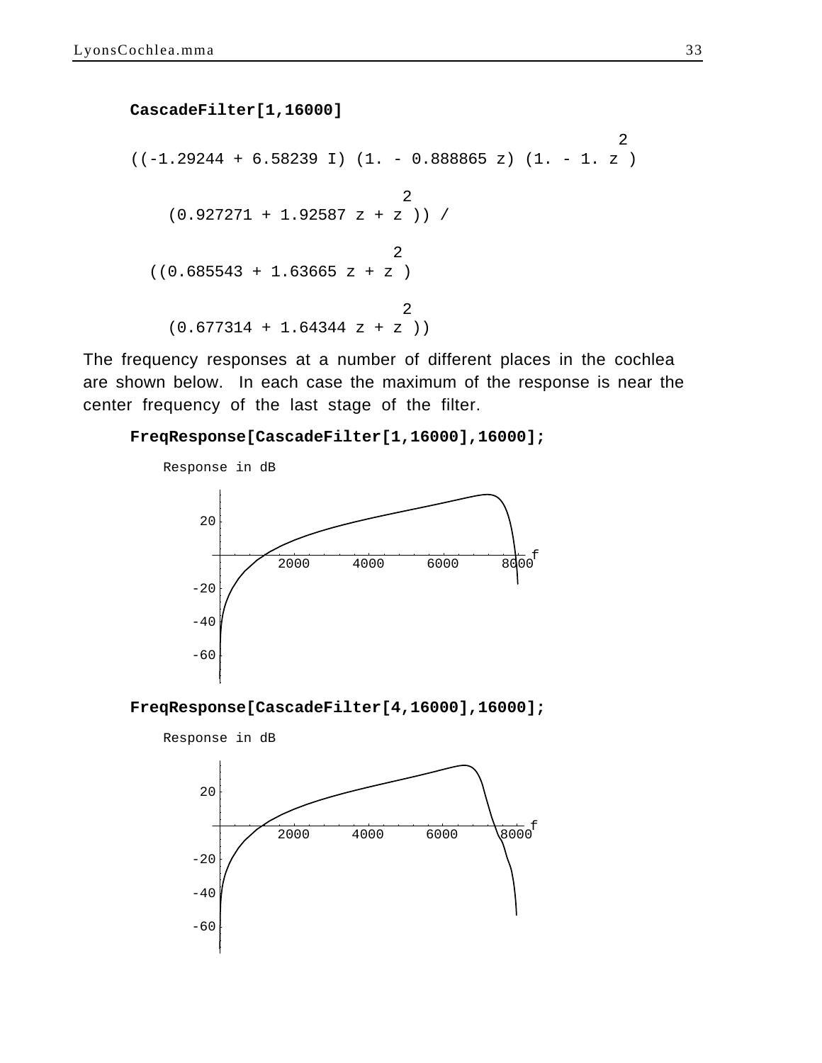```
CascadeFilter[1,16000]
```

```
                                                        2
((-1.29244 + 6.58239 I) (1. - 0.888865 z) (1. - 1. z )

                               2
    (0.927271 + 1.92587 z + z )) /

                               2
  ((0.685543 + 1.63665 z + z )

                               2
    (0.677314 + 1.64344 z + z ))
```

The frequency responses at a number of different places in the cochlea are shown below. In each case the maximum of the response is near the center frequency of the last stage of the filter.

```
FreqResponse[CascadeFilter[1,16000],16000];
```

Response in dB

```
FreqResponse[CascadeFilter[4,16000],16000];
```

Response in dB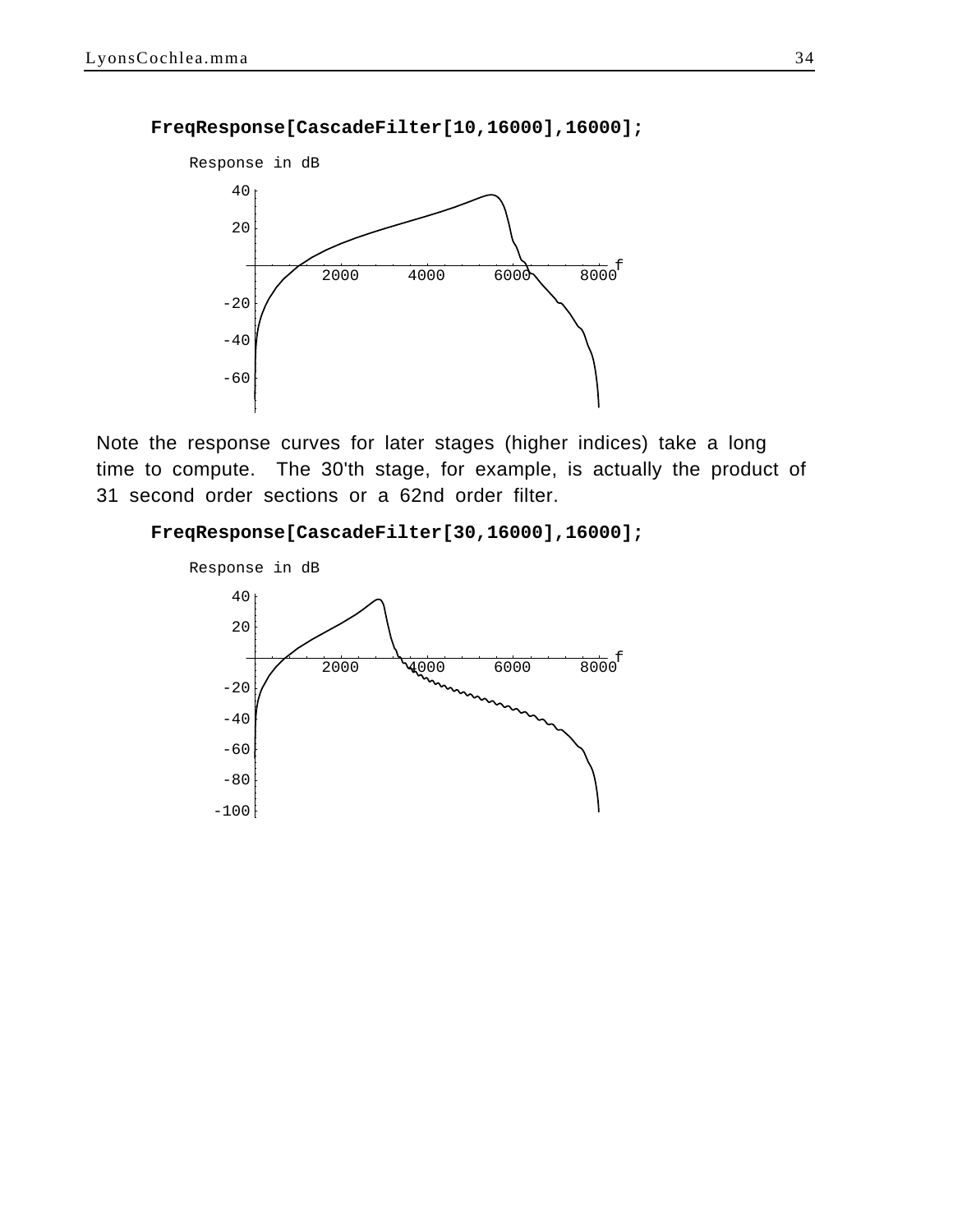```
FreqResponse[CascadeFilter[10,16000],16000];
```

Note the response curves for later stages (higher indices) take a long time to compute. The 30'th stage, for example, is actually the product of 31 second order sections or a 62nd order filter.

```
FreqResponse[CascadeFilter[30,16000],16000];
```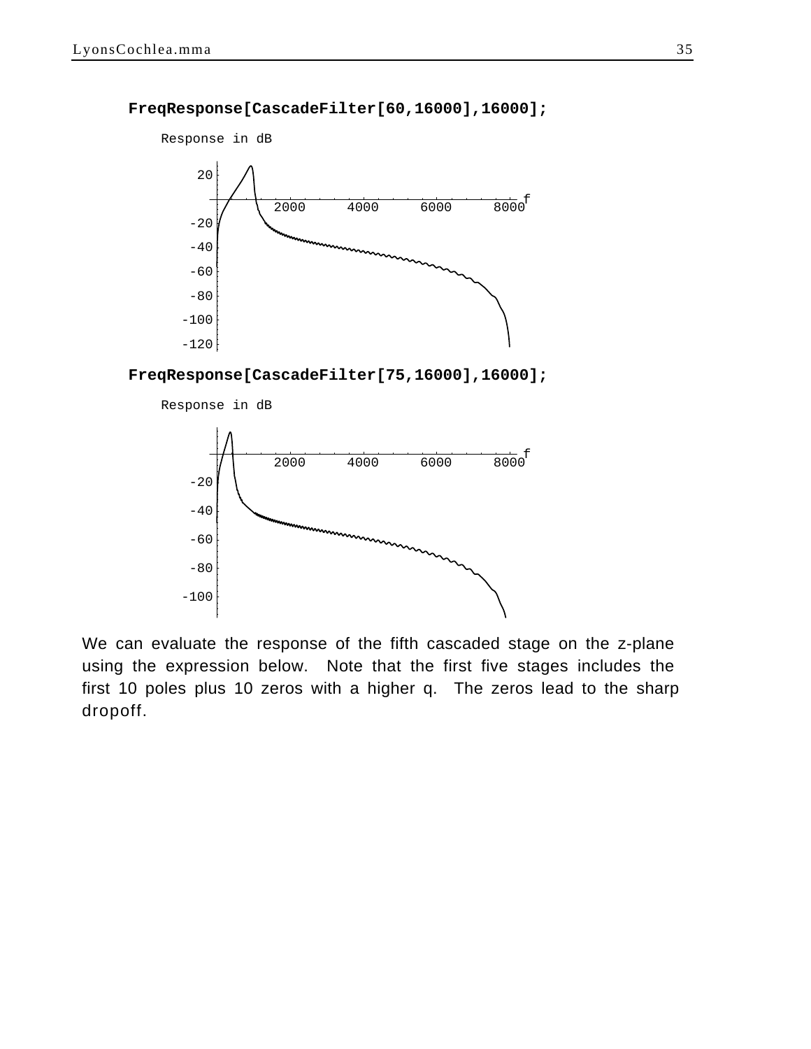```
FreqResponse[CascadeFilter[60,16000],16000];
```

```
FreqResponse[CascadeFilter[75,16000],16000];
```

We can evaluate the response of the fifth cascaded stage on the z-plane using the expression below. Note that the first five stages includes the first 10 poles plus 10 zeros with a higher q. The zeros lead to the sharp dropoff.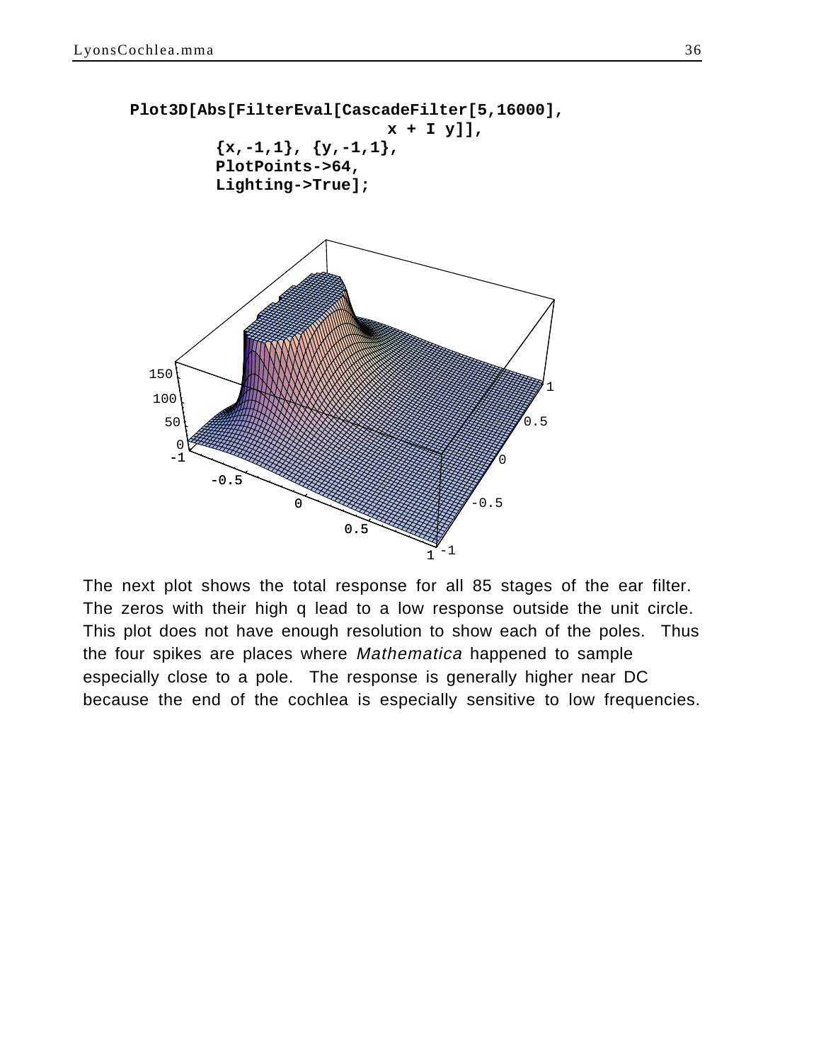```
Plot3D[Abs[FilterEval[CascadeFilter[5,16000],
                     x + I y]],
       {x,-1,1}, {y,-1,1},
       PlotPoints->64,
       Lighting->True];
```

The next plot shows the total response for all 85 stages of the ear filter. The zeros with their high q lead to a low response outside the unit circle. This plot does not have enough resolution to show each of the poles. Thus the four spikes are places where *Mathematica* happened to sample especially close to a pole. The response is generally higher near DC because the end of the cochlea is especially sensitive to low frequencies.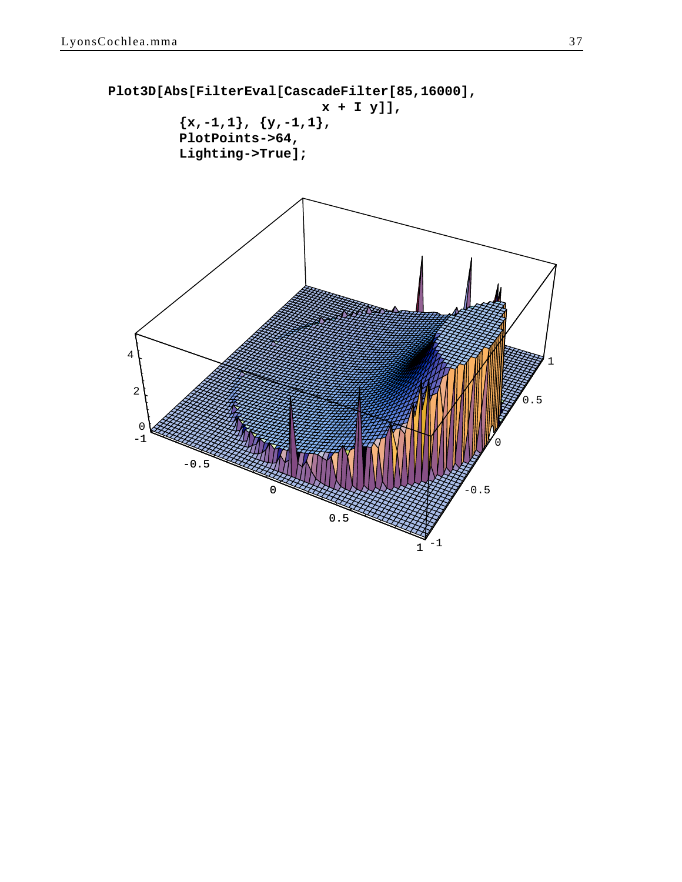```
Plot3D[Abs[FilterEval[CascadeFilter[85,16000],
                        x + I y]],
        {x,-1,1}, {y,-1,1},
        PlotPoints->64,
        Lighting->True];
```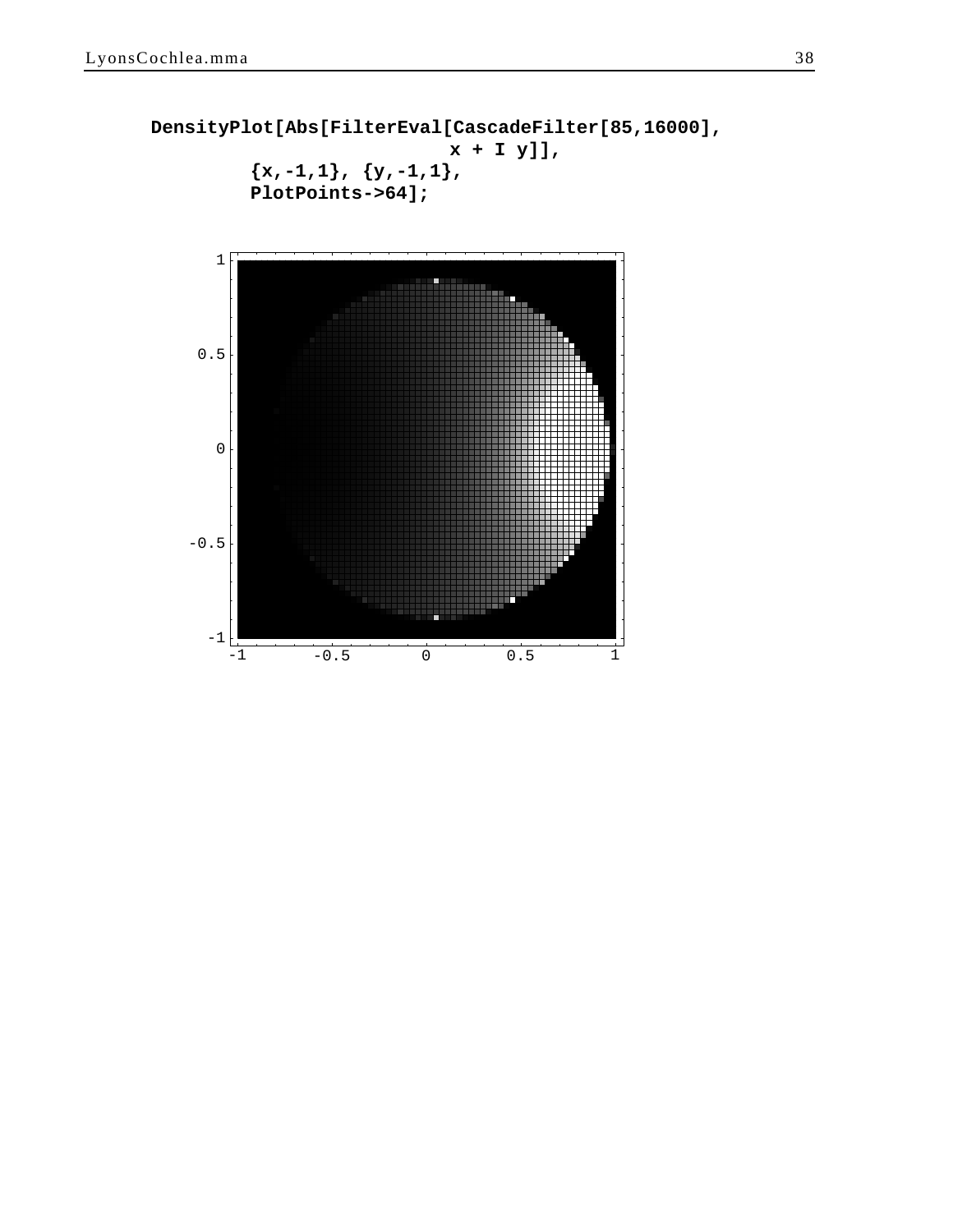```
DensityPlot[Abs[FilterEval[CascadeFilter[85,16000],
                           x + I y]],
        {x,-1,1}, {y,-1,1},
        PlotPoints->64];
```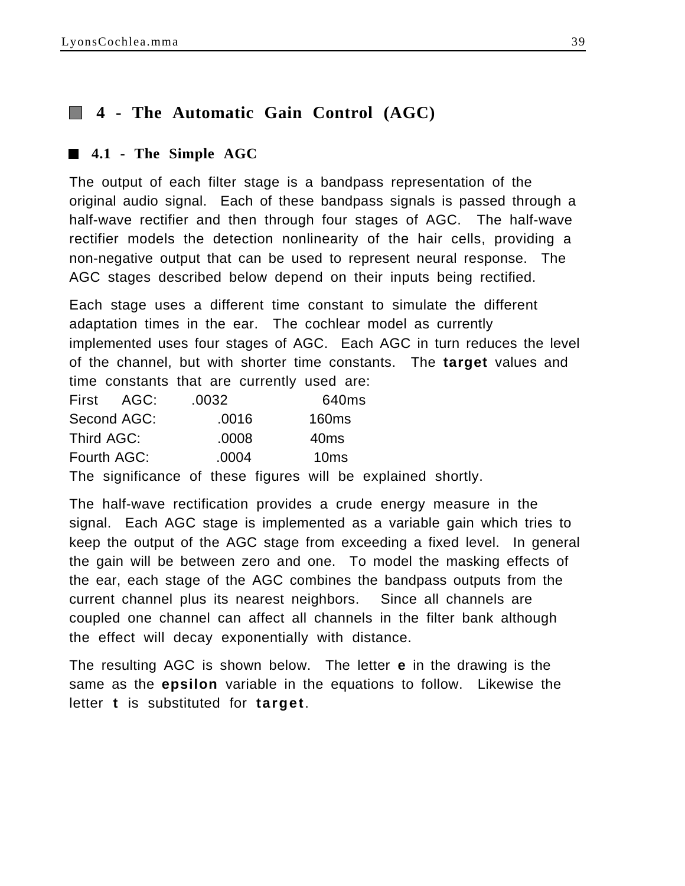# 4 - The Automatic Gain Control (AGC)

## 4.1 - The Simple AGC

The output of each filter stage is a bandpass representation of the original audio signal. Each of these bandpass signals is passed through a half-wave rectifier and then through four stages of AGC. The half-wave rectifier models the detection nonlinearity of the hair cells, providing a non-negative output that can be used to represent neural response. The AGC stages described below depend on their inputs being rectified.

Each stage uses a different time constant to simulate the different adaptation times in the ear. The cochlear model as currently implemented uses four stages of AGC. Each AGC in turn reduces the level of the channel, but with shorter time constants. The **target** values and time constants that are currently used are:

| | | |
|---|---|---|
| First AGC: | .0032 | 640ms |
| Second AGC: | .0016 | 160ms |
| Third AGC: | .0008 | 40ms |
| Fourth AGC: | .0004 | 10ms |

The significance of these figures will be explained shortly.

The half-wave rectification provides a crude energy measure in the signal. Each AGC stage is implemented as a variable gain which tries to keep the output of the AGC stage from exceeding a fixed level. In general the gain will be between zero and one. To model the masking effects of the ear, each stage of the AGC combines the bandpass outputs from the current channel plus its nearest neighbors. Since all channels are coupled one channel can affect all channels in the filter bank although the effect will decay exponentially with distance.

The resulting AGC is shown below. The letter **e** in the drawing is the same as the **epsilon** variable in the equations to follow. Likewise the letter **t** is substituted for **target**.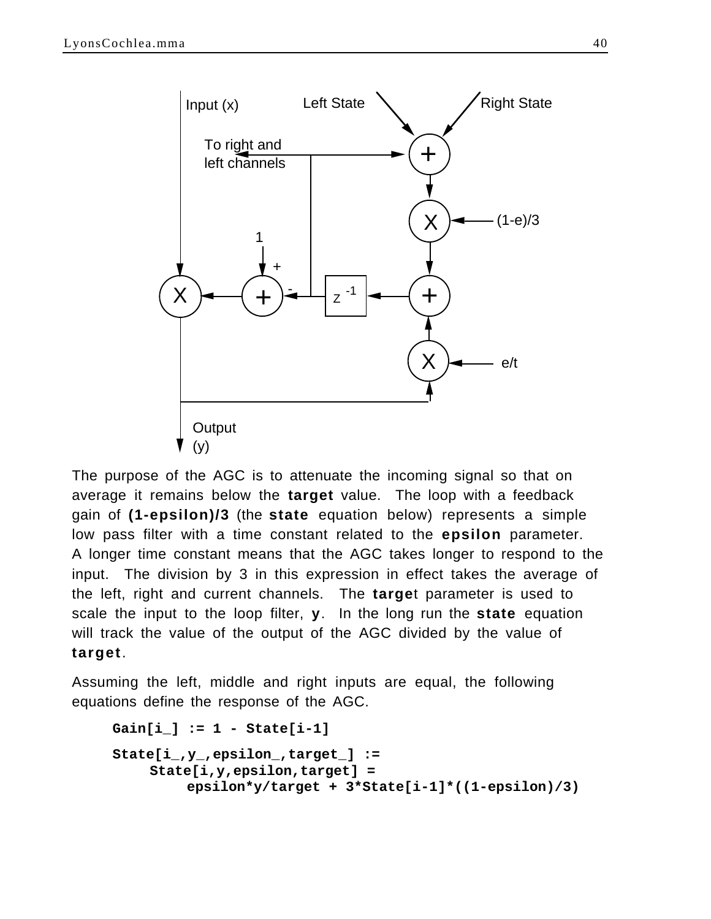The purpose of the AGC is to attenuate the incoming signal so that on average it remains below the **target** value. The loop with a feedback gain of **(1-epsilon)/3** (the **state** equation below) represents a simple low pass filter with a time constant related to the **epsilon** parameter. A longer time constant means that the AGC takes longer to respond to the input. The division by 3 in this expression in effect takes the average of the left, right and current channels. The **target** parameter is used to scale the input to the loop filter, **y**. In the long run the **state** equation will track the value of the output of the AGC divided by the value of **target**.

Assuming the left, middle and right inputs are equal, the following equations define the response of the AGC.

```
Gain[i_] := 1 - State[i-1]

State[i_,y_,epsilon_,target_] :=
     State[i,y,epsilon,target] =
          epsilon*y/target + 3*State[i-1]*((1-epsilon)/3)
```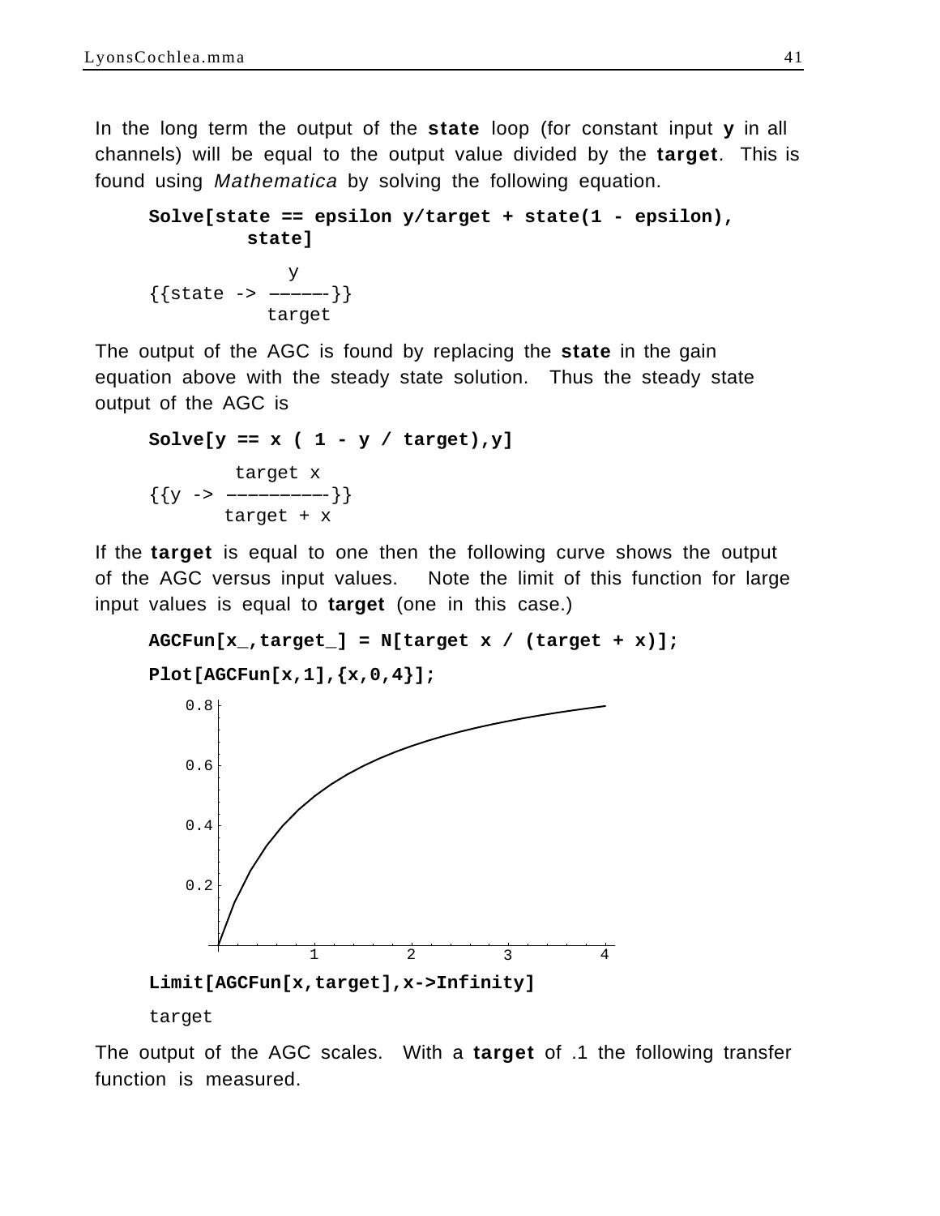In the long term the output of the **state** loop (for constant input **y** in all channels) will be equal to the output value divided by the **target**. This is found using *Mathematica* by solving the following equation.

```
Solve[state == epsilon y/target + state(1 - epsilon),
         state]
```

```
               y
{{state -> ------}}
             target
```

The output of the AGC is found by replacing the **state** in the gain equation above with the steady state solution. Thus the steady state output of the AGC is

```
Solve[y == x ( 1 - y / target),y]
```

```
         target x
{{y -> ----------}}
        target + x
```

If the **target** is equal to one then the following curve shows the output of the AGC versus input values. Note the limit of this function for large input values is equal to **target** (one in this case.)

```
AGCFun[x_,target_] = N[target x / (target + x)];
```

```
Plot[AGCFun[x,1],{x,0,4}];
```

```
Limit[AGCFun[x,target],x->Infinity]
```

```
target
```

The output of the AGC scales. With a **target** of .1 the following transfer function is measured.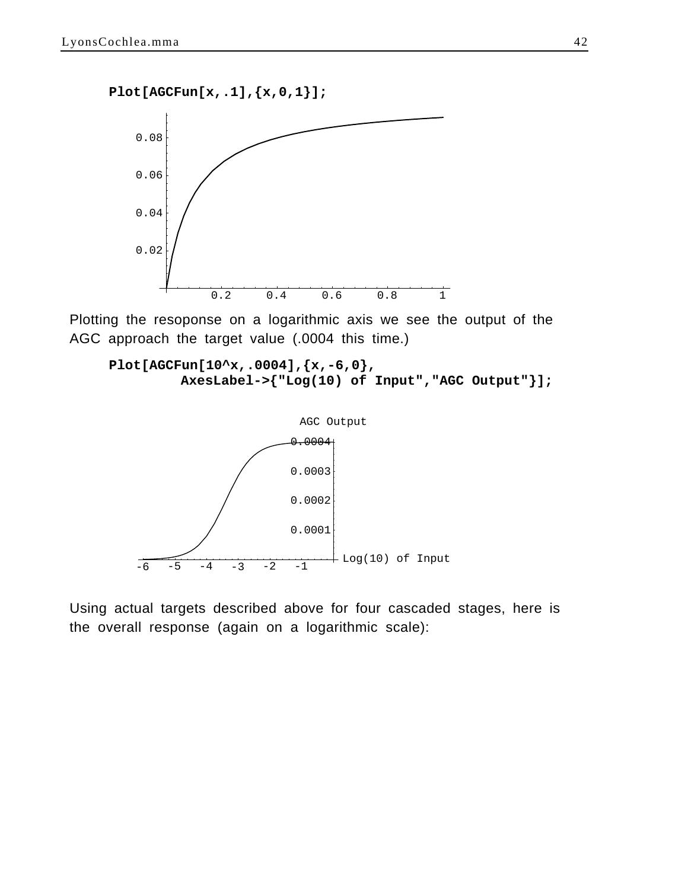```
Plot[AGCFun[x,.1],{x,0,1}];
```

Plotting the resoponse on a logarithmic axis we see the output of the AGC approach the target value (.0004 this time.)

```
Plot[AGCFun[10^x,.0004],{x,-6,0},
        AxesLabel->{"Log(10) of Input","AGC Output"}];
```

Using actual targets described above for four cascaded stages, here is the overall response (again on a logarithmic scale):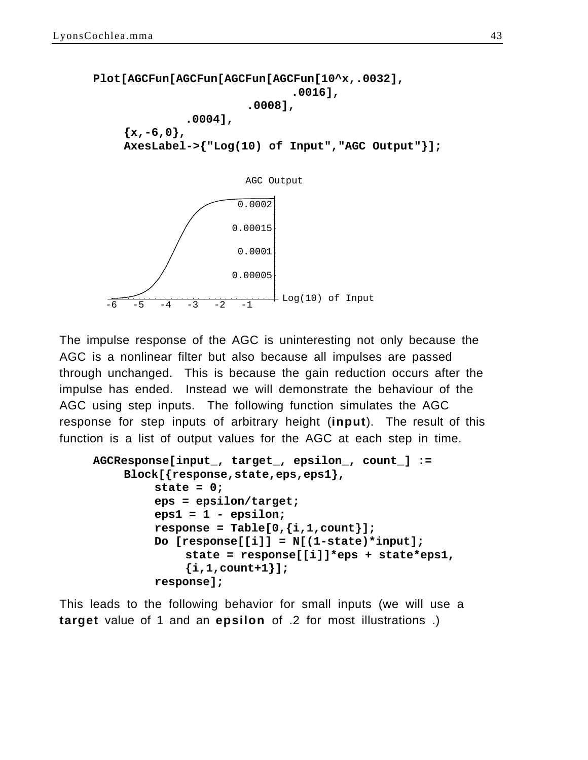```
Plot[AGCFun[AGCFun[AGCFun[AGCFun[10^x,.0032],
                              .0016],
                        .0008],
                .0004],
    {x,-6,0},
    AxesLabel->{"Log(10) of Input","AGC Output"}];
```

The impulse response of the AGC is uninteresting not only because the AGC is a nonlinear filter but also because all impulses are passed through unchanged. This is because the gain reduction occurs after the impulse has ended. Instead we will demonstrate the behaviour of the AGC using step inputs. The following function simulates the AGC response for step inputs of arbitrary height (**input**). The result of this function is a list of output values for the AGC at each step in time.

```
AGCResponse[input_, target_, epsilon_, count_] :=
    Block[{response,state,eps,eps1},
        state = 0;
        eps = epsilon/target;
        eps1 = 1 - epsilon;
        response = Table[0,{i,1,count}];
        Do [response[[i]] = N[(1-state)*input];
            state = response[[i]]*eps + state*eps1,
            {i,1,count+1}];
        response];
```

This leads to the following behavior for small inputs (we will use a **target** value of 1 and an **epsilon** of .2 for most illustrations .)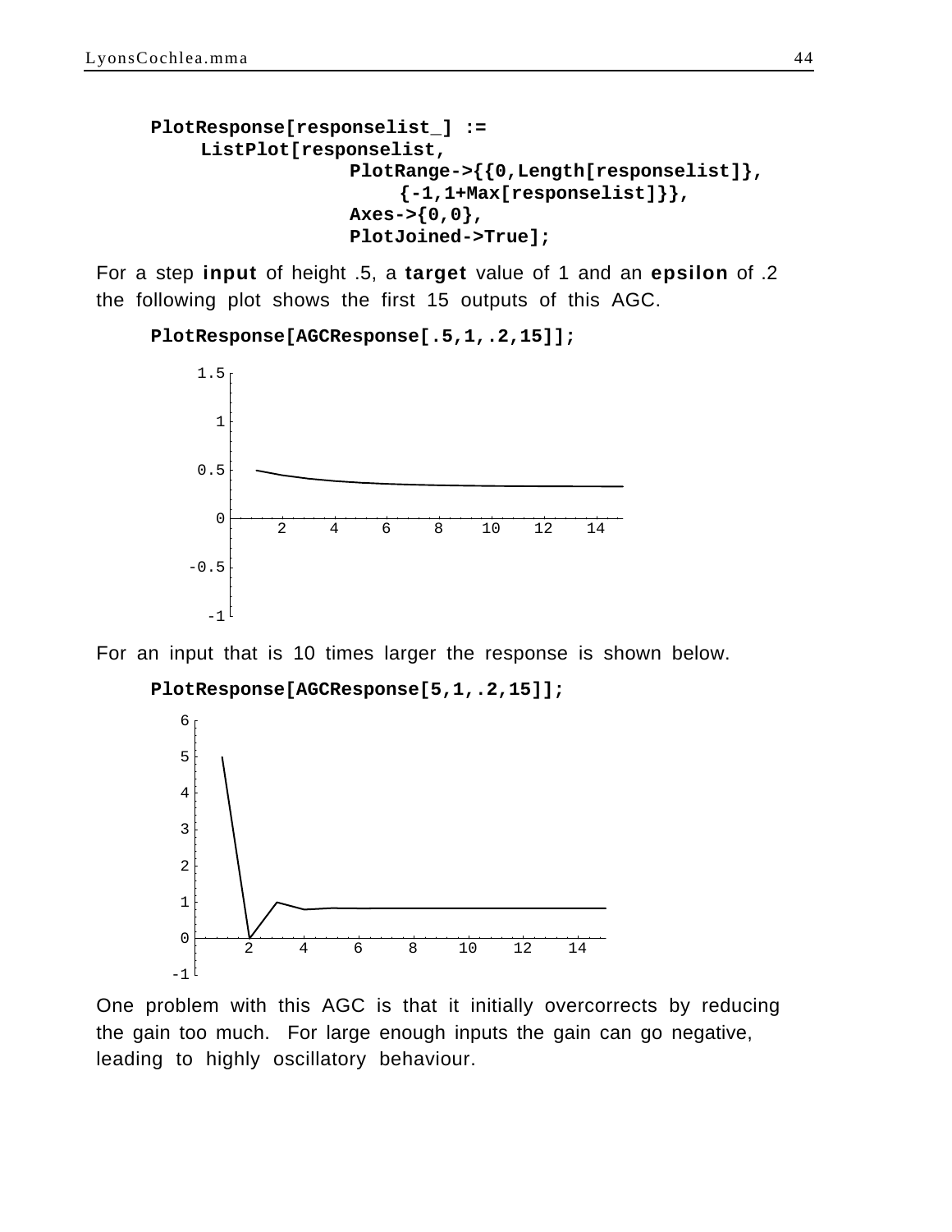```
PlotResponse[responselist_] :=
    ListPlot[responselist,
             PlotRange->{{0,Length[responselist]},
                 {-1,1+Max[responselist]}},
             Axes->{0,0},
             PlotJoined->True];
```

For a step **input** of height .5, a **target** value of 1 and an **epsilon** of .2 the following plot shows the first 15 outputs of this AGC.

```
PlotResponse[AGCResponse[.5,1,.2,15]];
```

For an input that is 10 times larger the response is shown below.

```
PlotResponse[AGCResponse[5,1,.2,15]];
```

One problem with this AGC is that it initially overcorrects by reducing the gain too much. For large enough inputs the gain can go negative, leading to highly oscillatory behaviour.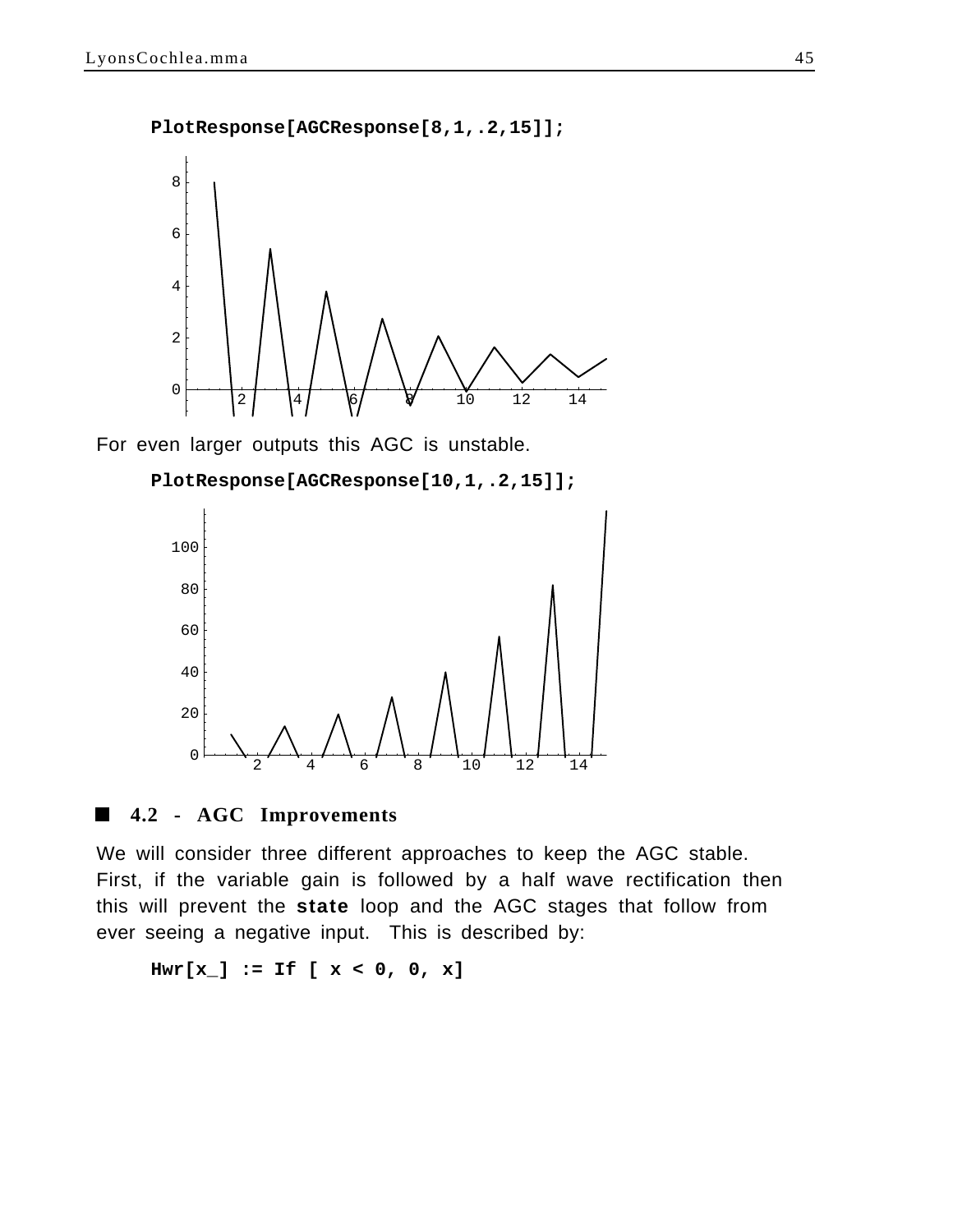```
PlotResponse[AGCResponse[8,1,.2,15]];
```

For even larger outputs this AGC is unstable.

```
PlotResponse[AGCResponse[10,1,.2,15]];
```

## 4.2 - AGC Improvements

We will consider three different approaches to keep the AGC stable. First, if the variable gain is followed by a half wave rectification then this will prevent the **state** loop and the AGC stages that follow from ever seeing a negative input. This is described by:

```
Hwr[x_] := If [ x < 0, 0, x]
```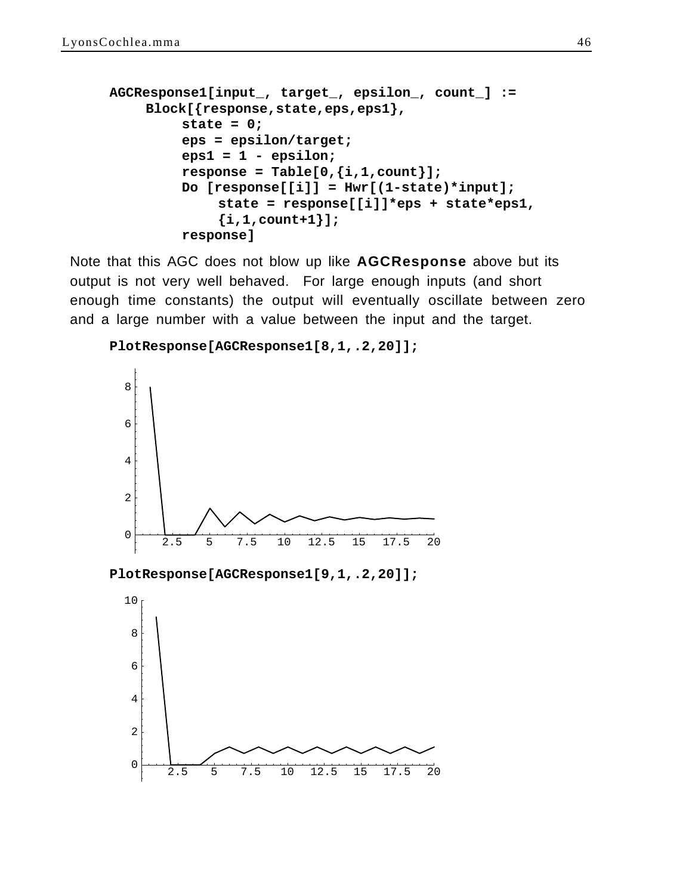```
AGCResponse1[input_, target_, epsilon_, count_] :=
    Block[{response,state,eps,eps1},
        state = 0;
        eps = epsilon/target;
        eps1 = 1 - epsilon;
        response = Table[0,{i,1,count}];
        Do [response[[i]] = Hwr[(1-state)*input];
            state = response[[i]]*eps + state*eps1,
            {i,1,count+1}];
        response]
```

Note that this AGC does not blow up like **AGCResponse** above but its output is not very well behaved. For large enough inputs (and short enough time constants) the output will eventually oscillate between zero and a large number with a value between the input and the target.

```
PlotResponse[AGCResponse1[8,1,.2,20]];
```

```
PlotResponse[AGCResponse1[9,1,.2,20]];
```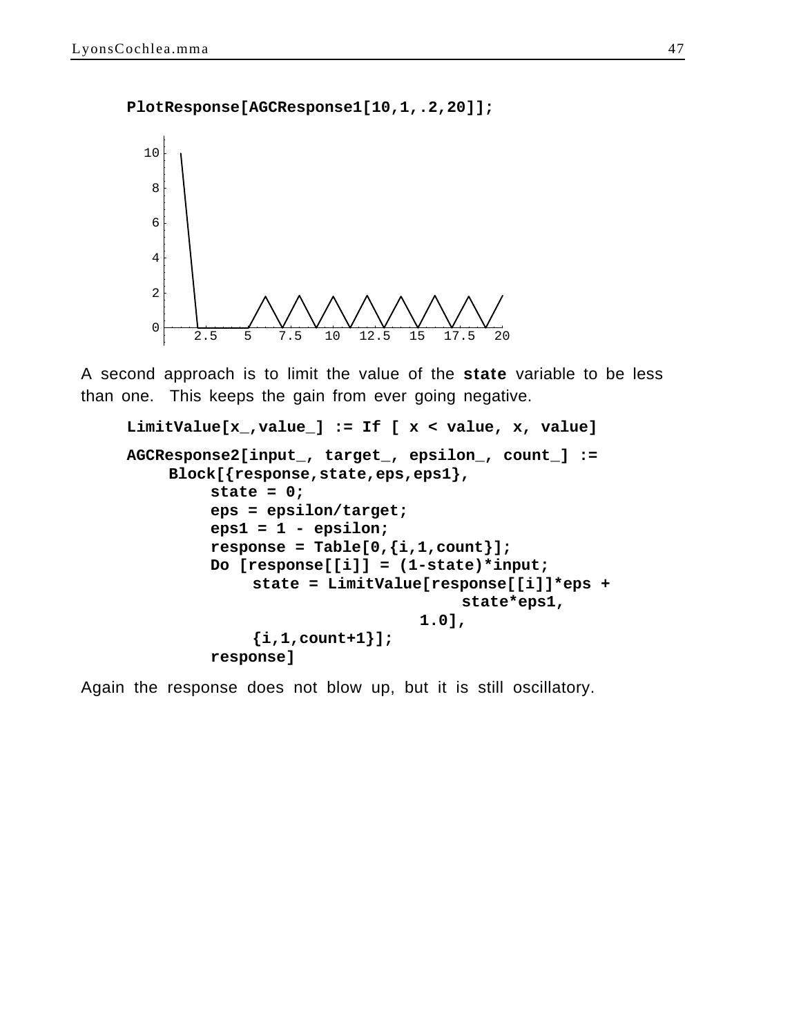```
PlotResponse[AGCResponse1[10,1,.2,20]];
```

A second approach is to limit the value of the **state** variable to be less than one. This keeps the gain from ever going negative.

```
LimitValue[x_,value_] := If [ x < value, x, value]

AGCResponse2[input_, target_, epsilon_, count_] :=
    Block[{response,state,eps,eps1},
         state = 0;
         eps = epsilon/target;
         eps1 = 1 - epsilon;
         response = Table[0,{i,1,count}];
         Do [response[[i]] = (1-state)*input;
              state = LimitValue[response[[i]]*eps +
                                      state*eps1,
                                 1.0],
              {i,1,count+1}];
         response]
```

Again the response does not blow up, but it is still oscillatory.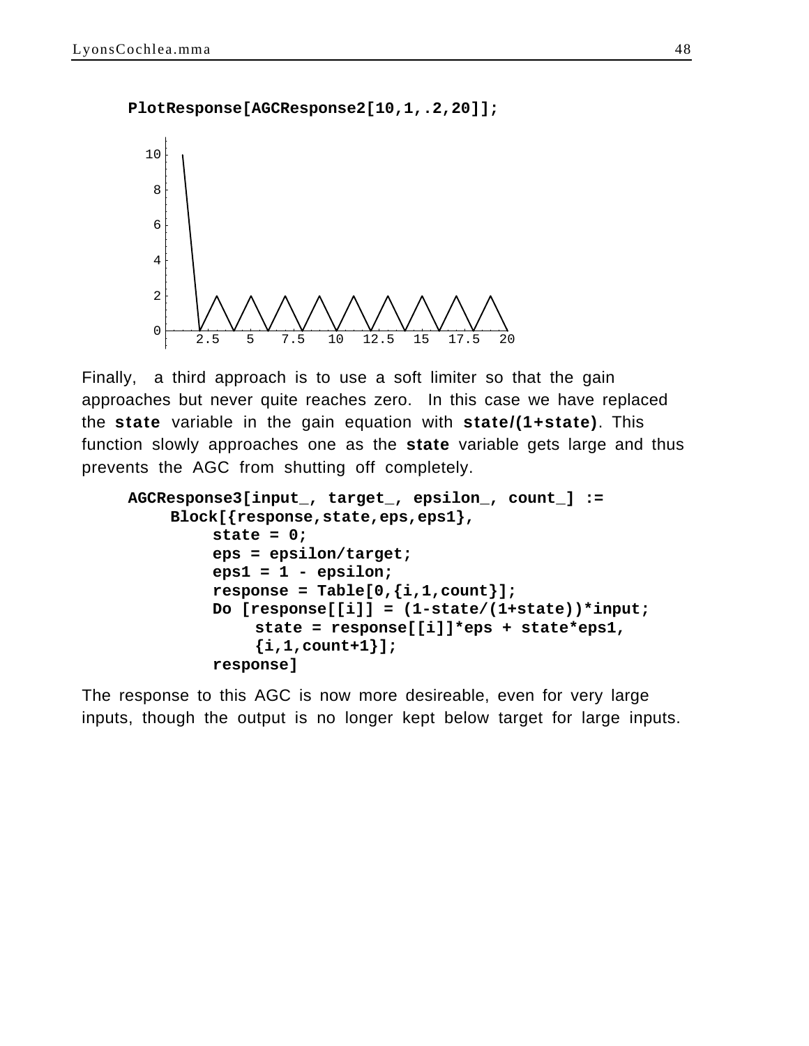```
PlotResponse[AGCResponse2[10,1,.2,20]];
```

Finally, a third approach is to use a soft limiter so that the gain approaches but never quite reaches zero. In this case we have replaced the **state** variable in the gain equation with **state/(1+state)**. This function slowly approaches one as the **state** variable gets large and thus prevents the AGC from shutting off completely.

```
AGCResponse3[input_, target_, epsilon_, count_] :=
    Block[{response,state,eps,eps1},
        state = 0;
        eps = epsilon/target;
        eps1 = 1 - epsilon;
        response = Table[0,{i,1,count}];
        Do [response[[i]] = (1-state/(1+state))*input;
            state = response[[i]]*eps + state*eps1,
            {i,1,count+1}];
        response]
```

The response to this AGC is now more desireable, even for very large inputs, though the output is no longer kept below target for large inputs.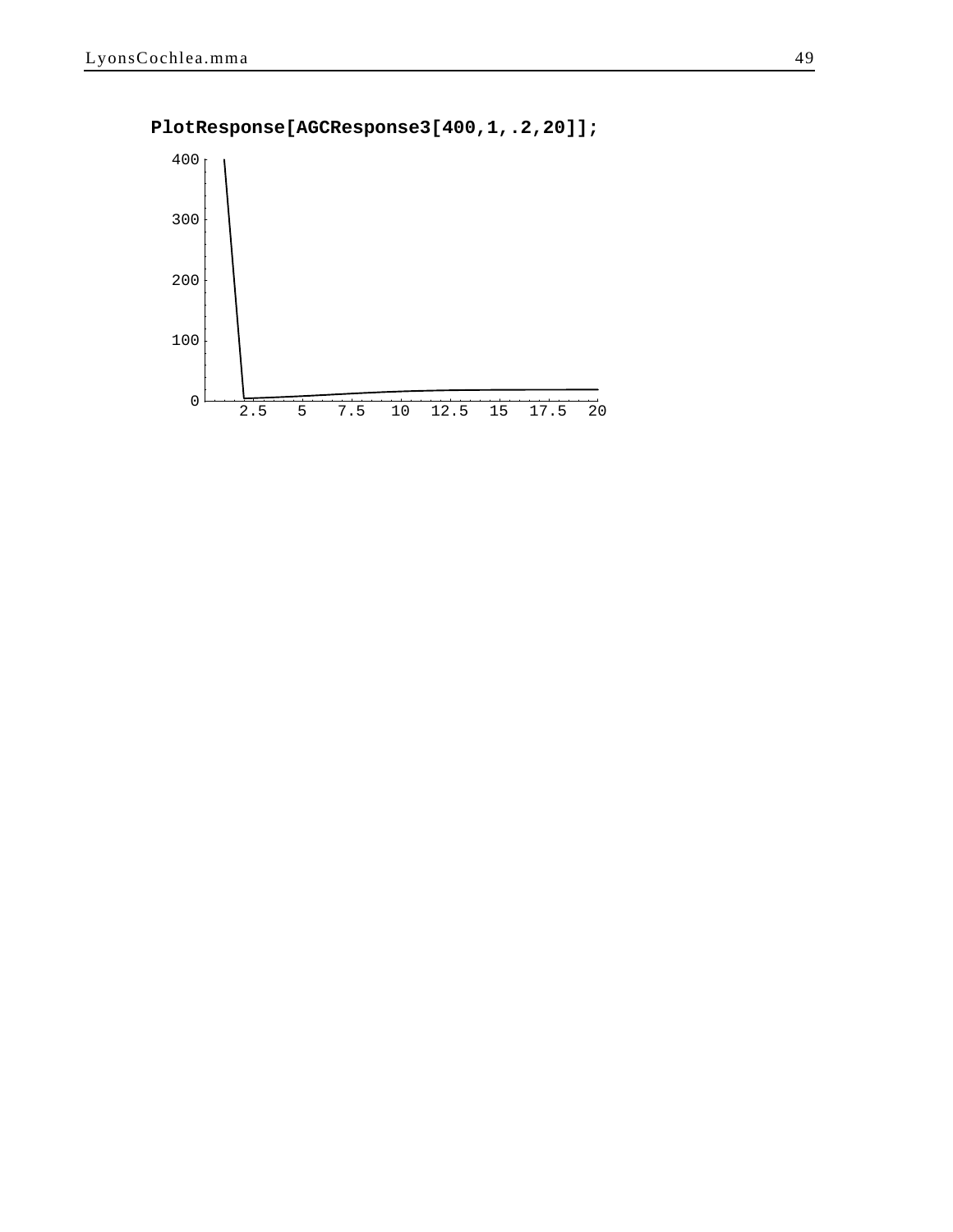```
PlotResponse[AGCResponse3[400,1,.2,20]];
```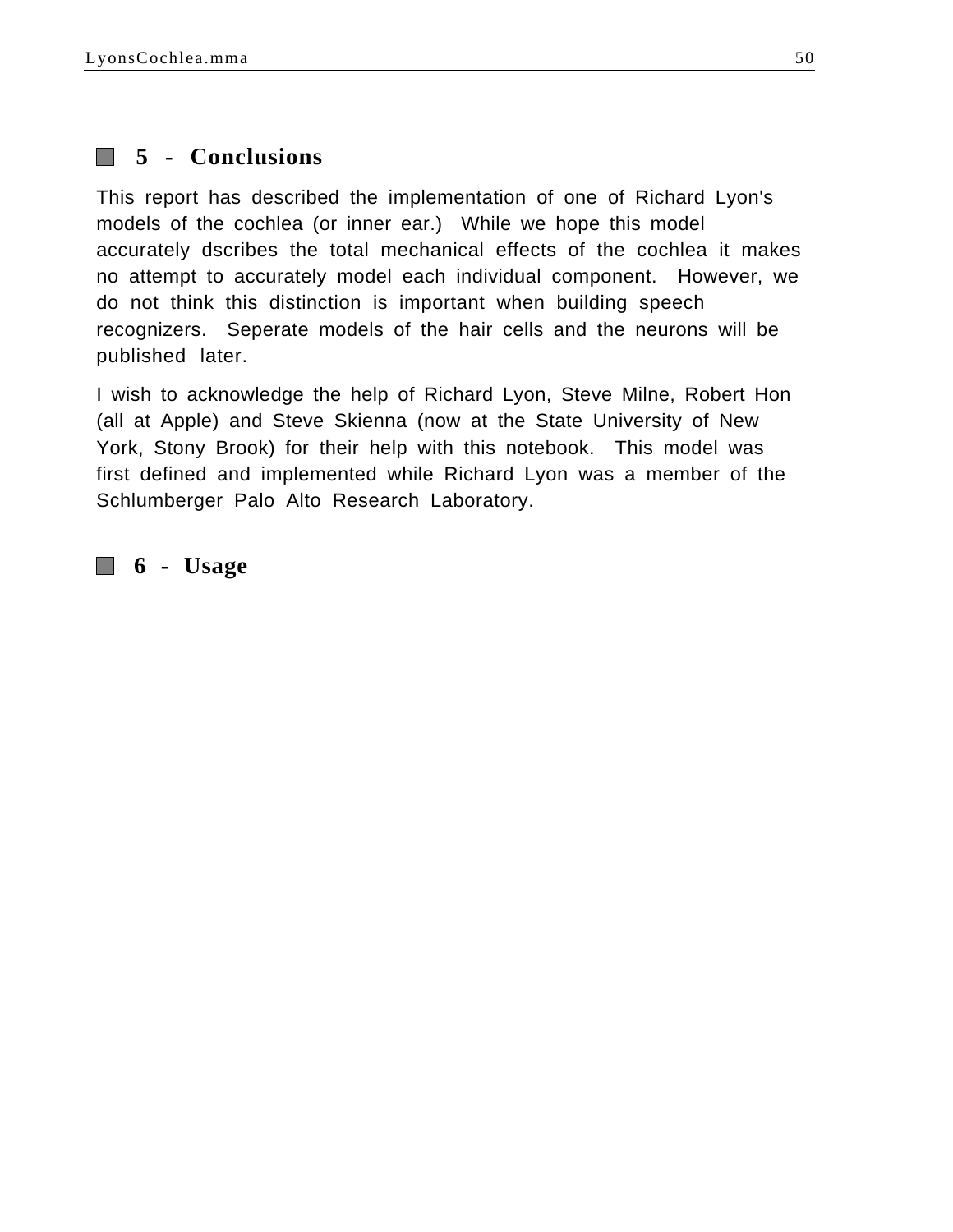## 5 - Conclusions

This report has described the implementation of one of Richard Lyon's models of the cochlea (or inner ear.) While we hope this model accurately dscribes the total mechanical effects of the cochlea it makes no attempt to accurately model each individual component. However, we do not think this distinction is important when building speech recognizers. Seperate models of the hair cells and the neurons will be published later.

I wish to acknowledge the help of Richard Lyon, Steve Milne, Robert Hon (all at Apple) and Steve Skienna (now at the State University of New York, Stony Brook) for their help with this notebook. This model was first defined and implemented while Richard Lyon was a member of the Schlumberger Palo Alto Research Laboratory.

## 6 - Usage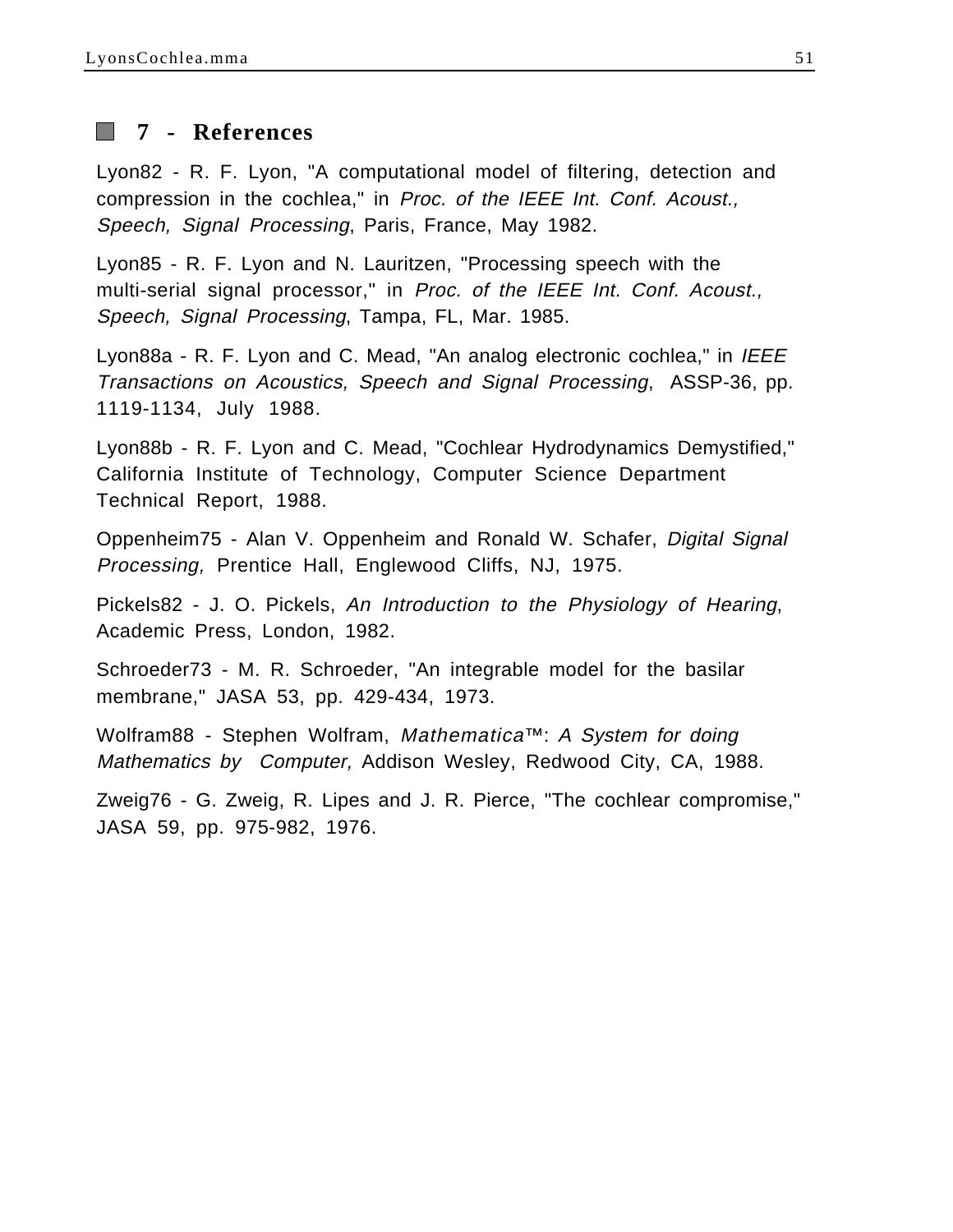## 7 - References

Lyon82 - R. F. Lyon, "A computational model of filtering, detection and compression in the cochlea," in *Proc. of the IEEE Int. Conf. Acoust., Speech, Signal Processing*, Paris, France, May 1982.

Lyon85 - R. F. Lyon and N. Lauritzen, "Processing speech with the multi-serial signal processor," in *Proc. of the IEEE Int. Conf. Acoust., Speech, Signal Processing*, Tampa, FL, Mar. 1985.

Lyon88a - R. F. Lyon and C. Mead, "An analog electronic cochlea," in *IEEE Transactions on Acoustics, Speech and Signal Processing*, ASSP-36, pp. 1119-1134, July 1988.

Lyon88b - R. F. Lyon and C. Mead, "Cochlear Hydrodynamics Demystified," California Institute of Technology, Computer Science Department Technical Report, 1988.

Oppenheim75 - Alan V. Oppenheim and Ronald W. Schafer, *Digital Signal Processing,* Prentice Hall, Englewood Cliffs, NJ, 1975.

Pickels82 - J. O. Pickels, *An Introduction to the Physiology of Hearing*, Academic Press, London, 1982.

Schroeder73 - M. R. Schroeder, "An integrable model for the basilar membrane," JASA 53, pp. 429-434, 1973.

Wolfram88 - Stephen Wolfram, *Mathematica™: A System for doing Mathematics by Computer,* Addison Wesley, Redwood City, CA, 1988.

Zweig76 - G. Zweig, R. Lipes and J. R. Pierce, "The cochlear compromise," JASA 59, pp. 975-982, 1976.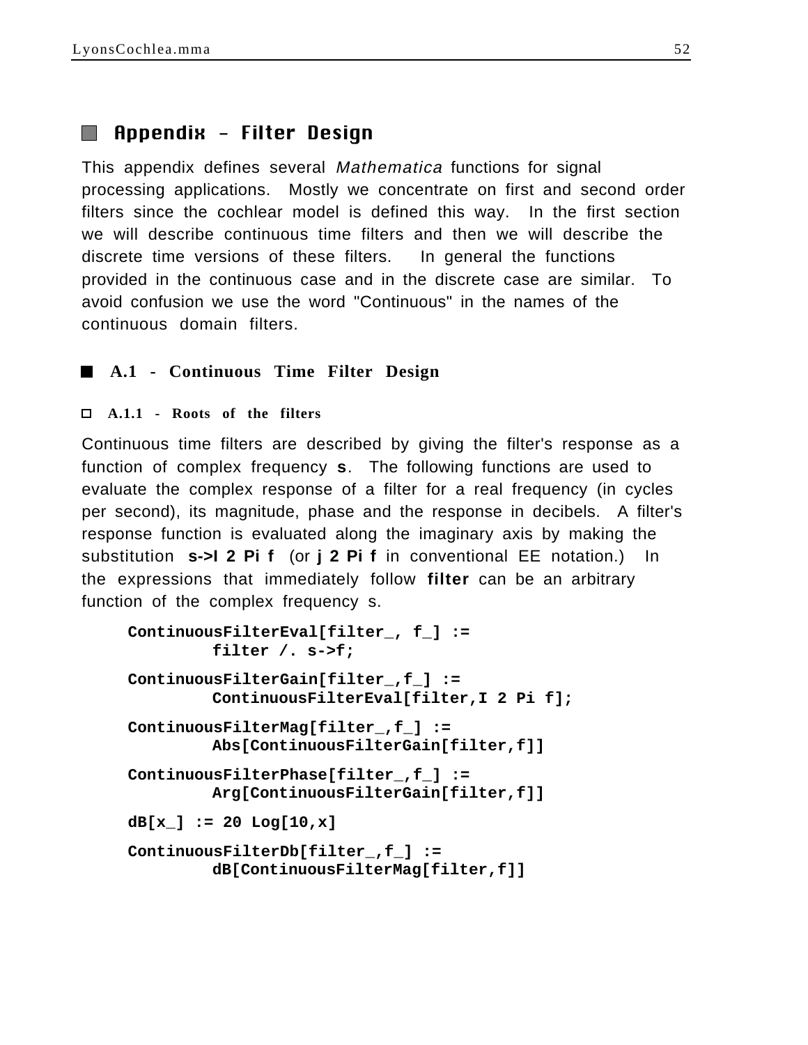# Appendix - Filter Design

This appendix defines several *Mathematica* functions for signal processing applications. Mostly we concentrate on first and second order filters since the cochlear model is defined this way. In the first section we will describe continuous time filters and then we will describe the discrete time versions of these filters. In general the functions provided in the continuous case and in the discrete case are similar. To avoid confusion we use the word "Continuous" in the names of the continuous domain filters.

## A.1 - Continuous Time Filter Design

### A.1.1 - Roots of the filters

Continuous time filters are described by giving the filter's response as a function of complex frequency **s**. The following functions are used to evaluate the complex response of a filter for a real frequency (in cycles per second), its magnitude, phase and the response in decibels. A filter's response function is evaluated along the imaginary axis by making the substitution **s->I 2 Pi f** (or **j 2 Pi f** in conventional EE notation.) In the expressions that immediately follow **filter** can be an arbitrary function of the complex frequency s.

```
ContinuousFilterEval[filter_, f_] :=
        filter /. s->f;

ContinuousFilterGain[filter_,f_] :=
        ContinuousFilterEval[filter,I 2 Pi f];

ContinuousFilterMag[filter_,f_] :=
        Abs[ContinuousFilterGain[filter,f]]

ContinuousFilterPhase[filter_,f_] :=
        Arg[ContinuousFilterGain[filter,f]]

dB[x_] := 20 Log[10,x]

ContinuousFilterDb[filter_,f_] :=
        dB[ContinuousFilterMag[filter,f]]
```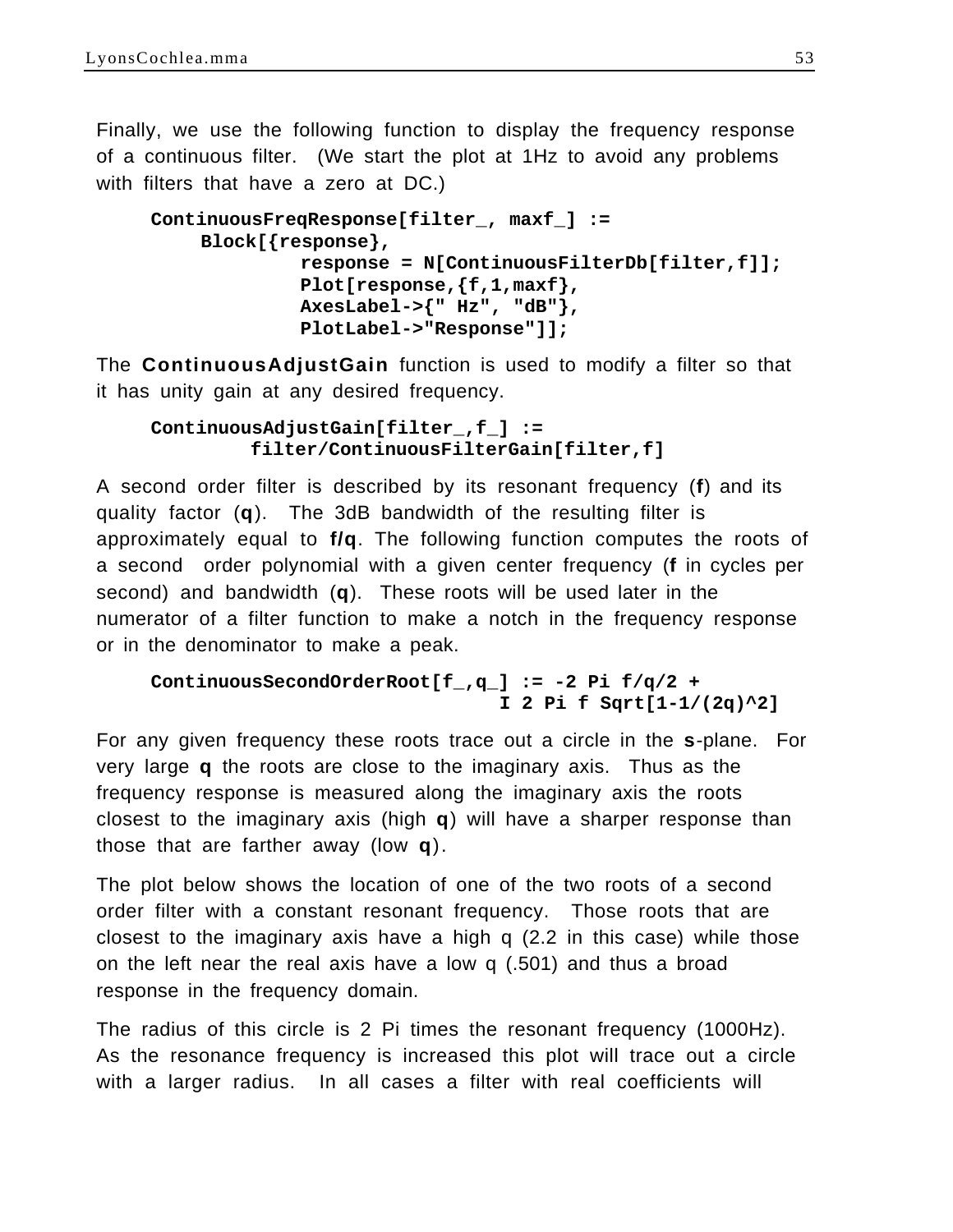Finally, we use the following function to display the frequency response of a continuous filter. (We start the plot at 1Hz to avoid any problems with filters that have a zero at DC.)

```
ContinuousFreqResponse[filter_, maxf_] :=
    Block[{response},
            response = N[ContinuousFilterDb[filter,f]];
            Plot[response,{f,1,maxf},
            AxesLabel->{" Hz", "dB"},
            PlotLabel->"Response"]];
```

The **ContinuousAdjustGain** function is used to modify a filter so that it has unity gain at any desired frequency.

```
ContinuousAdjustGain[filter_,f_] :=
        filter/ContinuousFilterGain[filter,f]
```

A second order filter is described by its resonant frequency (**f**) and its quality factor (**q**). The 3dB bandwidth of the resulting filter is approximately equal to **f/q**. The following function computes the roots of a second order polynomial with a given center frequency (**f** in cycles per second) and bandwidth (**q**). These roots will be used later in the numerator of a filter function to make a notch in the frequency response or in the denominator to make a peak.

```
ContinuousSecondOrderRoot[f_,q_] := -2 Pi f/q/2 +
                                    I 2 Pi f Sqrt[1-1/(2q)^2]
```

For any given frequency these roots trace out a circle in the **s**-plane. For very large **q** the roots are close to the imaginary axis. Thus as the frequency response is measured along the imaginary axis the roots closest to the imaginary axis (high **q**) will have a sharper response than those that are farther away (low **q**).

The plot below shows the location of one of the two roots of a second order filter with a constant resonant frequency. Those roots that are closest to the imaginary axis have a high q (2.2 in this case) while those on the left near the real axis have a low q (.501) and thus a broad response in the frequency domain.

The radius of this circle is 2 Pi times the resonant frequency (1000Hz). As the resonance frequency is increased this plot will trace out a circle with a larger radius. In all cases a filter with real coefficients will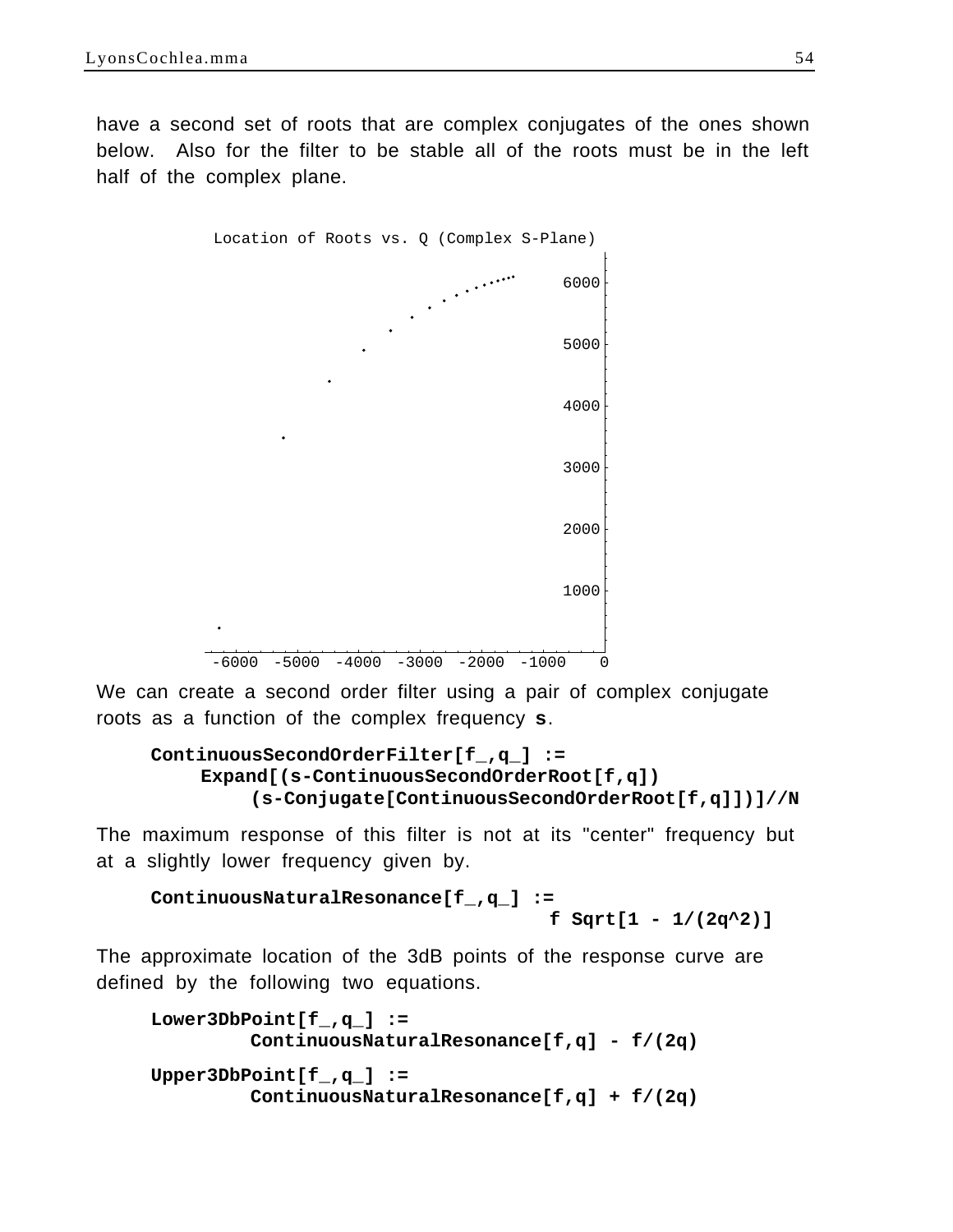have a second set of roots that are complex conjugates of the ones shown below. Also for the filter to be stable all of the roots must be in the left half of the complex plane.

Location of Roots vs. Q (Complex S-Plane)

We can create a second order filter using a pair of complex conjugate roots as a function of the complex frequency **s**.

```
ContinuousSecondOrderFilter[f_,q_] :=
    Expand[(s-ContinuousSecondOrderRoot[f,q])
        (s-Conjugate[ContinuousSecondOrderRoot[f,q]])]//N
```

The maximum response of this filter is not at its "center" frequency but at a slightly lower frequency given by.

```
ContinuousNaturalResonance[f_,q_] :=
                                    f Sqrt[1 - 1/(2q^2)]
```

The approximate location of the 3dB points of the response curve are defined by the following two equations.

```
Lower3DbPoint[f_,q_] :=
        ContinuousNaturalResonance[f,q] - f/(2q)

Upper3DbPoint[f_,q_] :=
        ContinuousNaturalResonance[f,q] + f/(2q)
```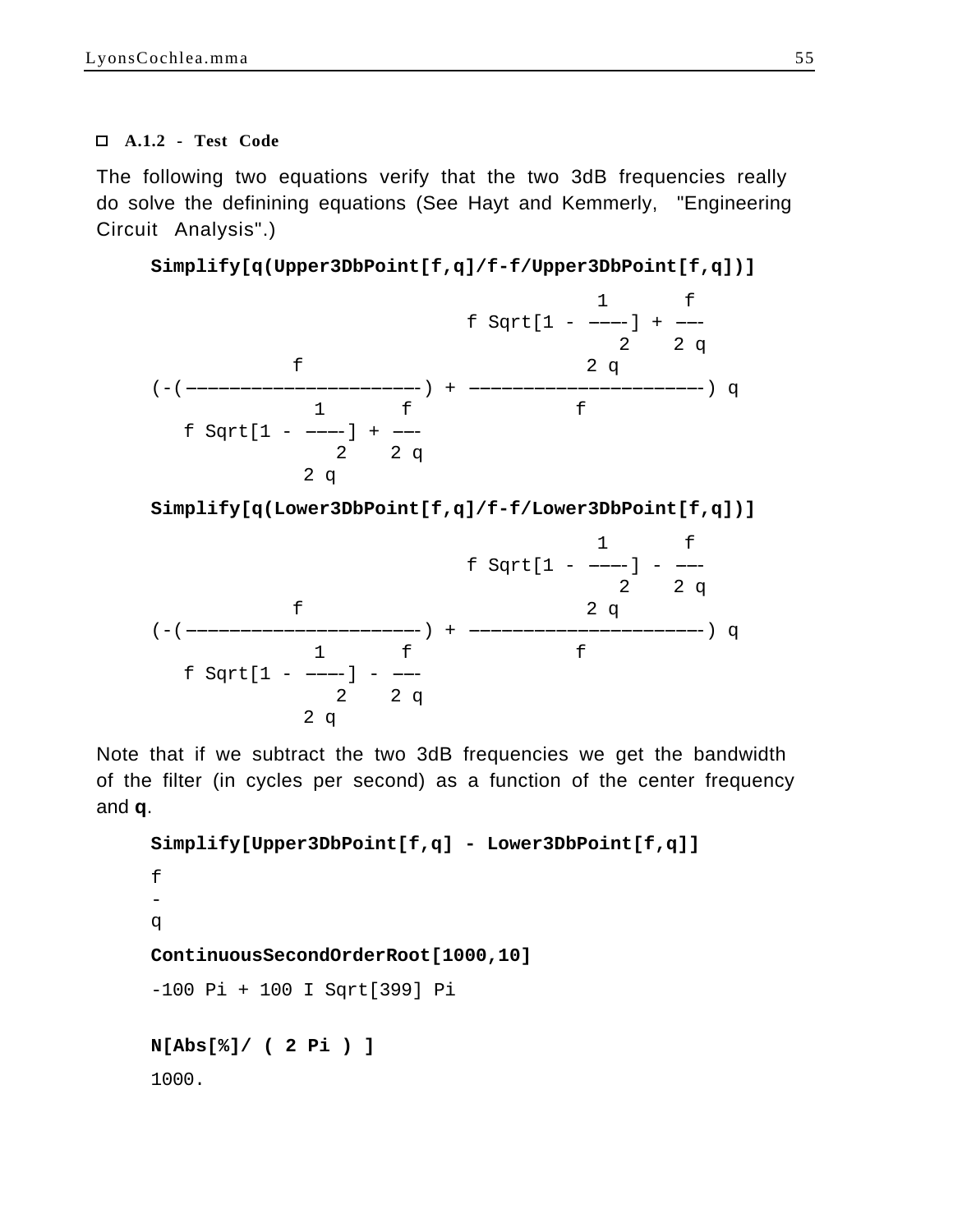### A.1.2 - Test Code

The following two equations verify that the two 3dB frequencies really do solve the definining equations (See Hayt and Kemmerly, "Engineering Circuit Analysis".)

```
Simplify[q(Upper3DbPoint[f,q]/f-f/Upper3DbPoint[f,q])]
```

```
                                       1       f
                          f Sqrt[1 - ----] + ---
                                        2    2 q
         f                               2 q
(-(----------------------) + ----------------------) q
              1       f                 f
   f Sqrt[1 - ----] + ---
                 2    2 q
             2 q
```

```
Simplify[q(Lower3DbPoint[f,q]/f-f/Lower3DbPoint[f,q])]
```

```
                                       1       f
                          f Sqrt[1 - ----] - ---
                                        2    2 q
         f                               2 q
(-(----------------------) + ----------------------) q
              1       f                 f
   f Sqrt[1 - ----] - ---
                 2    2 q
             2 q
```

Note that if we subtract the two 3dB frequencies we get the bandwidth of the filter (in cycles per second) as a function of the center frequency and **q**.

```
Simplify[Upper3DbPoint[f,q] - Lower3DbPoint[f,q]]
```

```
f
-
q
```

```
ContinuousSecondOrderRoot[1000,10]
```

```
-100 Pi + 100 I Sqrt[399] Pi
```

```
N[Abs[%]/ ( 2 Pi ) ]
```

```
1000.
```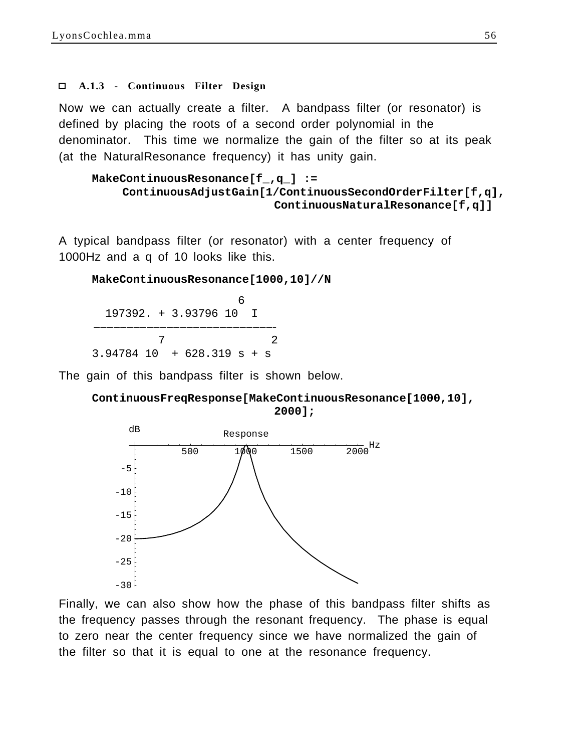### A.1.3 - Continuous Filter Design

Now we can actually create a filter. A bandpass filter (or resonator) is defined by placing the roots of a second order polynomial in the denominator. This time we normalize the gain of the filter so at its peak (at the NaturalResonance frequency) it has unity gain.

```
MakeContinuousResonance[f_,q_] :=
    ContinuousAdjustGain[1/ContinuousSecondOrderFilter[f,q],
                         ContinuousNaturalResonance[f,q]]
```

A typical bandpass filter (or resonator) with a center frequency of 1000Hz and a q of 10 looks like this.

```
MakeContinuousResonance[1000,10]//N
```

$$\frac{197392. + 3.93796\ 10^{6}\ I}{3.94784\ 10^{7} + 628.319\ s + s^{2}}$$

The gain of this bandpass filter is shown below.

```
ContinuousFreqResponse[MakeContinuousResonance[1000,10],
                         2000];
```

Finally, we can also show how the phase of this bandpass filter shifts as the frequency passes through the resonant frequency. The phase is equal to zero near the center frequency since we have normalized the gain of the filter so that it is equal to one at the resonance frequency.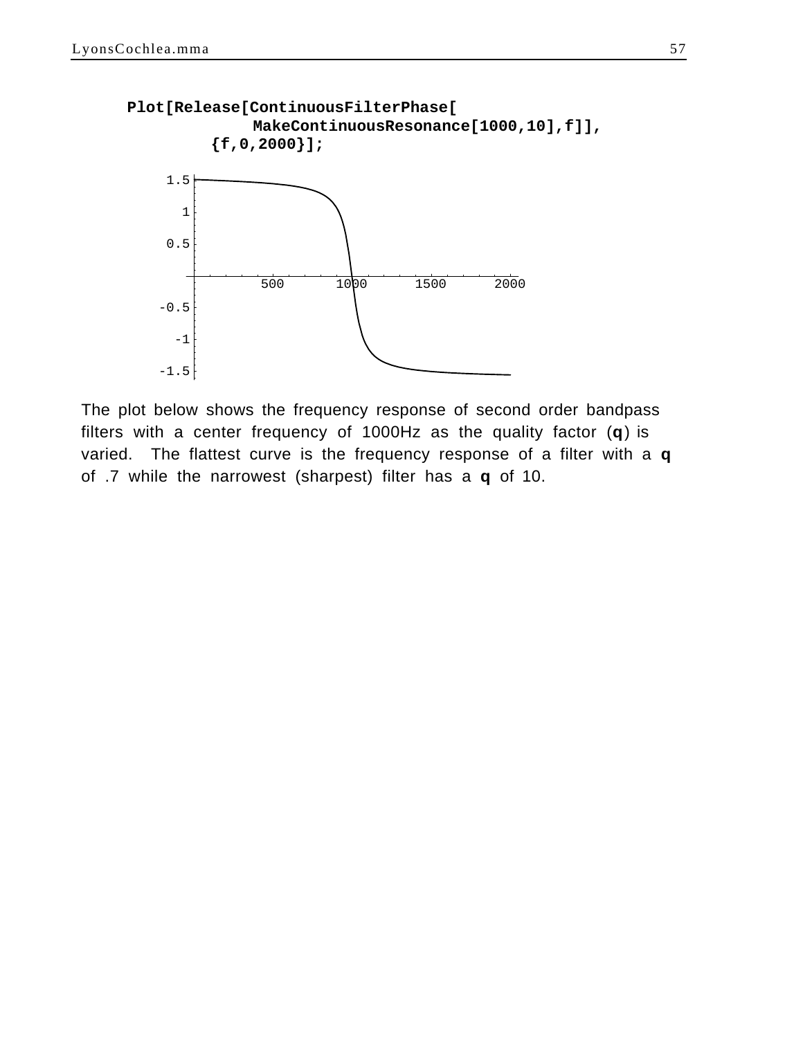```
Plot[Release[ContinuousFilterPhase[
            MakeContinuousResonance[1000,10],f]],
        {f,0,2000}];
```

The plot below shows the frequency response of second order bandpass filters with a center frequency of 1000Hz as the quality factor (**q**) is varied. The flattest curve is the frequency response of a filter with a **q** of .7 while the narrowest (sharpest) filter has a **q** of 10.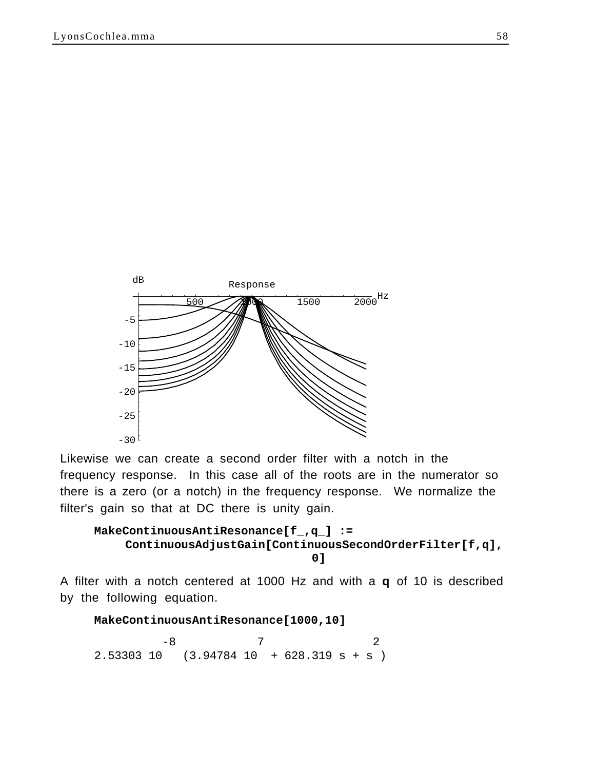Likewise we can create a second order filter with a notch in the frequency response. In this case all of the roots are in the numerator so there is a zero (or a notch) in the frequency response. We normalize the filter's gain so that at DC there is unity gain.

```
MakeContinuousAntiResonance[f_,q_] :=
    ContinuousAdjustGain[ContinuousSecondOrderFilter[f,q],
                         0]
```

A filter with a notch centered at 1000 Hz and with a **q** of 10 is described by the following equation.

```
MakeContinuousAntiResonance[1000,10]
```

$$2.53303\ 10^{-8}\ (3.94784\ 10^{7} + 628.319\ s + s^{2})$$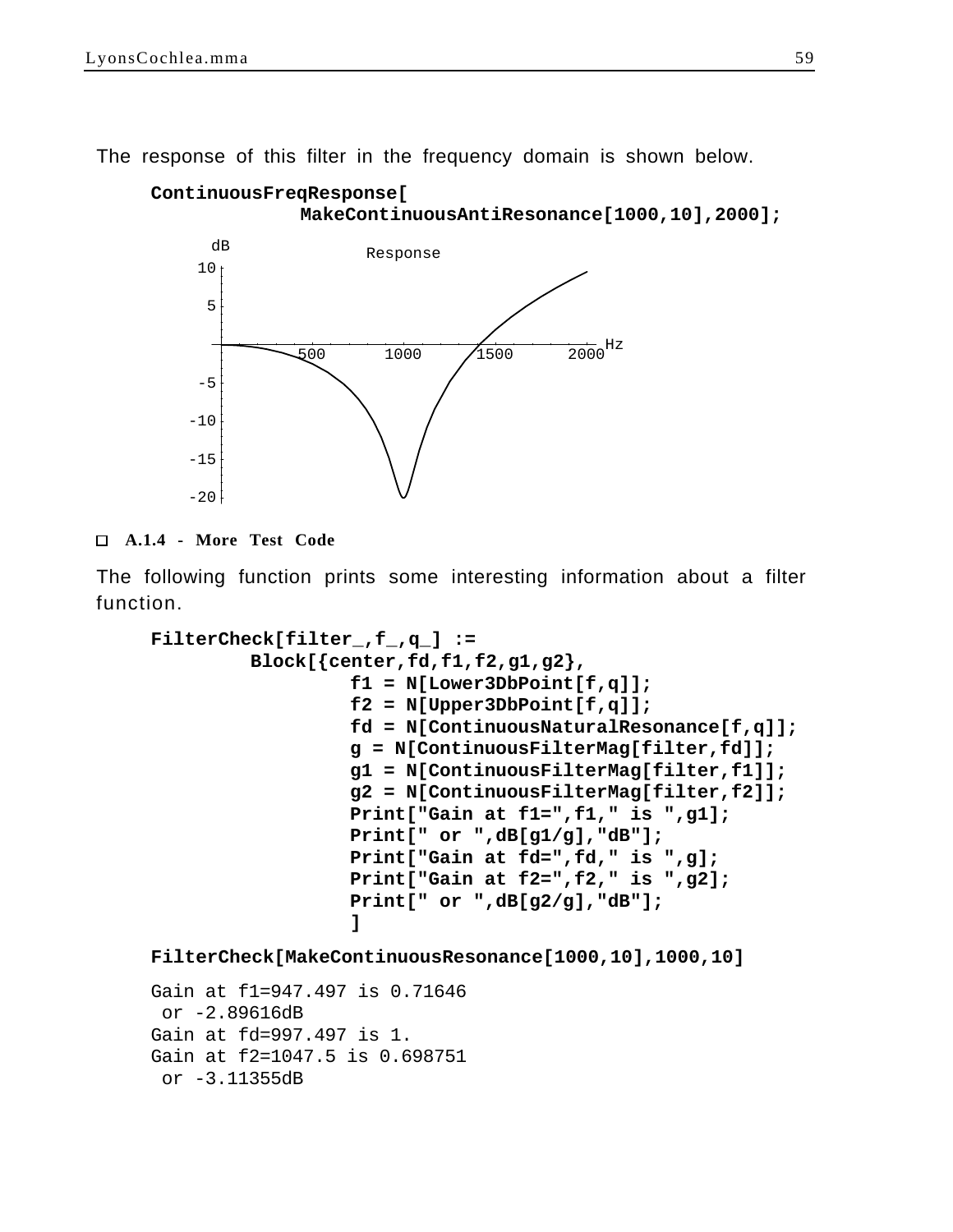The response of this filter in the frequency domain is shown below.

```
ContinuousFreqResponse[
        MakeContinuousAntiResonance[1000,10],2000];
```

### A.1.4 - More Test Code

The following function prints some interesting information about a filter function.

```
FilterCheck[filter_,f_,q_] :=
        Block[{center,fd,f1,f2,g1,g2},
                f1 = N[Lower3DbPoint[f,q]];
                f2 = N[Upper3DbPoint[f,q]];
                fd = N[ContinuousNaturalResonance[f,q]];
                g = N[ContinuousFilterMag[filter,fd]];
                g1 = N[ContinuousFilterMag[filter,f1]];
                g2 = N[ContinuousFilterMag[filter,f2]];
                Print["Gain at f1=",f1," is ",g1];
                Print[" or ",dB[g1/g],"dB"];
                Print["Gain at fd=",fd," is ",g];
                Print["Gain at f2=",f2," is ",g2];
                Print[" or ",dB[g2/g],"dB"];
                ]
```

```
FilterCheck[MakeContinuousResonance[1000,10],1000,10]
```

```
Gain at f1=947.497 is 0.71646
 or -2.89616dB
Gain at fd=997.497 is 1.
Gain at f2=1047.5 is 0.698751
 or -3.11355dB
```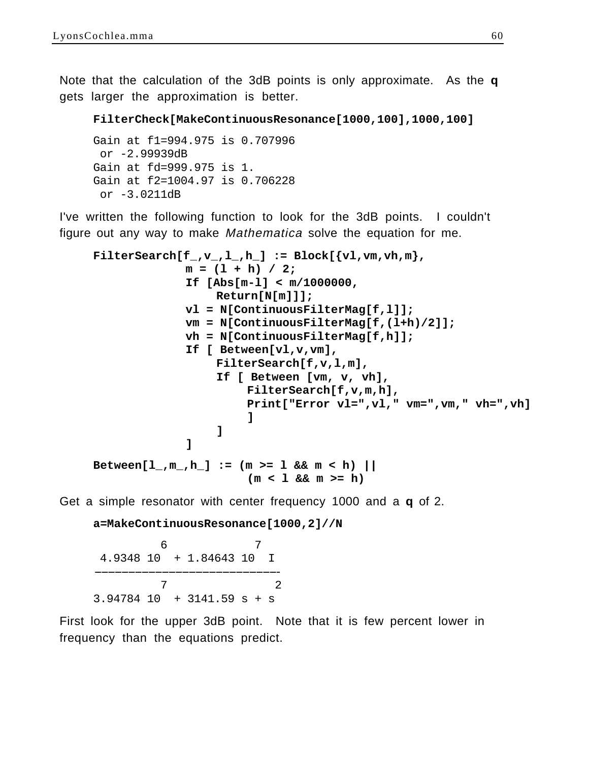Note that the calculation of the 3dB points is only approximate. As the **q** gets larger the approximation is better.

```
FilterCheck[MakeContinuousResonance[1000,100],1000,100]
```

```
Gain at f1=994.975 is 0.707996
 or -2.99939dB
Gain at fd=999.975 is 1.
Gain at f2=1004.97 is 0.706228
 or -3.0211dB
```

I've written the following function to look for the 3dB points. I couldn't figure out any way to make *Mathematica* solve the equation for me.

```
FilterSearch[f_,v_,l_,h_] := Block[{vl,vm,vh,m},
            m = (l + h) / 2;
            If [Abs[m-l] < m/1000000,
                 Return[N[m]]];
            vl = N[ContinuousFilterMag[f,l]];
            vm = N[ContinuousFilterMag[f,(l+h)/2]];
            vh = N[ContinuousFilterMag[f,h]];
            If [ Between[vl,v,vm],
                 FilterSearch[f,v,l,m],
                 If [ Between [vm, v, vh],
                      FilterSearch[f,v,m,h],
                      Print["Error vl=",vl," vm=",vm," vh=",vh]
                      ]
                 ]
            ]

Between[l_,m_,h_] := (m >= l && m < h) ||
                     (m < l && m >= h)
```

Get a simple resonator with center frequency 1000 and a **q** of 2.

```
a=MakeContinuousResonance[1000,2]//N
```

$$\frac{4.9348\ 10^{6} + 1.84643\ 10^{7}\ I}{3.94784\ 10^{7} + 3141.59\ s + s^{2}}$$

First look for the upper 3dB point. Note that it is few percent lower in frequency than the equations predict.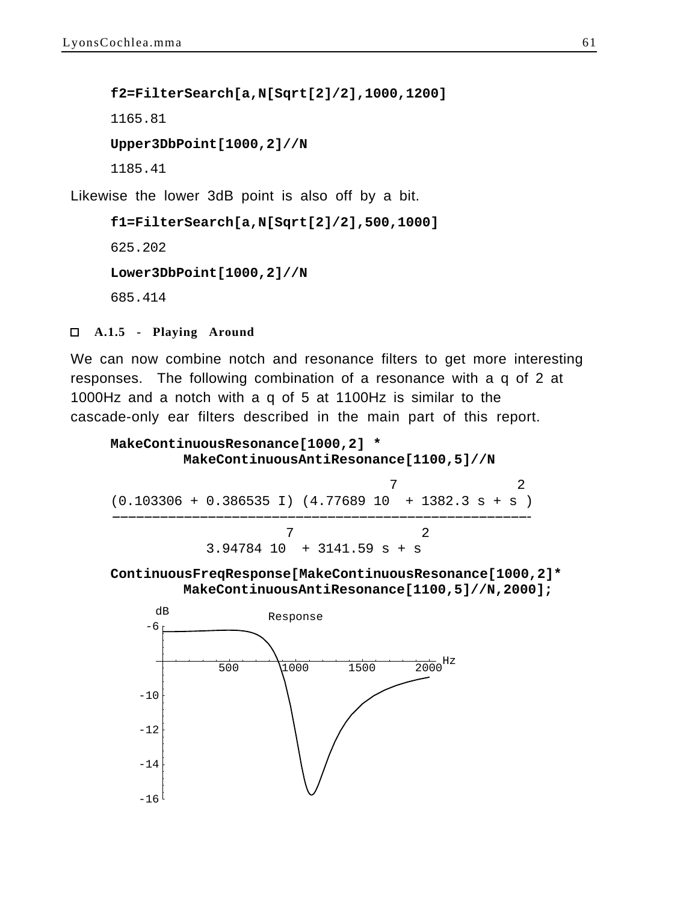```
f2=FilterSearch[a,N[Sqrt[2]/2],1000,1200]
```

1165.81

```
Upper3DbPoint[1000,2]//N
```

1185.41

Likewise the lower 3dB point is also off by a bit.

```
f1=FilterSearch[a,N[Sqrt[2]/2],500,1000]
```

625.202

```
Lower3DbPoint[1000,2]//N
```

685.414

### A.1.5 - Playing Around

We can now combine notch and resonance filters to get more interesting responses. The following combination of a resonance with a q of 2 at 1000Hz and a notch with a q of 5 at 1100Hz is similar to the cascade-only ear filters described in the main part of this report.

```
MakeContinuousResonance[1000,2] *
        MakeContinuousAntiResonance[1100,5]//N
```

$$\frac{(0.103306 + 0.386535\, I)\,(4.77689\; 10^{7} + 1382.3\, s + s^{2})}{3.94784\; 10^{7} + 3141.59\, s + s^{2}}$$

```
ContinuousFreqResponse[MakeContinuousResonance[1000,2]*
        MakeContinuousAntiResonance[1100,5]//N,2000];
```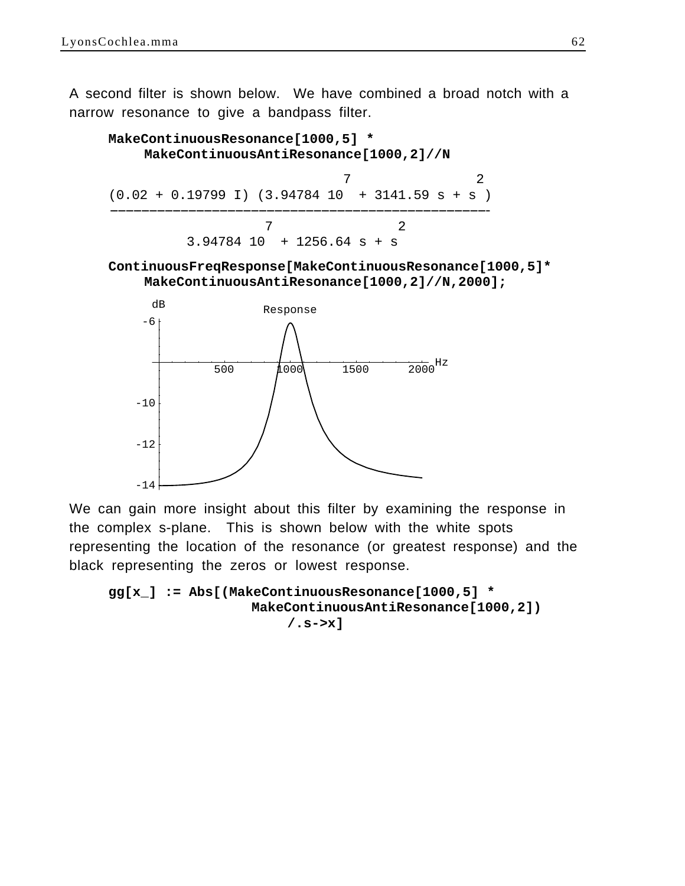A second filter is shown below. We have combined a broad notch with a narrow resonance to give a bandpass filter.

```
MakeContinuousResonance[1000,5] *
    MakeContinuousAntiResonance[1000,2]//N
```

$$\frac{(0.02 + 0.19799\, I)\, (3.94784\ 10^{7} + 3141.59\, s + s^{2})}{3.94784\ 10^{7} + 1256.64\, s + s^{2}}$$

```
ContinuousFreqResponse[MakeContinuousResonance[1000,5]*
    MakeContinuousAntiResonance[1000,2]//N,2000];
```

We can gain more insight about this filter by examining the response in the complex s-plane. This is shown below with the white spots representing the location of the resonance (or greatest response) and the black representing the zeros or lowest response.

```
gg[x_] := Abs[(MakeContinuousResonance[1000,5] *
                MakeContinuousAntiResonance[1000,2])
                    /.s->x]
```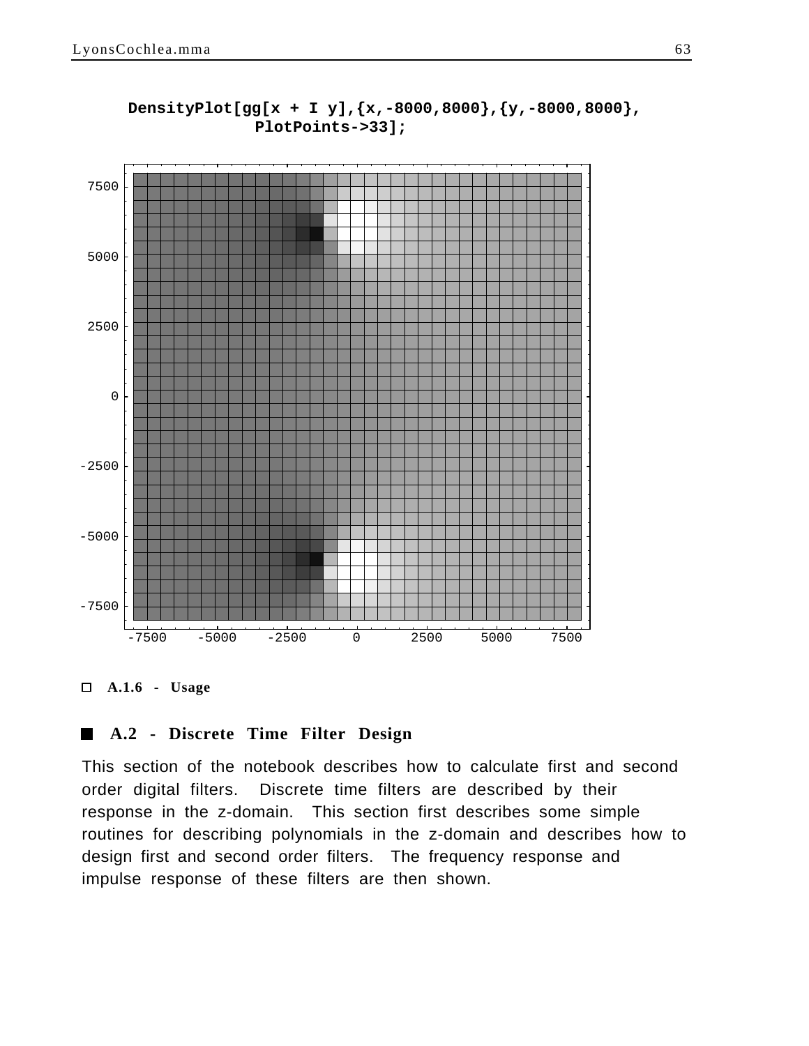```
DensityPlot[gg[x + I y],{x,-8000,8000},{y,-8000,8000},
            PlotPoints->33];
```

### □ A.1.6 - Usage

## ■ A.2 - Discrete Time Filter Design

This section of the notebook describes how to calculate first and second order digital filters. Discrete time filters are described by their response in the z-domain. This section first describes some simple routines for describing polynomials in the z-domain and describes how to design first and second order filters. The frequency response and impulse response of these filters are then shown.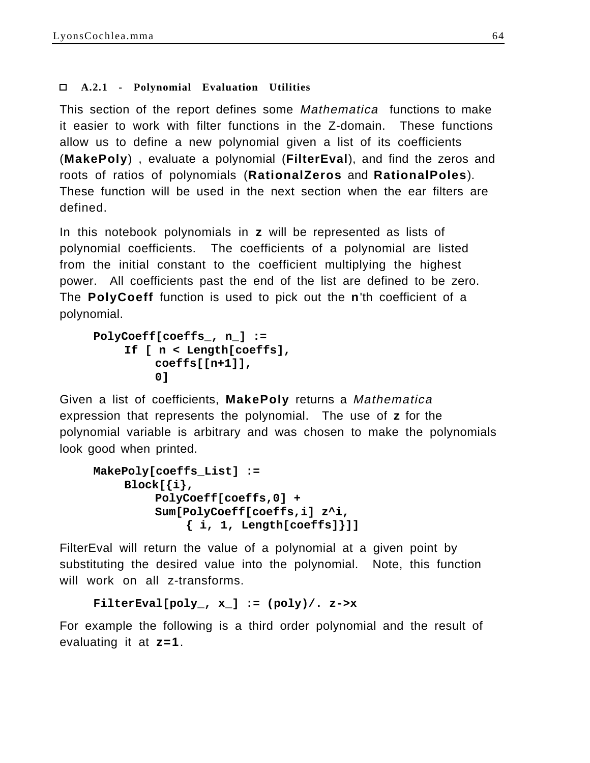### A.2.1 - Polynomial Evaluation Utilities

This section of the report defines some *Mathematica* functions to make it easier to work with filter functions in the Z-domain. These functions allow us to define a new polynomial given a list of its coefficients (**MakePoly**) , evaluate a polynomial (**FilterEval**), and find the zeros and roots of ratios of polynomials (**RationalZeros** and **RationalPoles**). These function will be used in the next section when the ear filters are defined.

In this notebook polynomials in **z** will be represented as lists of polynomial coefficients. The coefficients of a polynomial are listed from the initial constant to the coefficient multiplying the highest power. All coefficients past the end of the list are defined to be zero. The **PolyCoeff** function is used to pick out the **n**'th coefficient of a polynomial.

```
PolyCoeff[coeffs_, n_] :=
     If [ n < Length[coeffs],
          coeffs[[n+1]],
          0]
```

Given a list of coefficients, **MakePoly** returns a *Mathematica* expression that represents the polynomial. The use of **z** for the polynomial variable is arbitrary and was chosen to make the polynomials look good when printed.

```
MakePoly[coeffs_List] :=
     Block[{i},
          PolyCoeff[coeffs,0] +
          Sum[PolyCoeff[coeffs,i] z^i,
               { i, 1, Length[coeffs]}]]
```

FilterEval will return the value of a polynomial at a given point by substituting the desired value into the polynomial. Note, this function will work on all z-transforms.

```
FilterEval[poly_, x_] := (poly)/. z->x
```

For example the following is a third order polynomial and the result of evaluating it at **z=1**.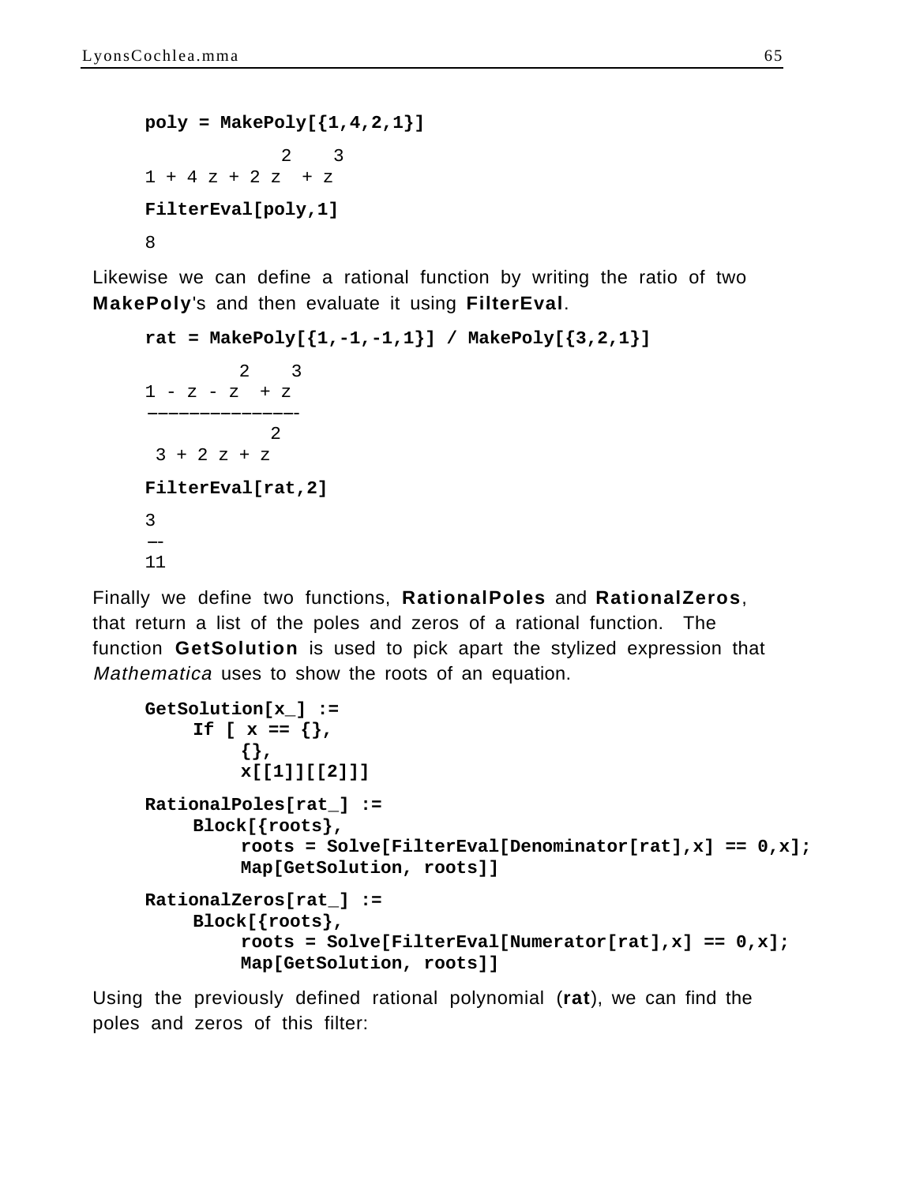```
poly = MakePoly[{1,4,2,1}]
```

$$1 + 4 z + 2 z^2 + z^3$$

```
FilterEval[poly,1]
```

8

Likewise we can define a rational function by writing the ratio of two **MakePoly**'s and then evaluate it using **FilterEval**.

```
rat = MakePoly[{1,-1,-1,1}] / MakePoly[{3,2,1}]
```

$$\frac{1 - z - z^2 + z^3}{3 + 2 z + z^2}$$

```
FilterEval[rat,2]
```

$$\frac{3}{11}$$

Finally we define two functions, **RationalPoles** and **RationalZeros**, that return a list of the poles and zeros of a rational function. The function **GetSolution** is used to pick apart the stylized expression that *Mathematica* uses to show the roots of an equation.

```
GetSolution[x_] :=
     If [ x == {},
          {},
          x[[1]][[2]]]

RationalPoles[rat_] :=
     Block[{roots},
          roots = Solve[FilterEval[Denominator[rat],x] == 0,x];
          Map[GetSolution, roots]]

RationalZeros[rat_] :=
     Block[{roots},
          roots = Solve[FilterEval[Numerator[rat],x] == 0,x];
          Map[GetSolution, roots]]
```

Using the previously defined rational polynomial (**rat**), we can find the poles and zeros of this filter: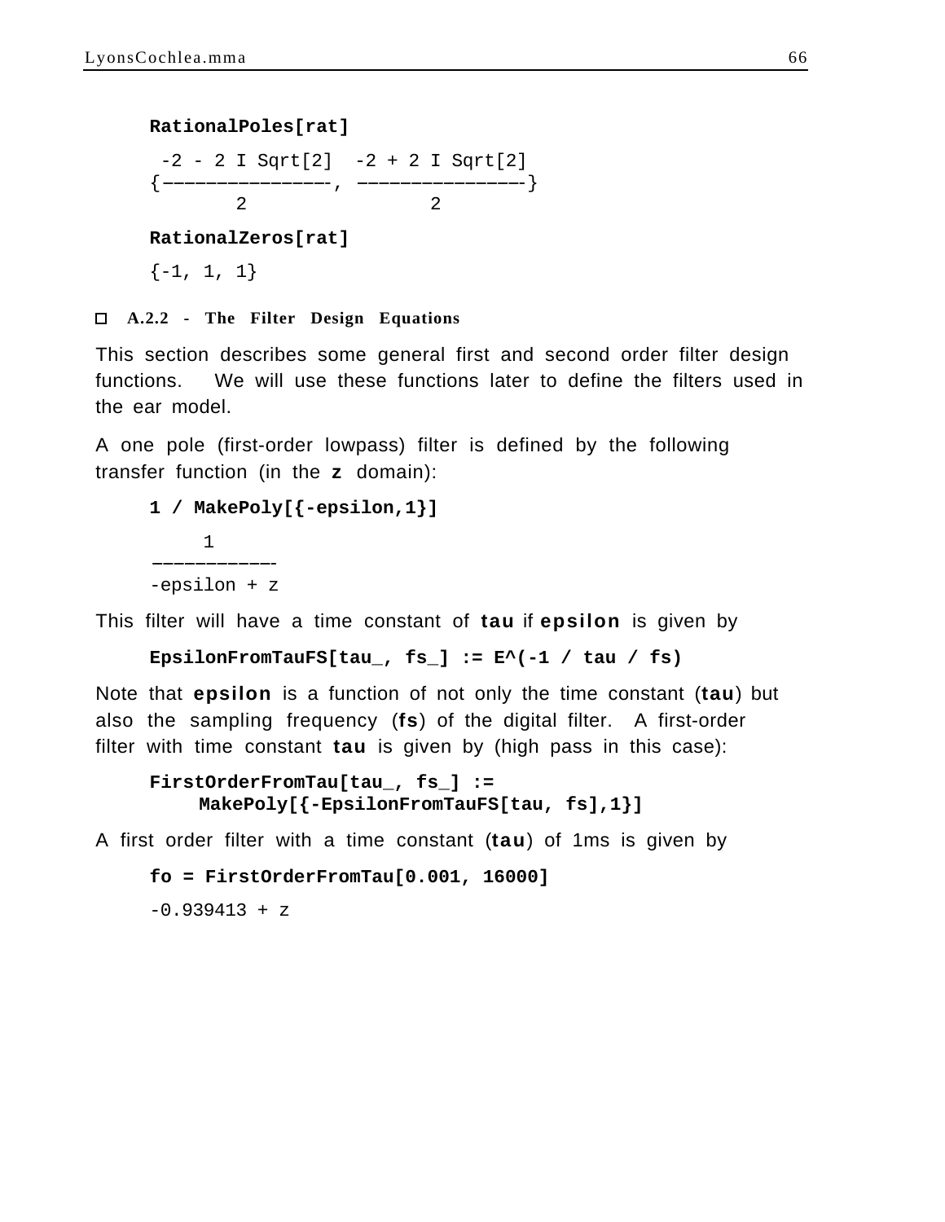```
RationalPoles[rat]
```

```
 -2 - 2 I Sqrt[2]  -2 + 2 I Sqrt[2]
{----------------, ----------------}
        2                 2
```

```
RationalZeros[rat]
```

```
{-1, 1, 1}
```

### A.2.2 - The Filter Design Equations

This section describes some general first and second order filter design functions. We will use these functions later to define the filters used in the ear model.

A one pole (first-order lowpass) filter is defined by the following transfer function (in the **z** domain):

```
1 / MakePoly[{-epsilon,1}]
```

```
     1
------------
-epsilon + z
```

This filter will have a time constant of **tau** if **epsilon** is given by

```
EpsilonFromTauFS[tau_, fs_] := E^(-1 / tau / fs)
```

Note that **epsilon** is a function of not only the time constant (**tau**) but also the sampling frequency (**fs**) of the digital filter. A first-order filter with time constant **tau** is given by (high pass in this case):

```
FirstOrderFromTau[tau_, fs_] :=
    MakePoly[{-EpsilonFromTauFS[tau, fs],1}]
```

A first order filter with a time constant (**tau**) of 1ms is given by

```
fo = FirstOrderFromTau[0.001, 16000]
```

```
-0.939413 + z
```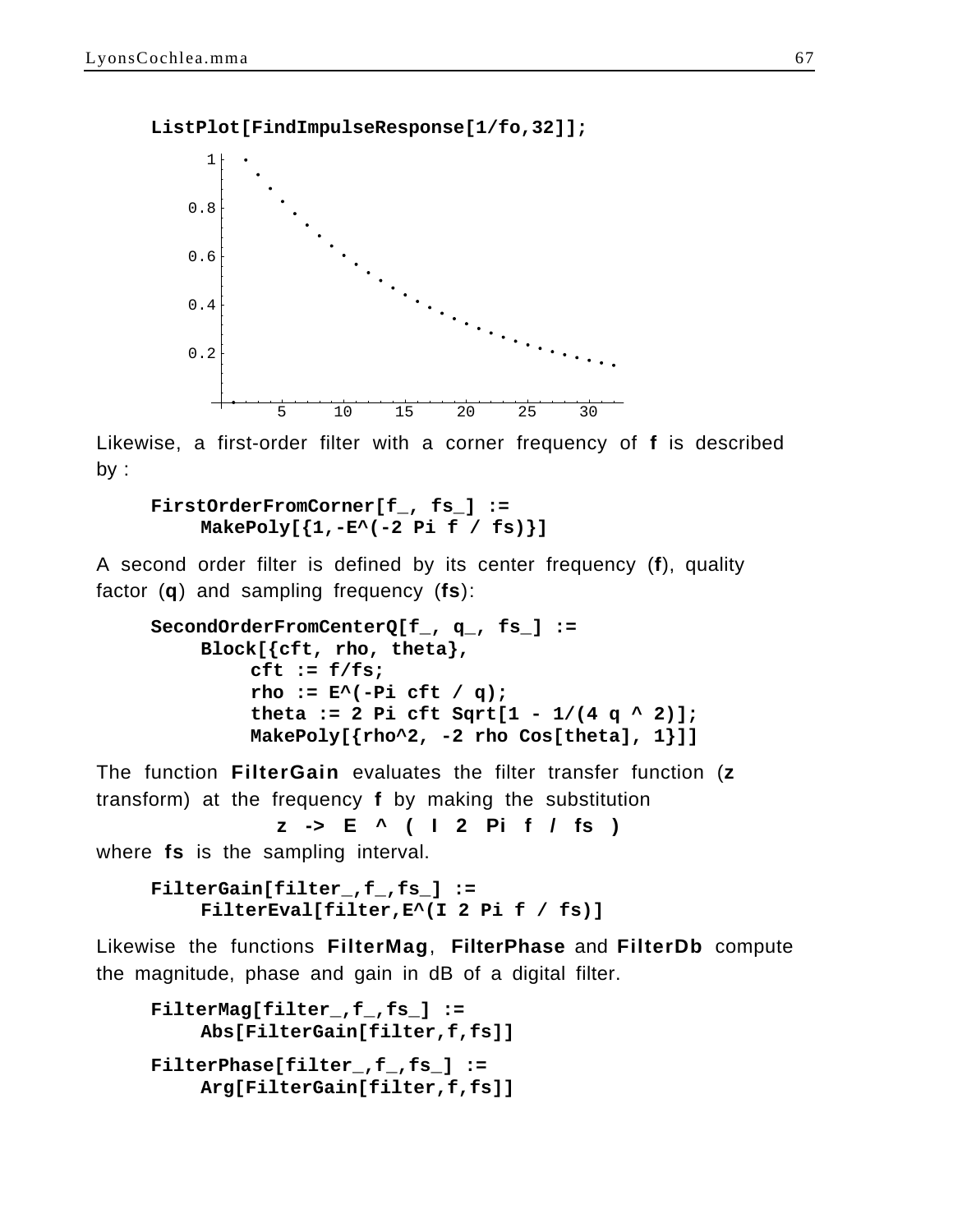```
ListPlot[FindImpulseResponse[1/fo,32]];
```

Likewise, a first-order filter with a corner frequency of **f** is described by :

```
FirstOrderFromCorner[f_, fs_] :=
     MakePoly[{1,-E^(-2 Pi f / fs)}]
```

A second order filter is defined by its center frequency (**f**), quality factor (**q**) and sampling frequency (**fs**):

```
SecondOrderFromCenterQ[f_, q_, fs_] :=
     Block[{cft, rho, theta},
          cft := f/fs;
          rho := E^(-Pi cft / q);
          theta := 2 Pi cft Sqrt[1 - 1/(4 q ^ 2)];
          MakePoly[{rho^2, -2 rho Cos[theta], 1}]]
```

The function **FilterGain** evaluates the filter transfer function (**z** transform) at the frequency **f** by making the substitution

**z -> E ^ ( I 2 Pi f / fs )**

where **fs** is the sampling interval.

```
FilterGain[filter_,f_,fs_] :=
     FilterEval[filter,E^(I 2 Pi f / fs)]
```

Likewise the functions **FilterMag**, **FilterPhase** and **FilterDb** compute the magnitude, phase and gain in dB of a digital filter.

```
FilterMag[filter_,f_,fs_] :=
     Abs[FilterGain[filter,f,fs]]
FilterPhase[filter_,f_,fs_] :=
     Arg[FilterGain[filter,f,fs]]
```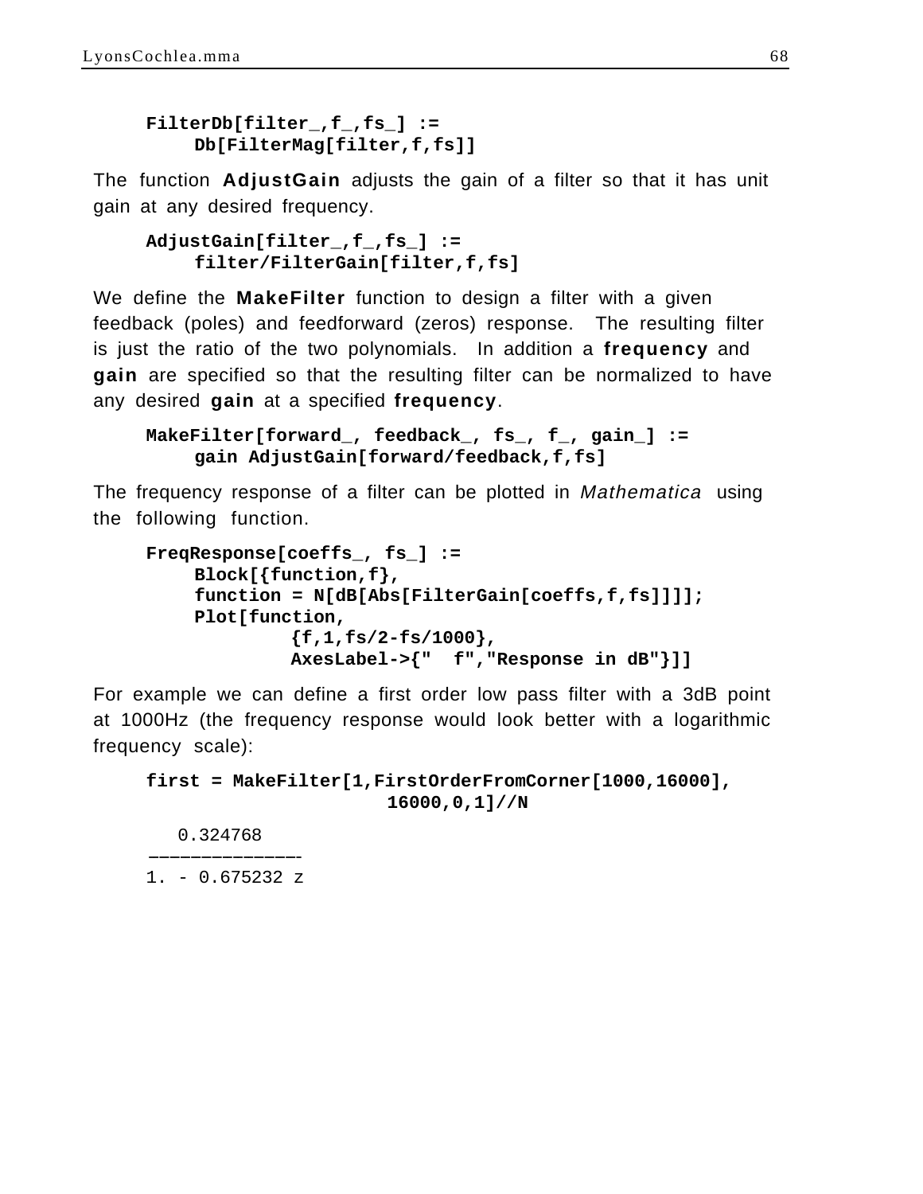```
FilterDb[filter_,f_,fs_] :=
     Db[FilterMag[filter,f,fs]]
```

The function **AdjustGain** adjusts the gain of a filter so that it has unit gain at any desired frequency.

```
AdjustGain[filter_,f_,fs_] :=
     filter/FilterGain[filter,f,fs]
```

We define the **MakeFilter** function to design a filter with a given feedback (poles) and feedforward (zeros) response. The resulting filter is just the ratio of the two polynomials. In addition a **frequency** and **gain** are specified so that the resulting filter can be normalized to have any desired **gain** at a specified **frequency**.

```
MakeFilter[forward_, feedback_, fs_, f_, gain_] :=
     gain AdjustGain[forward/feedback,f,fs]
```

The frequency response of a filter can be plotted in *Mathematica* using the following function.

```
FreqResponse[coeffs_, fs_] :=
     Block[{function,f},
     function = N[dB[Abs[FilterGain[coeffs,f,fs]]]];
     Plot[function,
               {f,1,fs/2-fs/1000},
               AxesLabel->{"  f","Response in dB"}]]
```

For example we can define a first order low pass filter with a 3dB point at 1000Hz (the frequency response would look better with a logarithmic frequency scale):

```
first = MakeFilter[1,FirstOrderFromCorner[1000,16000],
                        16000,0,1]//N

   0.324768
---------------
1. - 0.675232 z
```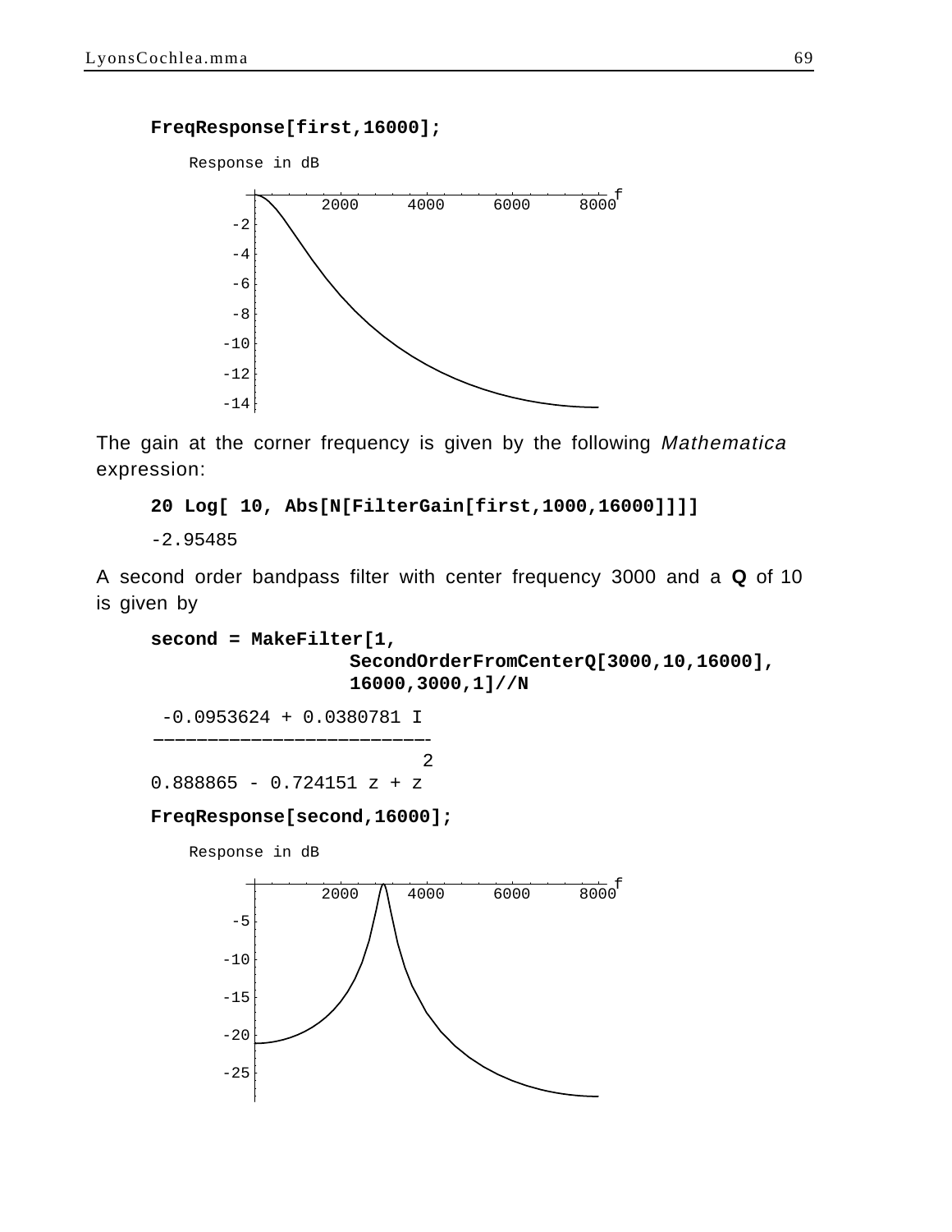```
FreqResponse[first,16000];
```

The gain at the corner frequency is given by the following *Mathematica* expression:

```
20 Log[ 10, Abs[N[FilterGain[first,1000,16000]]]]
```

-2.95485

A second order bandpass filter with center frequency 3000 and a **Q** of 10 is given by

```
second = MakeFilter[1,
                SecondOrderFromCenterQ[3000,10,16000],
                16000,3000,1]//N
```

$$\frac{-0.0953624 + 0.0380781\, I}{0.888865 - 0.724151\, z + z^2}$$

```
FreqResponse[second,16000];
```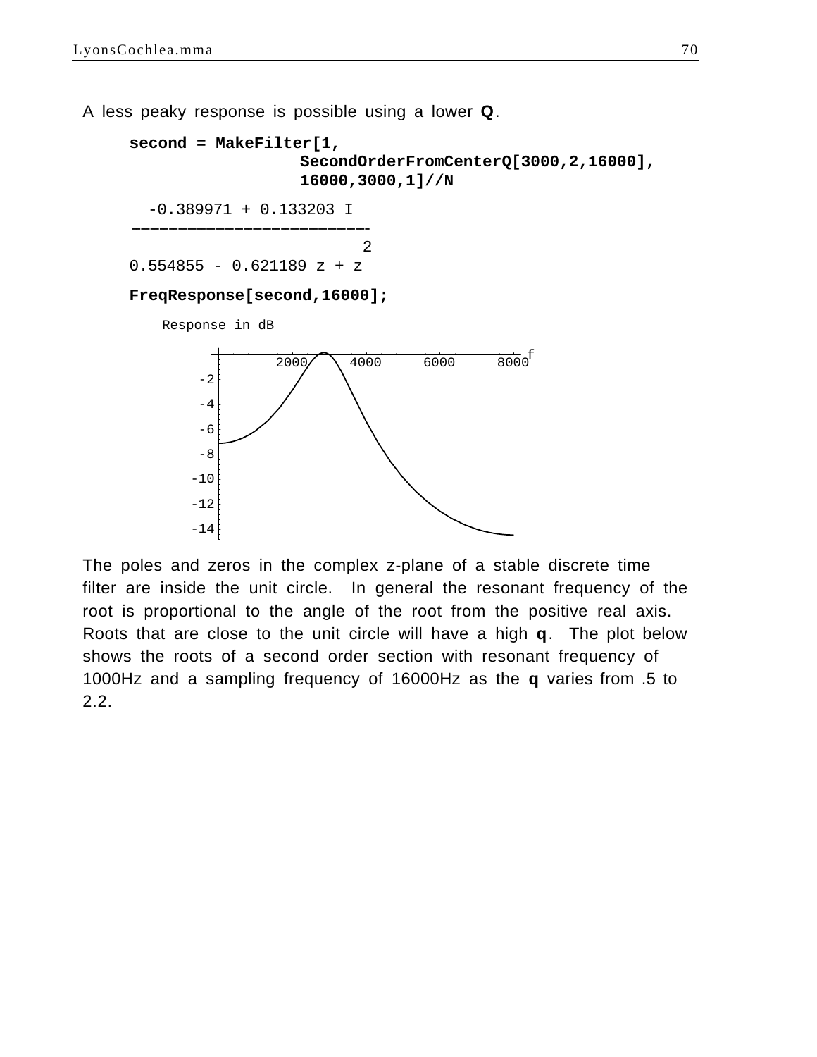A less peaky response is possible using a lower **Q**.

```
second = MakeFilter[1,
                SecondOrderFromCenterQ[3000,2,16000],
                16000,3000,1]//N
```

$$\frac{-0.389971 + 0.133203\, I}{0.554855 - 0.621189\, z + z^2}$$

```
FreqResponse[second,16000];
```

The poles and zeros in the complex z-plane of a stable discrete time filter are inside the unit circle. In general the resonant frequency of the root is proportional to the angle of the root from the positive real axis. Roots that are close to the unit circle will have a high **q**. The plot below shows the roots of a second order section with resonant frequency of 1000Hz and a sampling frequency of 16000Hz as the **q** varies from .5 to 2.2.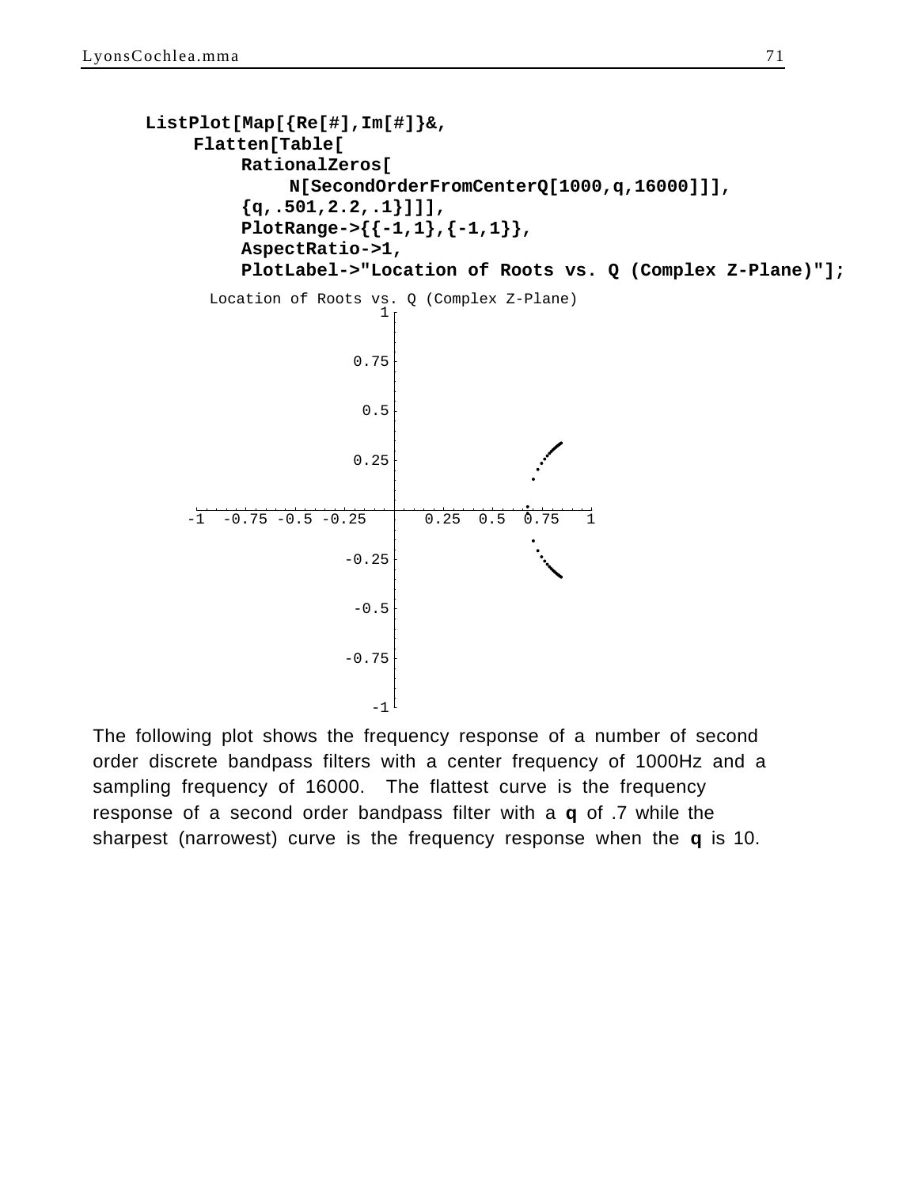```
ListPlot[Map[{Re[#],Im[#]}&,
    Flatten[Table[
        RationalZeros[
            N[SecondOrderFromCenterQ[1000,q,16000]]],
        {q,.501,2.2,.1}]]],
        PlotRange->{{-1,1},{-1,1}},
        AspectRatio->1,
        PlotLabel->"Location of Roots vs. Q (Complex Z-Plane)"];
```

The following plot shows the frequency response of a number of second order discrete bandpass filters with a center frequency of 1000Hz and a sampling frequency of 16000. The flattest curve is the frequency response of a second order bandpass filter with a **q** of .7 while the sharpest (narrowest) curve is the frequency response when the **q** is 10.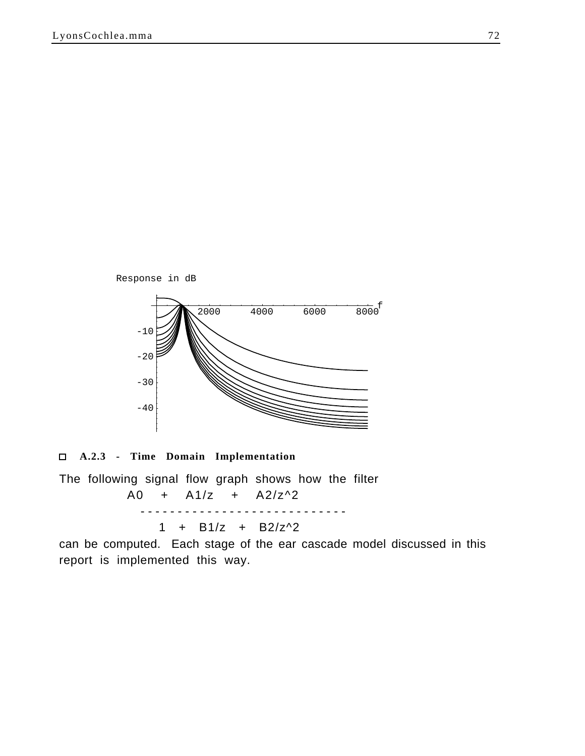Response in dB

f

2000 4000 6000 8000

-10

-20

-30

-40

### A.2.3 - Time Domain Implementation

The following signal flow graph shows how the filter

$$\frac{A0 + A1/z + A2/z^2}{1 + B1/z + B2/z^2}$$

can be computed. Each stage of the ear cascade model discussed in this report is implemented this way.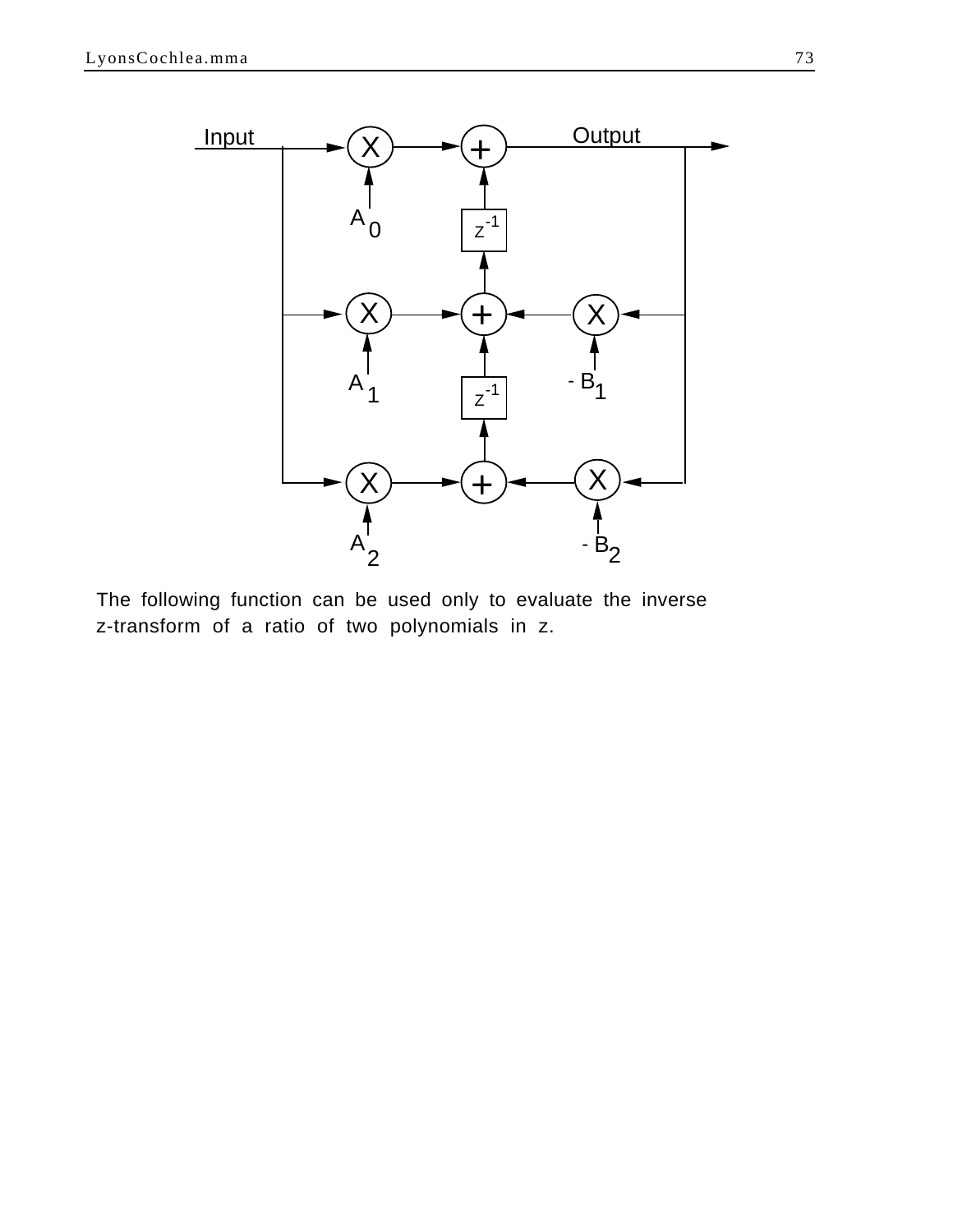The following function can be used only to evaluate the inverse z-transform of a ratio of two polynomials in z.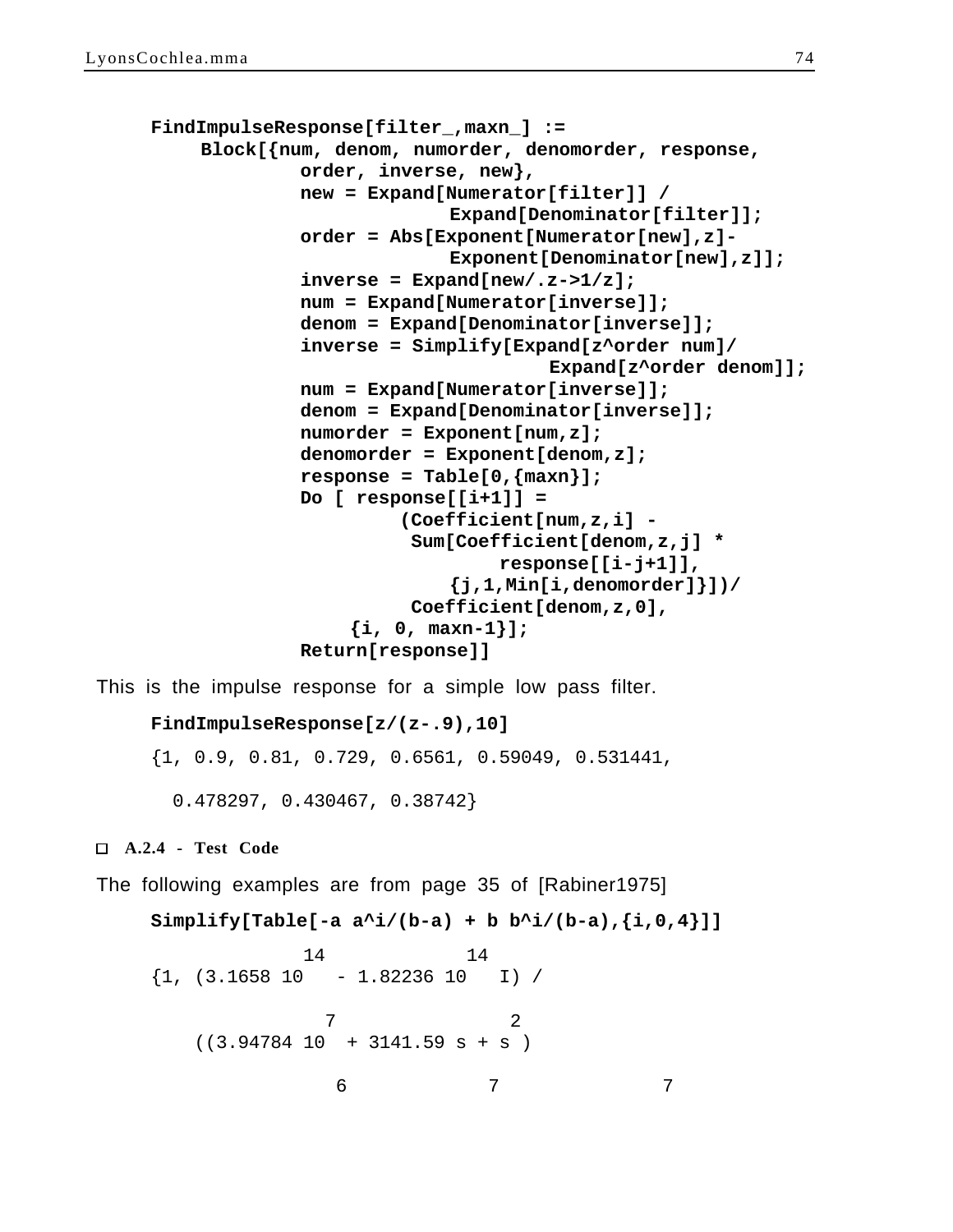```
FindImpulseResponse[filter_,maxn_] :=
    Block[{num, denom, numorder, denomorder, response,
            order, inverse, new},
            new = Expand[Numerator[filter]] /
                        Expand[Denominator[filter]];
            order = Abs[Exponent[Numerator[new],z]-
                        Exponent[Denominator[new],z]];
            inverse = Expand[new/.z->1/z];
            num = Expand[Numerator[inverse]];
            denom = Expand[Denominator[inverse]];
            inverse = Simplify[Expand[z^order num]/
                                Expand[z^order denom]];
            num = Expand[Numerator[inverse]];
            denom = Expand[Denominator[inverse]];
            numorder = Exponent[num,z];
            denomorder = Exponent[denom,z];
            response = Table[0,{maxn}];
            Do [ response[[i+1]] =
                    (Coefficient[num,z,i] -
                     Sum[Coefficient[denom,z,j] *
                             response[[i-j+1]],
                        {j,1,Min[i,denomorder]}])/
                     Coefficient[denom,z,0],
                 {i, 0, maxn-1}];
            Return[response]]
```

This is the impulse response for a simple low pass filter.

```
FindImpulseResponse[z/(z-.9),10]
```

```
{1, 0.9, 0.81, 0.729, 0.6561, 0.59049, 0.531441,

  0.478297, 0.430467, 0.38742}
```

### A.2.4 - Test Code

The following examples are from page 35 of [Rabiner1975]

```
Simplify[Table[-a a^i/(b-a) + b b^i/(b-a),{i,0,4}]]
```

```
               14               14
{1, (3.1658 10   - 1.82236 10   I) /

                7                  2
    ((3.94784 10  + 3141.59 s + s )

                 6             7               7
```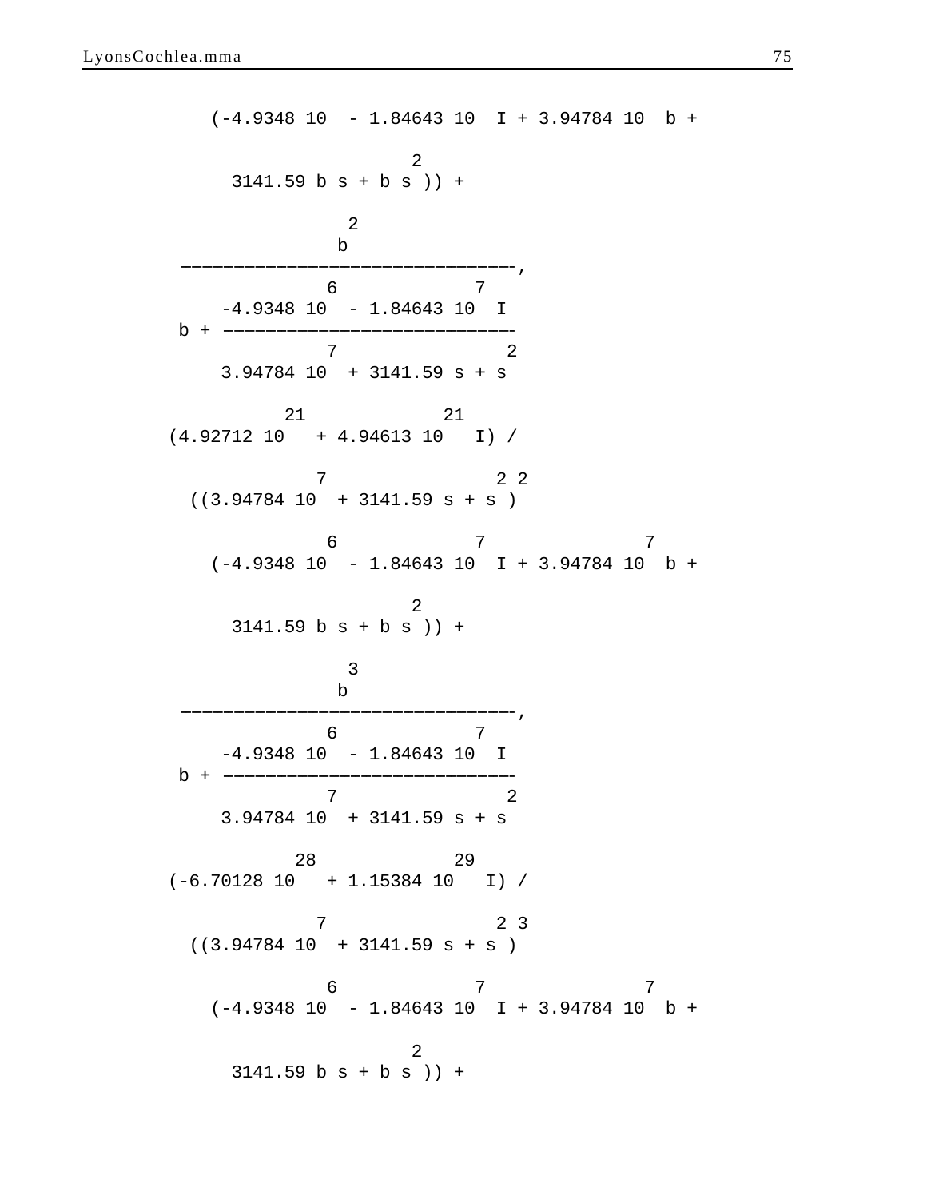```
    (-4.9348 10  - 1.84643 10  I + 3.94784 10  b + 

                          2
      3141.59 b s + b s )) + 

                 2
                b
  -------------------------------,
               6             7
     -4.9348 10  - 1.84643 10  I
  b + ---------------------------
               7                2
     3.94784 10  + 3141.59 s + s

           21             21
(4.92712 10   + 4.94613 10   I) / 

            7                2 2
  ((3.94784 10  + 3141.59 s + s )

             6             7                 7
    (-4.9348 10  - 1.84643 10  I + 3.94784 10  b + 

                          2
      3141.59 b s + b s )) + 

                 3
                b
  -------------------------------,
               6             7
     -4.9348 10  - 1.84643 10  I
  b + ---------------------------
               7                2
     3.94784 10  + 3141.59 s + s

            28             29
(-6.70128 10   + 1.15384 10   I) / 

            7                2 3
  ((3.94784 10  + 3141.59 s + s )

             6             7                 7
    (-4.9348 10  - 1.84643 10  I + 3.94784 10  b + 

                          2
      3141.59 b s + b s )) + 
```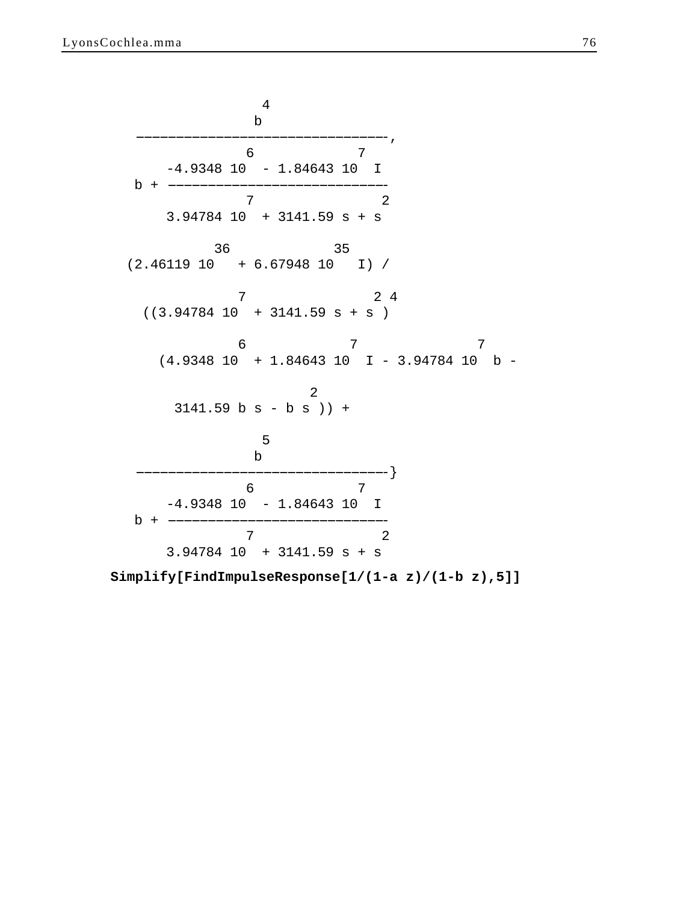```
                 4
                b
   -------------------------------,
                6            7
       -4.9348 10  - 1.84643 10  I
   b + ---------------------------
                7                2
       3.94784 10  + 3141.59 s + s

            36            35
  (2.46119 10   + 6.67948 10   I) /

              7                2 4
    ((3.94784 10  + 3141.59 s + s )

              6            7              7
      (4.9348 10  + 1.84643 10  I - 3.94784 10  b -

                        2
        3141.59 b s - b s )) +

                 5
                b
   -------------------------------}
                6            7
       -4.9348 10  - 1.84643 10  I
   b + ---------------------------
                7                2
       3.94784 10  + 3141.59 s + s
```

```
Simplify[FindImpulseResponse[1/(1-a z)/(1-b z),5]]
```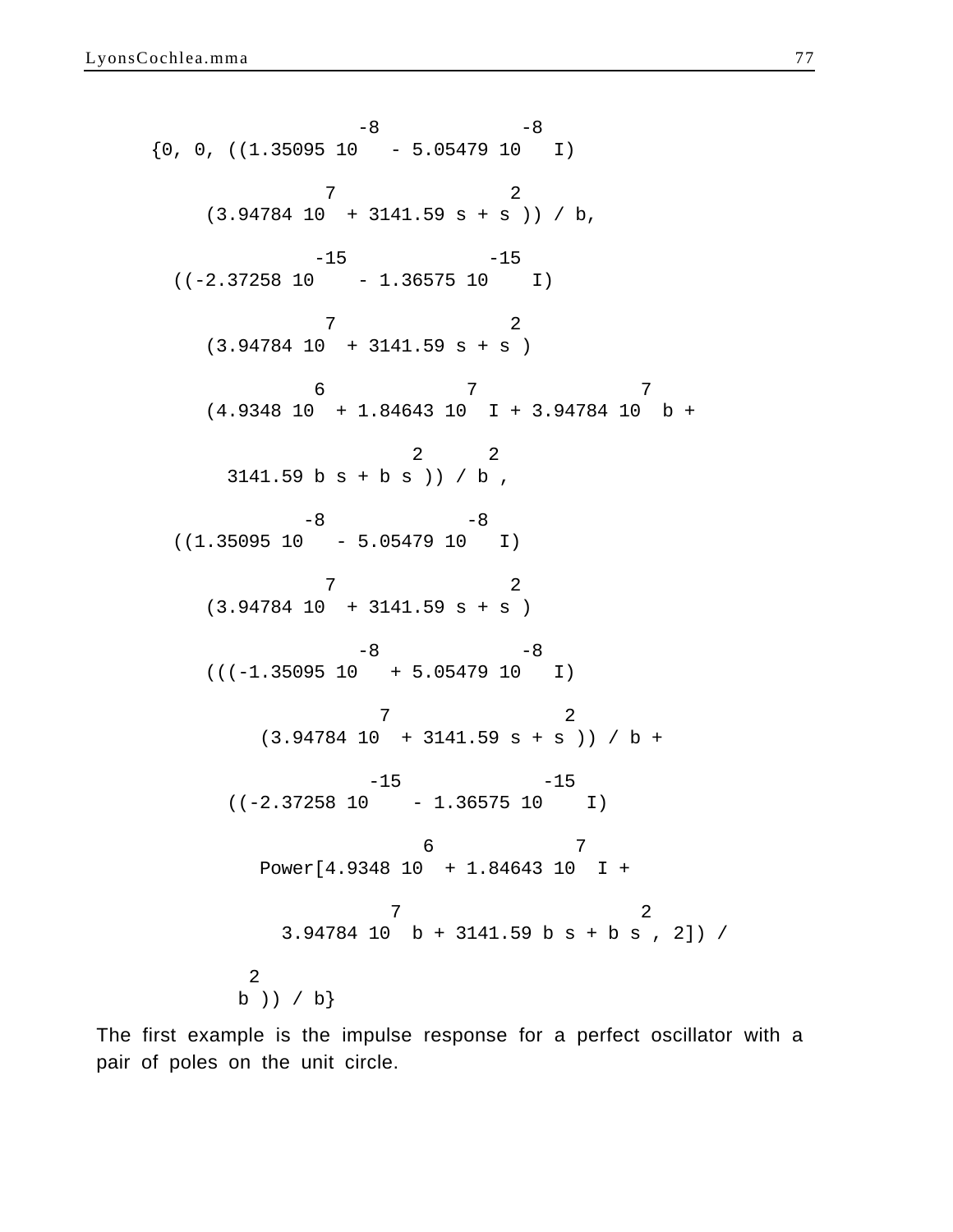```
                    -8             -8
{0, 0, ((1.35095 10   - 5.05479 10   I)
 
              7                 2
     (3.94784 10  + 3141.59 s + s )) / b,
 
               -15              -15
  ((-2.37258 10    - 1.36575 10    I)
 
              7                 2
     (3.94784 10  + 3141.59 s + s )
 
             6            7              7
     (4.9348 10  + 1.84643 10  I + 3.94784 10  b +
 
                       2      2
       3141.59 b s + b s )) / b ,
 
             -8              -8
  ((1.35095 10   - 5.05479 10   I)
 
              7                 2
     (3.94784 10  + 3141.59 s + s )
 
                    -8             -8
     (((-1.35095 10   + 5.05479 10   I)
 
                   7                 2
          (3.94784 10  + 3141.59 s + s )) / b +
 
                    -15              -15
       ((-2.37258 10    - 1.36575 10    I)
 
                       6            7
          Power[4.9348 10  + 1.84643 10  I +
 
                   7                     2
            3.94784 10  b + 3141.59 b s + b s , 2]) /
 
         2
        b )) / b}
```

The first example is the impulse response for a perfect oscillator with a pair of poles on the unit circle.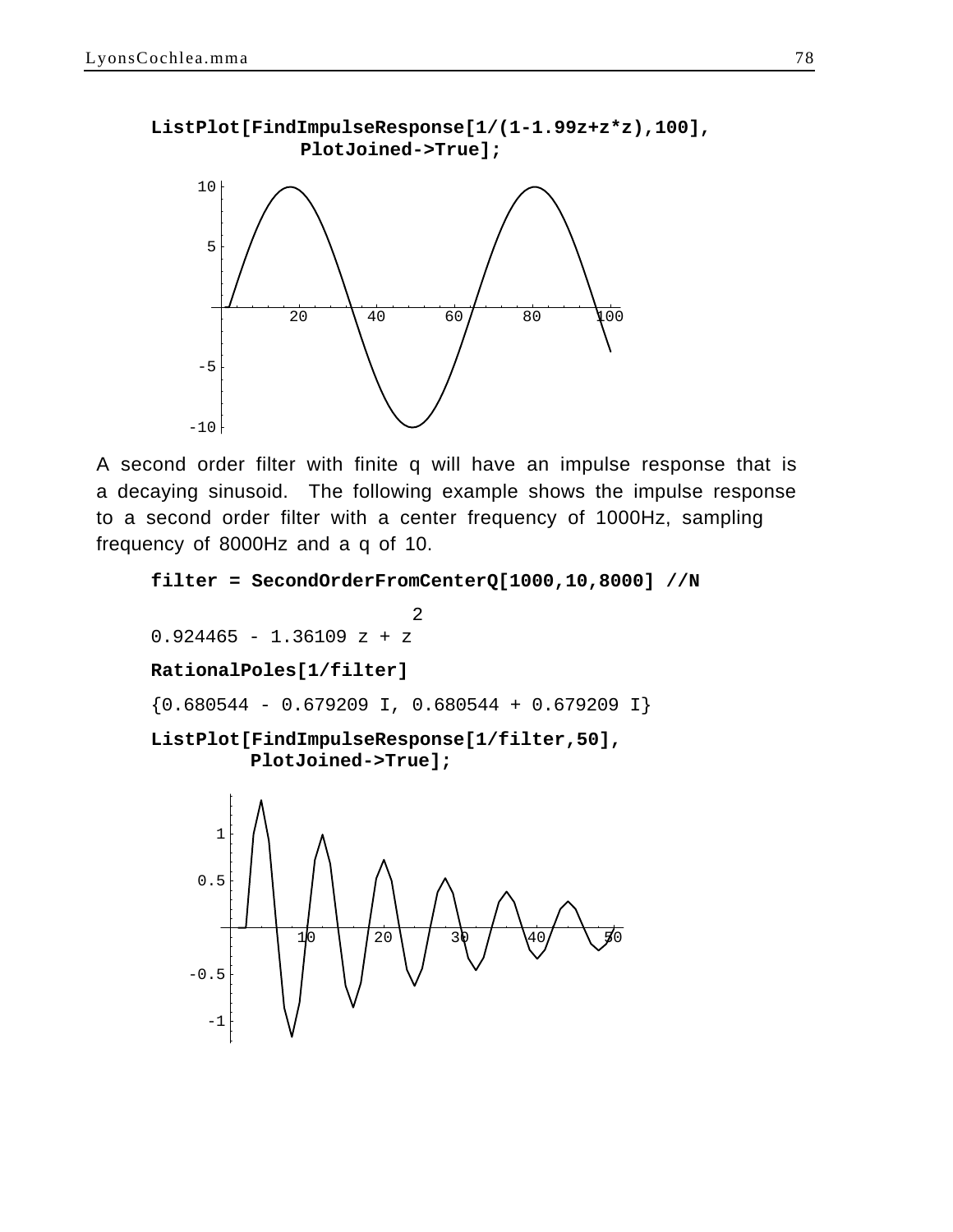```
ListPlot[FindImpulseResponse[1/(1-1.99z+z*z),100],
         PlotJoined->True];
```

A second order filter with finite q will have an impulse response that is a decaying sinusoid. The following example shows the impulse response to a second order filter with a center frequency of 1000Hz, sampling frequency of 8000Hz and a q of 10.

```
filter = SecondOrderFromCenterQ[1000,10,8000] //N
```

$$0.924465 - 1.36109\ z + z^2$$

```
RationalPoles[1/filter]
```

```
{0.680544 - 0.679209 I, 0.680544 + 0.679209 I}
```

```
ListPlot[FindImpulseResponse[1/filter,50],
        PlotJoined->True];
```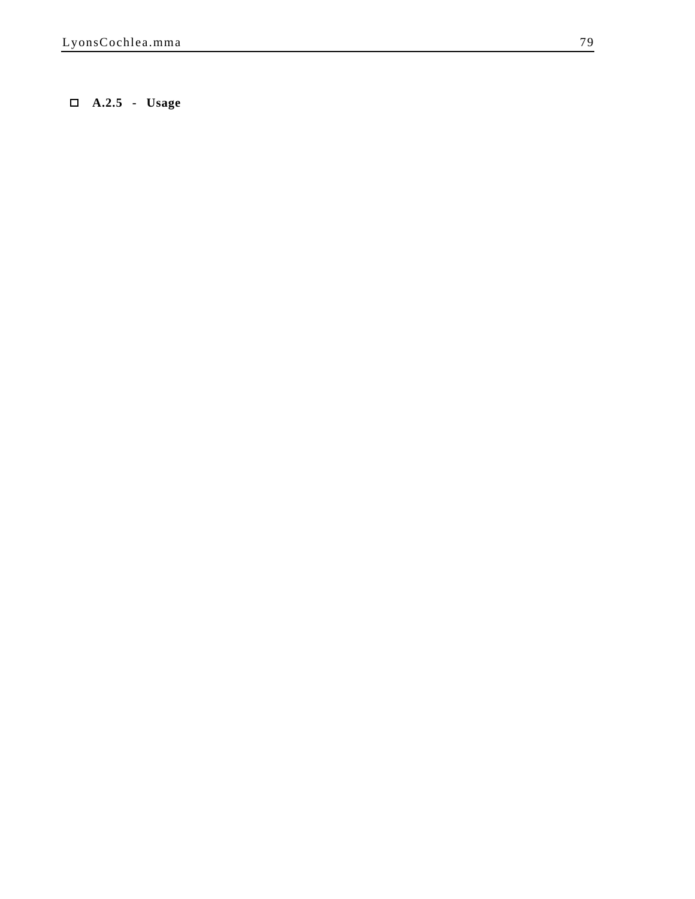### □ A.2.5 - Usage